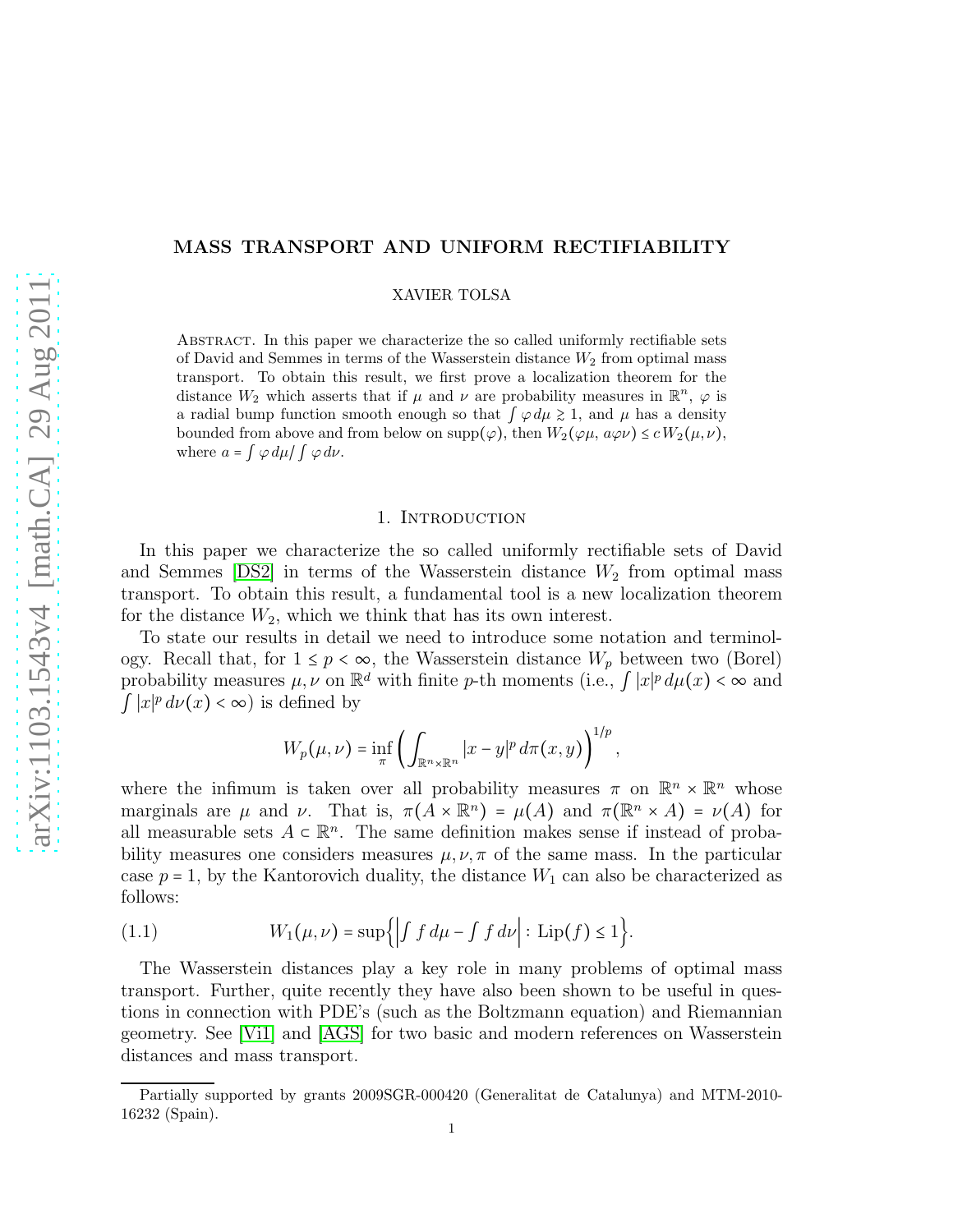# MASS TRANSPORT AND UNIFORM RECTIFIABILITY

XAVIER TOLSA

Abstract. In this paper we characterize the so called uniformly rectifiable sets of David and Semmes in terms of the Wasserstein distance $W_2$ from optimal mass transport. To obtain this result, we first prove a localization theorem for the distance $W_2$ which asserts that if $\mu$ and $\nu$ are probability measures in $\mathbb{R}^n$, $\varphi$ is a radial bump function smooth enough so that $\int \varphi\,d\mu \gtrsim 1$, and $\mu$ has a density bounded from above and from below on $\operatorname{supp}(\varphi)$, then $W_2(\varphi\mu,\, a\varphi\nu) \leq c\, W_2(\mu,\nu)$, where $a = \int \varphi\,d\mu / \int \varphi\,d\nu$.

## 1. Introduction

In this paper we characterize the so called uniformly rectifiable sets of David and Semmes [DS2] in terms of the Wasserstein distance $W_2$ from optimal mass transport. To obtain this result, a fundamental tool is a new localization theorem for the distance $W_2$, which we think that has its own interest.

To state our results in detail we need to introduce some notation and terminology. Recall that, for $1 \leq p < \infty$, the Wasserstein distance $W_p$ between two (Borel) probability measures $\mu,\nu$ on $\mathbb{R}^d$ with finite $p$-th moments (i.e., $\int |x|^p\,d\mu(x) < \infty$ and $\int |x|^p\,d\nu(x) < \infty$) is defined by

$$W_p(\mu,\nu) = \inf_\pi \left( \int_{\mathbb{R}^n\times\mathbb{R}^n} |x-y|^p\,d\pi(x,y)\right)^{1/p},$$

where the infimum is taken over all probability measures $\pi$ on $\mathbb{R}^n\times\mathbb{R}^n$ whose marginals are $\mu$ and $\nu$. That is, $\pi(A\times\mathbb{R}^n) = \mu(A)$ and $\pi(\mathbb{R}^n\times A) = \nu(A)$ for all measurable sets $A \subset \mathbb{R}^n$. The same definition makes sense if instead of probability measures one considers measures $\mu,\nu,\pi$ of the same mass. In the particular case $p=1$, by the Kantorovich duality, the distance $W_1$ can also be characterized as follows:

$$W_1(\mu,\nu) = \sup\Big\{ \Big|\int f\,d\mu - \int f\,d\nu\Big| : \operatorname{Lip}(f) \leq 1\Big\}. \tag{1.1}$$

The Wasserstein distances play a key role in many problems of optimal mass transport. Further, quite recently they have also been shown to be useful in questions in connection with PDE's (such as the Boltzmann equation) and Riemannian geometry. See [Vi1] and [AGS] for two basic and modern references on Wasserstein distances and mass transport.

Partially supported by grants 2009SGR-000420 (Generalitat de Catalunya) and MTM-2010-16232 (Spain).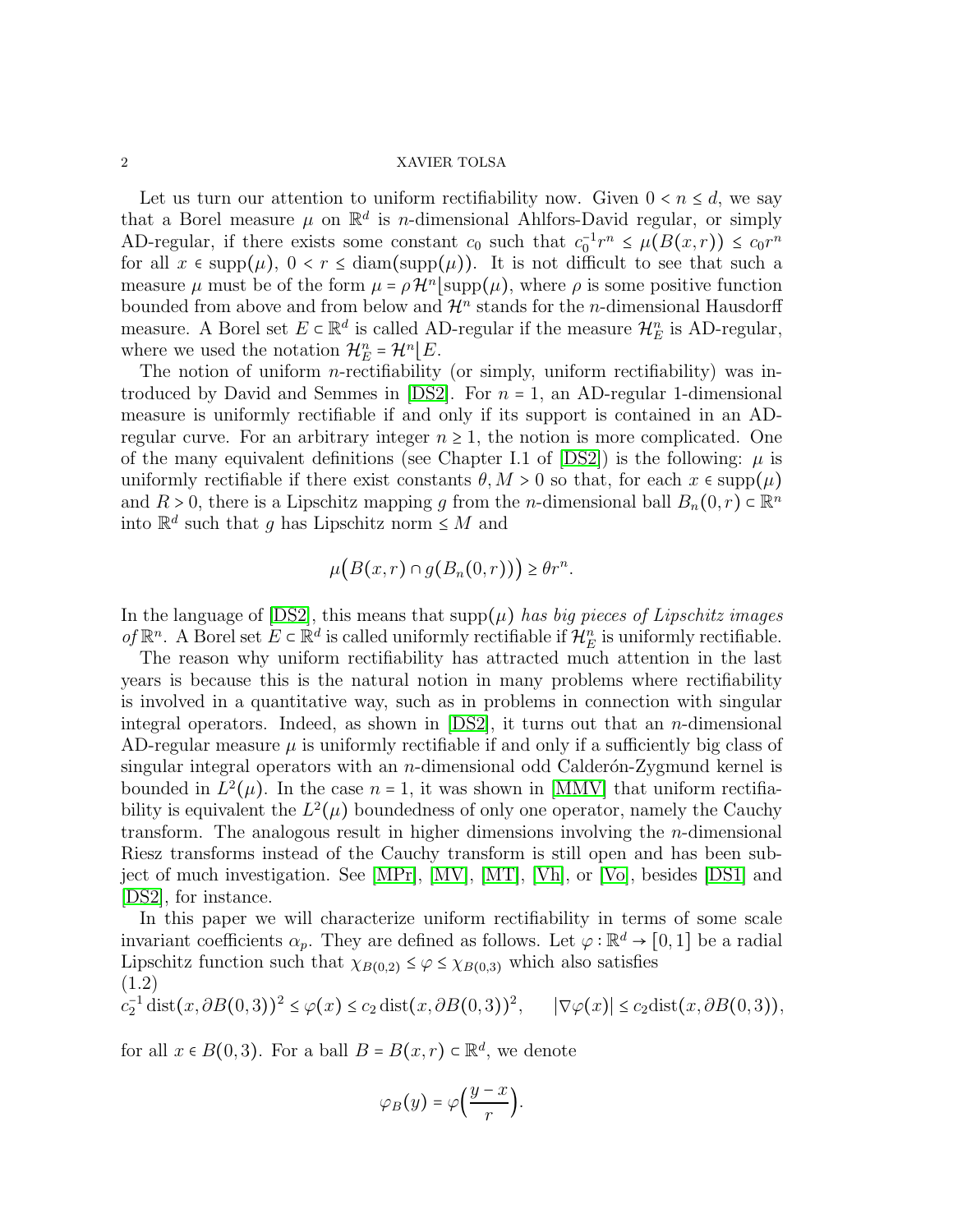Let us turn our attention to uniform rectifiability now. Given $0 < n \leq d$, we say that a Borel measure $\mu$ on $\mathbb{R}^d$ is $n$-dimensional Ahlfors-David regular, or simply AD-regular, if there exists some constant $c_0$ such that $c_0^{-1} r^n \leq \mu(B(x,r)) \leq c_0 r^n$ for all $x \in \operatorname{supp}(\mu)$, $0 < r \leq \operatorname{diam}(\operatorname{supp}(\mu))$. It is not difficult to see that such a measure $\mu$ must be of the form $\mu = \rho\, \mathcal{H}^n \lfloor \operatorname{supp}(\mu)$, where $\rho$ is some positive function bounded from above and from below and $\mathcal{H}^n$ stands for the $n$-dimensional Hausdorff measure. A Borel set $E \subset \mathbb{R}^d$ is called AD-regular if the measure $\mathcal{H}^n_E$ is AD-regular, where we used the notation $\mathcal{H}^n_E = \mathcal{H}^n \lfloor E$.

The notion of uniform $n$-rectifiability (or simply, uniform rectifiability) was introduced by David and Semmes in [DS2]. For $n = 1$, an AD-regular 1-dimensional measure is uniformly rectifiable if and only if its support is contained in an AD-regular curve. For an arbitrary integer $n \geq 1$, the notion is more complicated. One of the many equivalent definitions (see Chapter I.1 of [DS2]) is the following: $\mu$ is uniformly rectifiable if there exist constants $\theta, M > 0$ so that, for each $x \in \operatorname{supp}(\mu)$ and $R > 0$, there is a Lipschitz mapping $g$ from the $n$-dimensional ball $B_n(0,r) \subset \mathbb{R}^n$ into $\mathbb{R}^d$ such that $g$ has Lipschitz norm $\leq M$ and

$$\mu\big(B(x,r) \cap g(B_n(0,r))\big) \geq \theta r^n.$$

In the language of [DS2], this means that $\operatorname{supp}(\mu)$ *has big pieces of Lipschitz images of* $\mathbb{R}^n$. A Borel set $E \subset \mathbb{R}^d$ is called uniformly rectifiable if $\mathcal{H}^n_E$ is uniformly rectifiable.

The reason why uniform rectifiability has attracted much attention in the last years is because this is the natural notion in many problems where rectifiability is involved in a quantitative way, such as in problems in connection with singular integral operators. Indeed, as shown in [DS2], it turns out that an $n$-dimensional AD-regular measure $\mu$ is uniformly rectifiable if and only if a sufficiently big class of singular integral operators with an $n$-dimensional odd Calderón-Zygmund kernel is bounded in $L^2(\mu)$. In the case $n = 1$, it was shown in [MMV] that uniform rectifiability is equivalent the $L^2(\mu)$ boundedness of only one operator, namely the Cauchy transform. The analogous result in higher dimensions involving the $n$-dimensional Riesz transforms instead of the Cauchy transform is still open and has been subject of much investigation. See [MPr], [MV], [MT], [Vh], or [Vo], besides [DS1] and [DS2], for instance.

In this paper we will characterize uniform rectifiability in terms of some scale invariant coefficients $\alpha_p$. They are defined as follows. Let $\varphi : \mathbb{R}^d \to [0,1]$ be a radial Lipschitz function such that $\chi_{B(0,2)} \leq \varphi \leq \chi_{B(0,3)}$ which also satisfies

$$c_2^{-1} \operatorname{dist}(x, \partial B(0,3))^2 \leq \varphi(x) \leq c_2 \operatorname{dist}(x, \partial B(0,3))^2, \qquad |\nabla \varphi(x)| \leq c_2 \operatorname{dist}(x, \partial B(0,3)), \tag{1.2}$$

for all $x \in B(0,3)$. For a ball $B = B(x,r) \subset \mathbb{R}^d$, we denote

$$\varphi_B(y) = \varphi\Big(\frac{y-x}{r}\Big).$$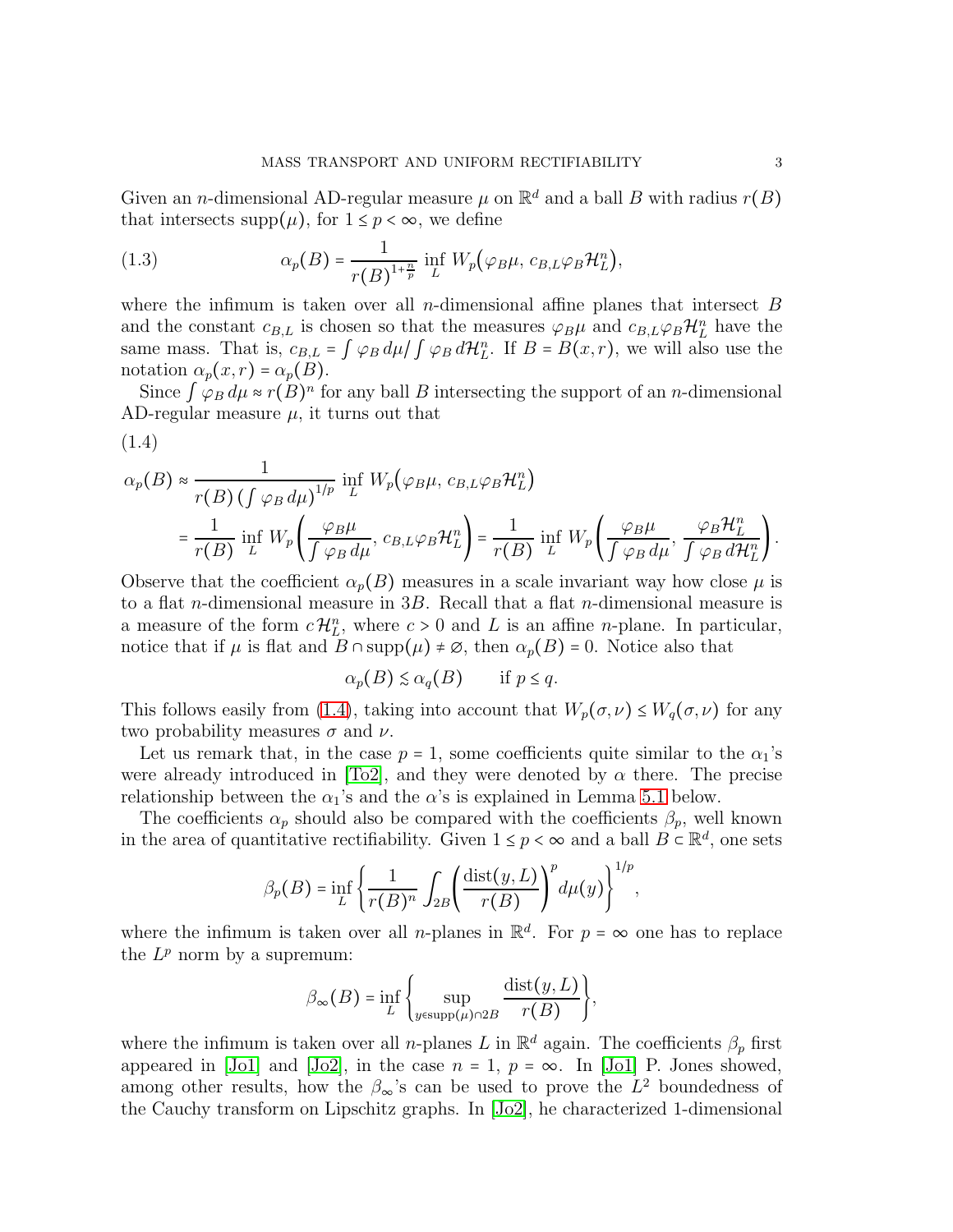Given an $n$-dimensional AD-regular measure $\mu$ on $\mathbb{R}^d$ and a ball $B$ with radius $r(B)$ that intersects $\operatorname{supp}(\mu)$, for $1 \le p < \infty$, we define

$$
\alpha_p(B) = \frac{1}{r(B)^{1+\frac{n}{p}}} \inf_L W_p\big(\varphi_B\mu,\, c_{B,L}\varphi_B\mathcal{H}^n_L\big), \tag{1.3}
$$

where the infimum is taken over all $n$-dimensional affine planes that intersect $B$ and the constant $c_{B,L}$ is chosen so that the measures $\varphi_B\mu$ and $c_{B,L}\varphi_B\mathcal{H}^n_L$ have the same mass. That is, $c_{B,L} = \int \varphi_B\, d\mu / \int \varphi_B\, d\mathcal{H}^n_L$. If $B = B(x,r)$, we will also use the notation $\alpha_p(x,r) = \alpha_p(B)$.

Since $\int \varphi_B\, d\mu \approx r(B)^n$ for any ball $B$ intersecting the support of an $n$-dimensional AD-regular measure $\mu$, it turns out that

(1.4)

$$
\begin{aligned}
\alpha_p(B) &\approx \frac{1}{r(B)\left(\int \varphi_B\, d\mu\right)^{1/p}} \inf_L W_p\big(\varphi_B\mu,\, c_{B,L}\varphi_B\mathcal{H}^n_L\big)\\
&= \frac{1}{r(B)} \inf_L W_p\left(\frac{\varphi_B\mu}{\int \varphi_B\, d\mu},\, c_{B,L}\varphi_B\mathcal{H}^n_L\right) = \frac{1}{r(B)} \inf_L W_p\left(\frac{\varphi_B\mu}{\int \varphi_B\, d\mu},\, \frac{\varphi_B\mathcal{H}^n_L}{\int \varphi_B\, d\mathcal{H}^n_L}\right).
\end{aligned}
$$

Observe that the coefficient $\alpha_p(B)$ measures in a scale invariant way how close $\mu$ is to a flat $n$-dimensional measure in $3B$. Recall that a flat $n$-dimensional measure is a measure of the form $c\,\mathcal{H}^n_L$, where $c > 0$ and $L$ is an affine $n$-plane. In particular, notice that if $\mu$ is flat and $B \cap \operatorname{supp}(\mu) \neq \varnothing$, then $\alpha_p(B) = 0$. Notice also that

$$
\alpha_p(B) \lesssim \alpha_q(B) \qquad \text{if } p \le q.
$$

This follows easily from (1.4), taking into account that $W_p(\sigma,\nu) \le W_q(\sigma,\nu)$ for any two probability measures $\sigma$ and $\nu$.

Let us remark that, in the case $p = 1$, some coefficients quite similar to the $\alpha_1$'s were already introduced in [To2], and they were denoted by $\alpha$ there. The precise relationship between the $\alpha_1$'s and the $\alpha$'s is explained in Lemma 5.1 below.

The coefficients $\alpha_p$ should also be compared with the coefficients $\beta_p$, well known in the area of quantitative rectifiability. Given $1 \le p < \infty$ and a ball $B \subset \mathbb{R}^d$, one sets

$$
\beta_p(B) = \inf_L \left\{ \frac{1}{r(B)^n} \int_{2B} \left( \frac{\operatorname{dist}(y,L)}{r(B)} \right)^p d\mu(y) \right\}^{1/p},
$$

where the infimum is taken over all $n$-planes in $\mathbb{R}^d$. For $p = \infty$ one has to replace the $L^p$ norm by a supremum:

$$
\beta_\infty(B) = \inf_L \left\{ \sup_{y \in \operatorname{supp}(\mu) \cap 2B} \frac{\operatorname{dist}(y,L)}{r(B)} \right\},
$$

where the infimum is taken over all $n$-planes $L$ in $\mathbb{R}^d$ again. The coefficients $\beta_p$ first appeared in [Jo1] and [Jo2], in the case $n = 1$, $p = \infty$. In [Jo1] P. Jones showed, among other results, how the $\beta_\infty$'s can be used to prove the $L^2$ boundedness of the Cauchy transform on Lipschitz graphs. In [Jo2], he characterized 1-dimensional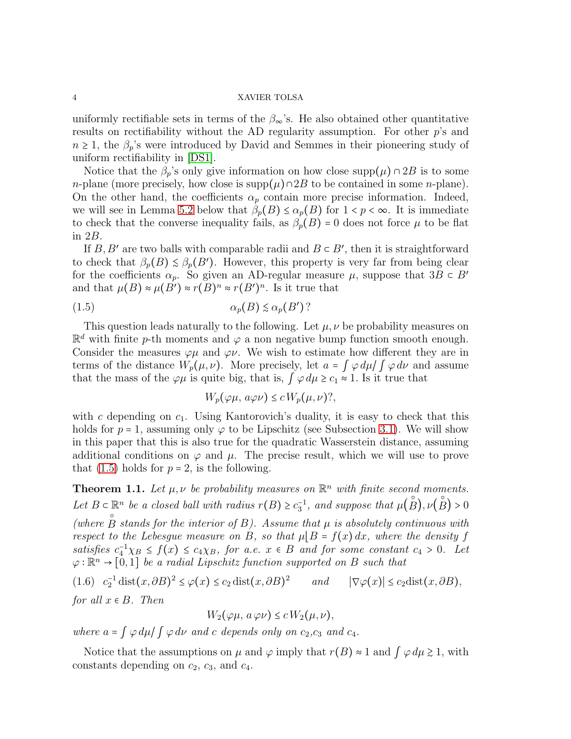uniformly rectifiable sets in terms of the $\beta_\infty$'s. He also obtained other quantitative results on rectifiability without the AD regularity assumption. For other $p$'s and $n \geq 1$, the $\beta_p$'s were introduced by David and Semmes in their pioneering study of uniform rectifiability in [DS1].

Notice that the $\beta_p$'s only give information on how close $\operatorname{supp}(\mu) \cap 2B$ is to some $n$-plane (more precisely, how close is $\operatorname{supp}(\mu) \cap 2B$ to be contained in some $n$-plane). On the other hand, the coefficients $\alpha_p$ contain more precise information. Indeed, we will see in Lemma 5.2 below that $\beta_p(B) \leq \alpha_p(B)$ for $1 < p < \infty$. It is immediate to check that the converse inequality fails, as $\beta_p(B) = 0$ does not force $\mu$ to be flat in $2B$.

If $B, B'$ are two balls with comparable radii and $B \subset B'$, then it is straightforward to check that $\beta_p(B) \lesssim \beta_p(B')$. However, this property is very far from being clear for the coefficients $\alpha_p$. So given an AD-regular measure $\mu$, suppose that $3B \subset B'$ and that $\mu(B) \approx \mu(B') \approx r(B)^n \approx r(B')^n$. Is it true that

$$\alpha_p(B) \lesssim \alpha_p(B')\,? \tag{1.5}$$

This question leads naturally to the following. Let $\mu, \nu$ be probability measures on $\mathbb{R}^d$ with finite $p$-th moments and $\varphi$ a non negative bump function smooth enough. Consider the measures $\varphi\mu$ and $\varphi\nu$. We wish to estimate how different they are in terms of the distance $W_p(\mu,\nu)$. More precisely, let $a = \int \varphi\, d\mu / \int \varphi\, d\nu$ and assume that the mass of the $\varphi\mu$ is quite big, that is, $\int \varphi\, d\mu \geq c_1 \approx 1$. Is it true that

$$W_p(\varphi\mu,\, a\varphi\nu) \leq c\, W_p(\mu,\nu)?,$$

with $c$ depending on $c_1$. Using Kantorovich's duality, it is easy to check that this holds for $p = 1$, assuming only $\varphi$ to be Lipschitz (see Subsection 3.1). We will show in this paper that this is also true for the quadratic Wasserstein distance, assuming additional conditions on $\varphi$ and $\mu$. The precise result, which we will use to prove that (1.5) holds for $p = 2$, is the following.

**Theorem 1.1.** *Let $\mu, \nu$ be probability measures on $\mathbb{R}^n$ with finite second moments. Let $B \subset \mathbb{R}^n$ be a closed ball with radius $r(B) \geq c_3^{-1}$, and suppose that $\mu(\mathring{B}), \nu(\mathring{B}) > 0$ (where $\mathring{B}$ stands for the interior of $B$). Assume that $\mu$ is absolutely continuous with respect to the Lebesgue measure on $B$, so that $\mu\lfloor B = f(x)\,dx$, where the density $f$ satisfies $c_4^{-1}\chi_B \leq f(x) \leq c_4\chi_B$, for a.e. $x \in B$ and for some constant $c_4 > 0$. Let $\varphi : \mathbb{R}^n \to [0,1]$ be a radial Lipschitz function supported on $B$ such that*

$$c_2^{-1}\operatorname{dist}(x,\partial B)^2 \leq \varphi(x) \leq c_2 \operatorname{dist}(x,\partial B)^2 \qquad \text{and} \qquad |\nabla\varphi(x)| \leq c_2 \operatorname{dist}(x,\partial B), \tag{1.6}$$

*for all $x \in B$. Then*

$$W_2(\varphi\mu,\, a\,\varphi\nu) \leq c\, W_2(\mu,\nu),$$

*where $a = \int \varphi\, d\mu / \int \varphi\, d\nu$ and $c$ depends only on $c_2$, $c_3$ and $c_4$.*

Notice that the assumptions on $\mu$ and $\varphi$ imply that $r(B) \approx 1$ and $\int \varphi\, d\mu \gtrsim 1$, with constants depending on $c_2$, $c_3$, and $c_4$.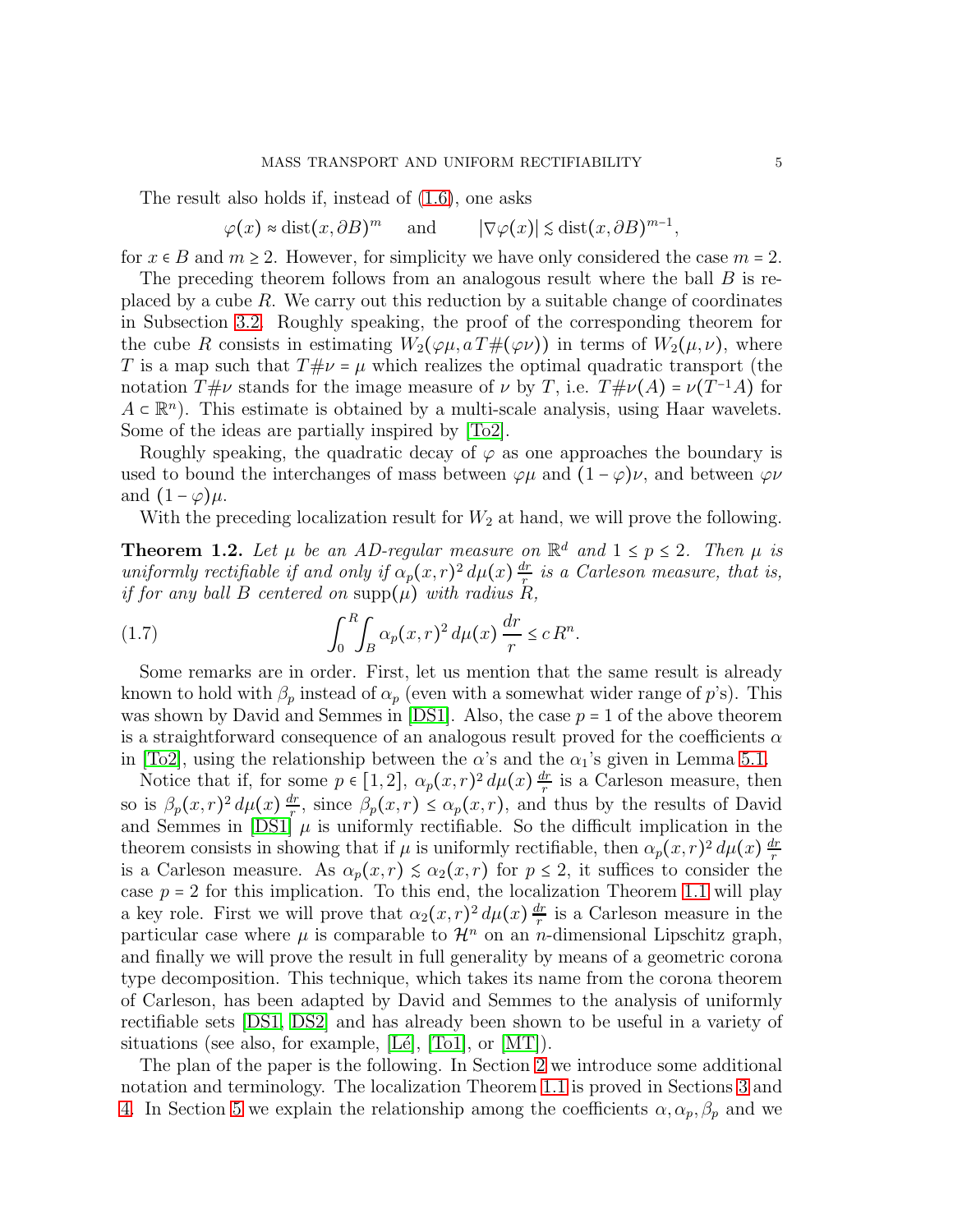The result also holds if, instead of (1.6), one asks

$$\varphi(x) \approx \operatorname{dist}(x, \partial B)^m \quad \text{and} \quad |\nabla \varphi(x)| \lesssim \operatorname{dist}(x, \partial B)^{m-1},$$

for $x \in B$ and $m \geq 2$. However, for simplicity we have only considered the case $m = 2$.

The preceding theorem follows from an analogous result where the ball $B$ is replaced by a cube $R$. We carry out this reduction by a suitable change of coordinates in Subsection 3.2. Roughly speaking, the proof of the corresponding theorem for the cube $R$ consists in estimating $W_2(\varphi\mu, a\,T\#(\varphi\nu))$ in terms of $W_2(\mu,\nu)$, where $T$ is a map such that $T\#\nu = \mu$ which realizes the optimal quadratic transport (the notation $T\#\nu$ stands for the image measure of $\nu$ by $T$, i.e. $T\#\nu(A) = \nu(T^{-1}A)$ for $A \subset \mathbb{R}^n$). This estimate is obtained by a multi-scale analysis, using Haar wavelets. Some of the ideas are partially inspired by [To2].

Roughly speaking, the quadratic decay of $\varphi$ as one approaches the boundary is used to bound the interchanges of mass between $\varphi\mu$ and $(1-\varphi)\nu$, and between $\varphi\nu$ and $(1-\varphi)\mu$.

With the preceding localization result for $W_2$ at hand, we will prove the following.

**Theorem 1.2.** *Let $\mu$ be an AD-regular measure on $\mathbb{R}^d$ and $1 \leq p \leq 2$. Then $\mu$ is uniformly rectifiable if and only if $\alpha_p(x,r)^2\, d\mu(x)\, \frac{dr}{r}$ is a Carleson measure, that is, if for any ball $B$ centered on $\operatorname{supp}(\mu)$ with radius $R$,*

$$\int_0^R \int_B \alpha_p(x,r)^2\, d\mu(x)\, \frac{dr}{r} \leq c\, R^n. \tag{1.7}$$

Some remarks are in order. First, let us mention that the same result is already known to hold with $\beta_p$ instead of $\alpha_p$ (even with a somewhat wider range of $p$'s). This was shown by David and Semmes in [DS1]. Also, the case $p = 1$ of the above theorem is a straightforward consequence of an analogous result proved for the coefficients $\alpha$ in [To2], using the relationship between the $\alpha$'s and the $\alpha_1$'s given in Lemma 5.1.

Notice that if, for some $p \in [1,2]$, $\alpha_p(x,r)^2\, d\mu(x)\, \frac{dr}{r}$ is a Carleson measure, then so is $\beta_p(x,r)^2\, d\mu(x)\, \frac{dr}{r}$, since $\beta_p(x,r) \leq \alpha_p(x,r)$, and thus by the results of David and Semmes in [DS1] $\mu$ is uniformly rectifiable. So the difficult implication in the theorem consists in showing that if $\mu$ is uniformly rectifiable, then $\alpha_p(x,r)^2\, d\mu(x)\, \frac{dr}{r}$ is a Carleson measure. As $\alpha_p(x,r) \lesssim \alpha_2(x,r)$ for $p \leq 2$, it suffices to consider the case $p = 2$ for this implication. To this end, the localization Theorem 1.1 will play a key role. First we will prove that $\alpha_2(x,r)^2\, d\mu(x)\, \frac{dr}{r}$ is a Carleson measure in the particular case where $\mu$ is comparable to $\mathcal{H}^n$ on an $n$-dimensional Lipschitz graph, and finally we will prove the result in full generality by means of a geometric corona type decomposition. This technique, which takes its name from the corona theorem of Carleson, has been adapted by David and Semmes to the analysis of uniformly rectifiable sets [DS1, DS2] and has already been shown to be useful in a variety of situations (see also, for example, [Lé], [To1], or [MT]).

The plan of the paper is the following. In Section 2 we introduce some additional notation and terminology. The localization Theorem 1.1 is proved in Sections 3 and 4. In Section 5 we explain the relationship among the coefficients $\alpha, \alpha_p, \beta_p$ and we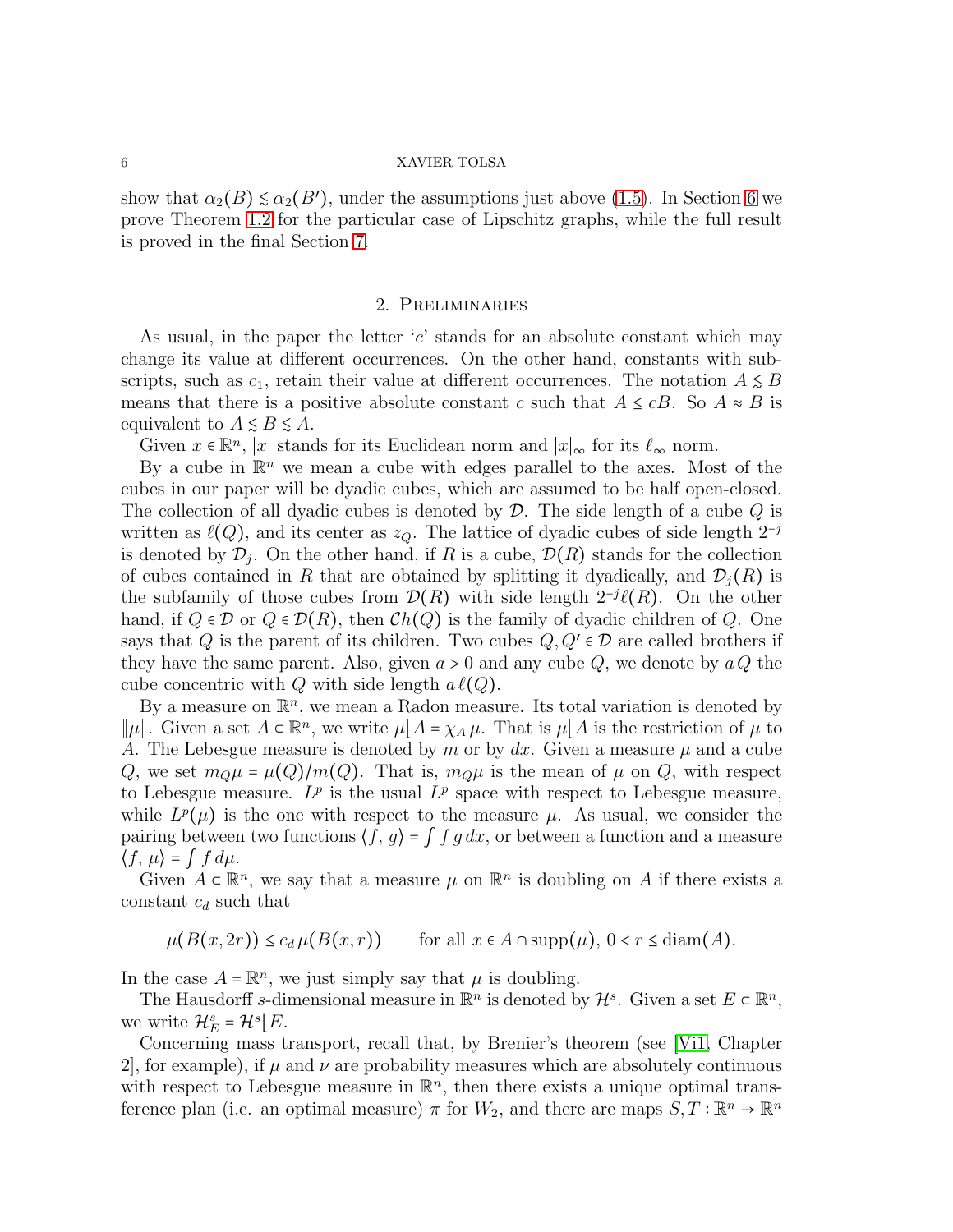show that $\alpha_2(B) \lesssim \alpha_2(B')$, under the assumptions just above (1.5). In Section 6 we prove Theorem 1.2 for the particular case of Lipschitz graphs, while the full result is proved in the final Section 7.

## 2. Preliminaries

As usual, in the paper the letter '$c$' stands for an absolute constant which may change its value at different occurrences. On the other hand, constants with subscripts, such as $c_1$, retain their value at different occurrences. The notation $A \lesssim B$ means that there is a positive absolute constant $c$ such that $A \leq cB$. So $A \approx B$ is equivalent to $A \lesssim B \lesssim A$.

Given $x \in \mathbb{R}^n$, $|x|$ stands for its Euclidean norm and $|x|_\infty$ for its $\ell_\infty$ norm.

By a cube in $\mathbb{R}^n$ we mean a cube with edges parallel to the axes. Most of the cubes in our paper will be dyadic cubes, which are assumed to be half open-closed. The collection of all dyadic cubes is denoted by $\mathcal{D}$. The side length of a cube $Q$ is written as $\ell(Q)$, and its center as $z_Q$. The lattice of dyadic cubes of side length $2^{-j}$ is denoted by $\mathcal{D}_j$. On the other hand, if $R$ is a cube, $\mathcal{D}(R)$ stands for the collection of cubes contained in $R$ that are obtained by splitting it dyadically, and $\mathcal{D}_j(R)$ is the subfamily of those cubes from $\mathcal{D}(R)$ with side length $2^{-j}\ell(R)$. On the other hand, if $Q \in \mathcal{D}$ or $Q \in \mathcal{D}(R)$, then $\mathcal{C}h(Q)$ is the family of dyadic children of $Q$. One says that $Q$ is the parent of its children. Two cubes $Q, Q' \in \mathcal{D}$ are called brothers if they have the same parent. Also, given $a > 0$ and any cube $Q$, we denote by $a\,Q$ the cube concentric with $Q$ with side length $a\,\ell(Q)$.

By a measure on $\mathbb{R}^n$, we mean a Radon measure. Its total variation is denoted by $\|\mu\|$. Given a set $A \subset \mathbb{R}^n$, we write $\mu\lfloor A = \chi_A\,\mu$. That is $\mu\lfloor A$ is the restriction of $\mu$ to $A$. The Lebesgue measure is denoted by $m$ or by $dx$. Given a measure $\mu$ and a cube $Q$, we set $m_Q\mu = \mu(Q)/m(Q)$. That is, $m_Q\mu$ is the mean of $\mu$ on $Q$, with respect to Lebesgue measure. $L^p$ is the usual $L^p$ space with respect to Lebesgue measure, while $L^p(\mu)$ is the one with respect to the measure $\mu$. As usual, we consider the pairing between two functions $\langle f,\, g\rangle = \int f\,g\,dx$, or between a function and a measure $\langle f,\, \mu\rangle = \int f\,d\mu$.

Given $A \subset \mathbb{R}^n$, we say that a measure $\mu$ on $\mathbb{R}^n$ is doubling on $A$ if there exists a constant $c_d$ such that

$$\mu(B(x, 2r)) \leq c_d\,\mu(B(x,r)) \qquad \text{for all } x \in A \cap \operatorname{supp}(\mu),\ 0 < r \leq \operatorname{diam}(A).$$

In the case $A = \mathbb{R}^n$, we just simply say that $\mu$ is doubling.

The Hausdorff $s$-dimensional measure in $\mathbb{R}^n$ is denoted by $\mathcal{H}^s$. Given a set $E \subset \mathbb{R}^n$, we write $\mathcal{H}^s_E = \mathcal{H}^s\lfloor E$.

Concerning mass transport, recall that, by Brenier's theorem (see [Vi1, Chapter 2], for example), if $\mu$ and $\nu$ are probability measures which are absolutely continuous with respect to Lebesgue measure in $\mathbb{R}^n$, then there exists a unique optimal transference plan (i.e. an optimal measure) $\pi$ for $W_2$, and there are maps $S, T : \mathbb{R}^n \to \mathbb{R}^n$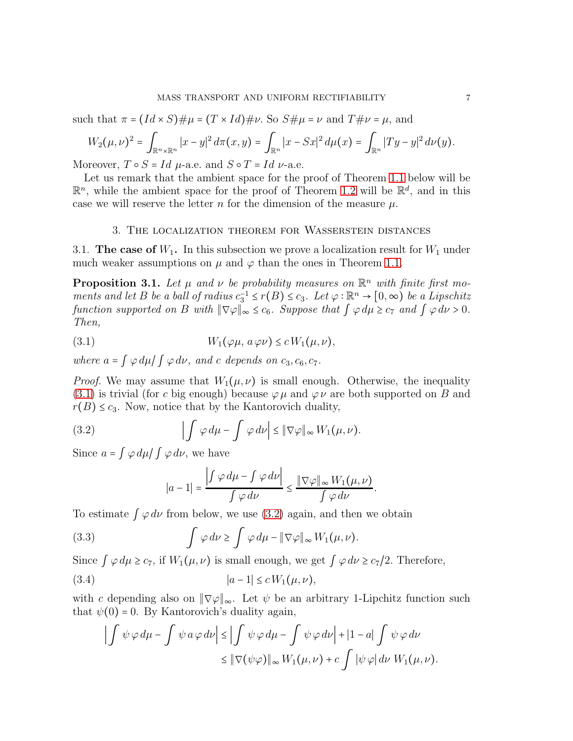such that $\pi = (Id \times S)\#\mu = (T \times Id)\#\nu$. So $S\#\mu = \nu$ and $T\#\nu = \mu$, and

$$W_2(\mu,\nu)^2 = \int_{\mathbb{R}^n\times\mathbb{R}^n} |x-y|^2\, d\pi(x,y) = \int_{\mathbb{R}^n} |x - Sx|^2\, d\mu(x) = \int_{\mathbb{R}^n} |Ty - y|^2\, d\nu(y).$$

Moreover, $T \circ S = Id$ $\mu$-a.e. and $S \circ T = Id$ $\nu$-a.e.

Let us remark that the ambient space for the proof of Theorem 1.1 below will be $\mathbb{R}^n$, while the ambient space for the proof of Theorem 1.2 will be $\mathbb{R}^d$, and in this case we will reserve the letter $n$ for the dimension of the measure $\mu$.

## 3. The localization theorem for Wasserstein distances

**3.1. The case of $W_1$.** In this subsection we prove a localization result for $W_1$ under much weaker assumptions on $\mu$ and $\varphi$ than the ones in Theorem 1.1.

**Proposition 3.1.** *Let $\mu$ and $\nu$ be probability measures on $\mathbb{R}^n$ with finite first moments and let $B$ be a ball of radius $c_3^{-1} \le r(B) \le c_3$. Let $\varphi : \mathbb{R}^n \to [0,\infty)$ be a Lipschitz function supported on $B$ with $\|\nabla\varphi\|_\infty \le c_6$. Suppose that $\int \varphi\, d\mu \ge c_7$ and $\int \varphi\, d\nu > 0$. Then,*

$$W_1(\varphi\mu,\, a\,\varphi\nu) \le c\, W_1(\mu,\nu), \tag{3.1}$$

*where $a = \int \varphi\, d\mu / \int \varphi\, d\nu$, and $c$ depends on $c_3, c_6, c_7$.*

*Proof.* We may assume that $W_1(\mu,\nu)$ is small enough. Otherwise, the inequality (3.1) is trivial (for $c$ big enough) because $\varphi\,\mu$ and $\varphi\,\nu$ are both supported on $B$ and $r(B) \le c_3$. Now, notice that by the Kantorovich duality,

$$\left| \int \varphi\, d\mu - \int \varphi\, d\nu \right| \le \|\nabla\varphi\|_\infty\, W_1(\mu,\nu). \tag{3.2}$$

Since $a = \int \varphi\, d\mu / \int \varphi\, d\nu$, we have

$$|a-1| = \frac{\left|\int \varphi\, d\mu - \int \varphi\, d\nu\right|}{\int \varphi\, d\nu} \le \frac{\|\nabla\varphi\|_\infty\, W_1(\mu,\nu)}{\int \varphi\, d\nu}.$$

To estimate $\int \varphi\, d\nu$ from below, we use (3.2) again, and then we obtain

$$\int \varphi\, d\nu \ge \int \varphi\, d\mu - \|\nabla\varphi\|_\infty\, W_1(\mu,\nu). \tag{3.3}$$

Since $\int \varphi\, d\mu \ge c_7$, if $W_1(\mu,\nu)$ is small enough, we get $\int \varphi\, d\nu \ge c_7/2$. Therefore,

$$|a-1| \le c\, W_1(\mu,\nu), \tag{3.4}$$

with $c$ depending also on $\|\nabla\varphi\|_\infty$. Let $\psi$ be an arbitrary 1-Lipchitz function such that $\psi(0) = 0$. By Kantorovich's duality again,

$$\begin{aligned}
\left| \int \psi\,\varphi\, d\mu - \int \psi\, a\,\varphi\, d\nu \right| &\le \left| \int \psi\,\varphi\, d\mu - \int \psi\,\varphi\, d\nu \right| + |1-a| \int \psi\,\varphi\, d\nu \\
&\le \|\nabla(\psi\varphi)\|_\infty\, W_1(\mu,\nu) + c \int |\psi\,\varphi|\, d\nu\ W_1(\mu,\nu).
\end{aligned}$$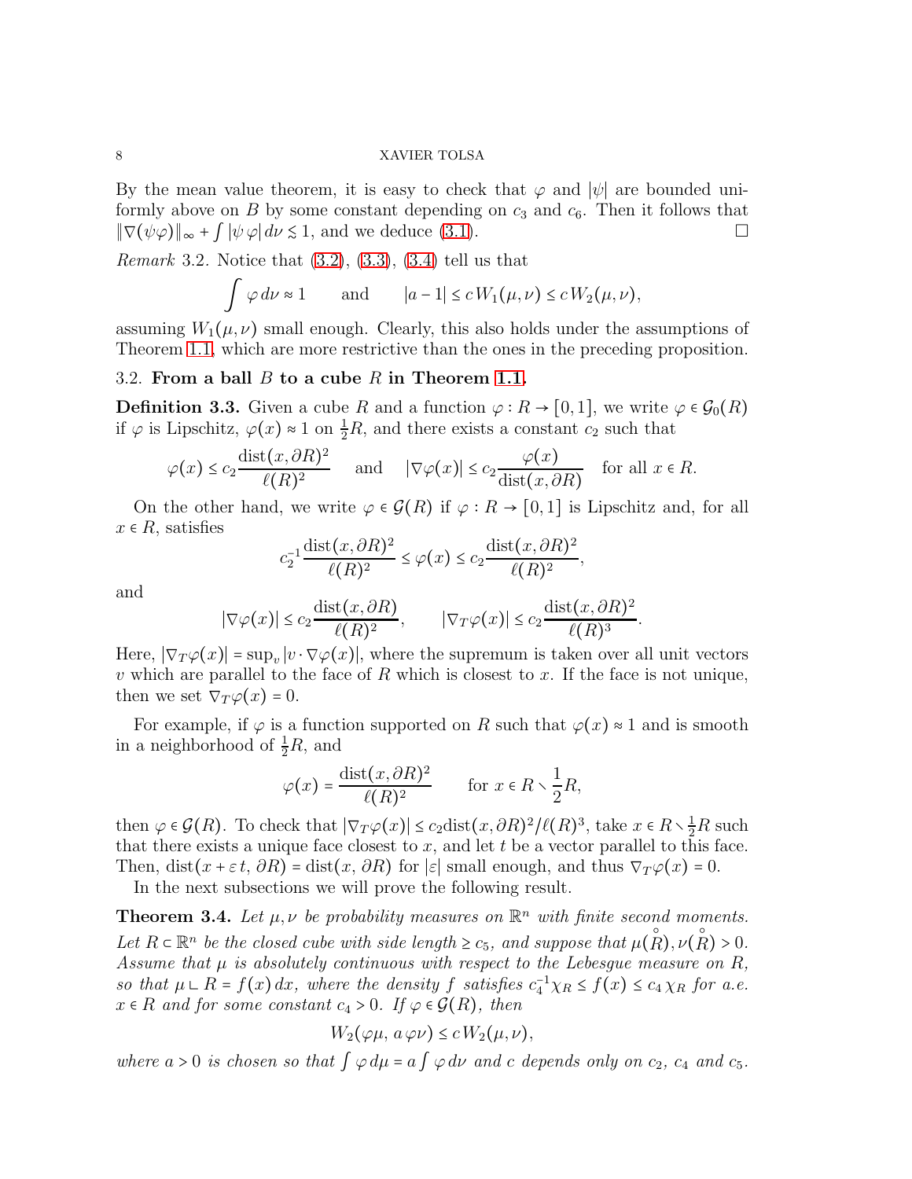By the mean value theorem, it is easy to check that $\varphi$ and $|\psi|$ are bounded uniformly above on $B$ by some constant depending on $c_3$ and $c_6$. Then it follows that $\|\nabla(\psi\varphi)\|_\infty + \int |\psi\,\varphi|\,d\nu \lesssim 1$, and we deduce (3.1). □

*Remark* 3.2. Notice that (3.2), (3.3), (3.4) tell us that

$$\int \varphi\,d\nu \approx 1 \qquad \text{and} \qquad |a-1| \leq c\,W_1(\mu,\nu) \leq c\,W_2(\mu,\nu),$$

assuming $W_1(\mu,\nu)$ small enough. Clearly, this also holds under the assumptions of Theorem 1.1, which are more restrictive than the ones in the preceding proposition.

### 3.2. From a ball $B$ to a cube $R$ in Theorem 1.1.

**Definition 3.3.** Given a cube $R$ and a function $\varphi : R \to [0,1]$, we write $\varphi \in \mathcal{G}_0(R)$ if $\varphi$ is Lipschitz, $\varphi(x) \approx 1$ on $\frac{1}{2}R$, and there exists a constant $c_2$ such that

$$\varphi(x) \leq c_2 \frac{\operatorname{dist}(x,\partial R)^2}{\ell(R)^2} \quad \text{and} \quad |\nabla\varphi(x)| \leq c_2 \frac{\varphi(x)}{\operatorname{dist}(x,\partial R)} \quad \text{for all } x \in R.$$

On the other hand, we write $\varphi \in \mathcal{G}(R)$ if $\varphi : R \to [0,1]$ is Lipschitz and, for all $x \in R$, satisfies

$$c_2^{-1} \frac{\operatorname{dist}(x,\partial R)^2}{\ell(R)^2} \leq \varphi(x) \leq c_2 \frac{\operatorname{dist}(x,\partial R)^2}{\ell(R)^2},$$

and

$$|\nabla\varphi(x)| \leq c_2 \frac{\operatorname{dist}(x,\partial R)}{\ell(R)^2}, \qquad |\nabla_T\varphi(x)| \leq c_2 \frac{\operatorname{dist}(x,\partial R)^2}{\ell(R)^3}.$$

Here, $|\nabla_T\varphi(x)| = \sup_v |v\cdot\nabla\varphi(x)|$, where the supremum is taken over all unit vectors $v$ which are parallel to the face of $R$ which is closest to $x$. If the face is not unique, then we set $\nabla_T\varphi(x) = 0$.

For example, if $\varphi$ is a function supported on $R$ such that $\varphi(x) \approx 1$ and is smooth in a neighborhood of $\frac{1}{2}R$, and

$$\varphi(x) = \frac{\operatorname{dist}(x,\partial R)^2}{\ell(R)^2} \qquad \text{for } x \in R \setminus \frac{1}{2}R,$$

then $\varphi \in \mathcal{G}(R)$. To check that $|\nabla_T\varphi(x)| \leq c_2 \operatorname{dist}(x,\partial R)^2/\ell(R)^3$, take $x \in R\setminus\frac{1}{2}R$ such that there exists a unique face closest to $x$, and let $t$ be a vector parallel to this face. Then, $\operatorname{dist}(x+\varepsilon\,t,\,\partial R) = \operatorname{dist}(x,\,\partial R)$ for $|\varepsilon|$ small enough, and thus $\nabla_T\varphi(x) = 0$.

In the next subsections we will prove the following result.

**Theorem 3.4.** *Let $\mu,\nu$ be probability measures on $\mathbb{R}^n$ with finite second moments. Let $R \subset \mathbb{R}^n$ be the closed cube with side length $\geq c_5$, and suppose that $\mu(\mathring{R}), \nu(\mathring{R}) > 0$. Assume that $\mu$ is absolutely continuous with respect to the Lebesgue measure on $R$, so that $\mu \llcorner R = f(x)\,dx$, where the density $f$ satisfies $c_4^{-1}\chi_R \leq f(x) \leq c_4\,\chi_R$ for a.e. $x \in R$ and for some constant $c_4 > 0$. If $\varphi \in \mathcal{G}(R)$, then*

$$W_2(\varphi\mu,\, a\,\varphi\nu) \leq c\,W_2(\mu,\nu),$$

*where $a > 0$ is chosen so that $\int \varphi\,d\mu = a \int \varphi\,d\nu$ and $c$ depends only on $c_2$, $c_4$ and $c_5$.*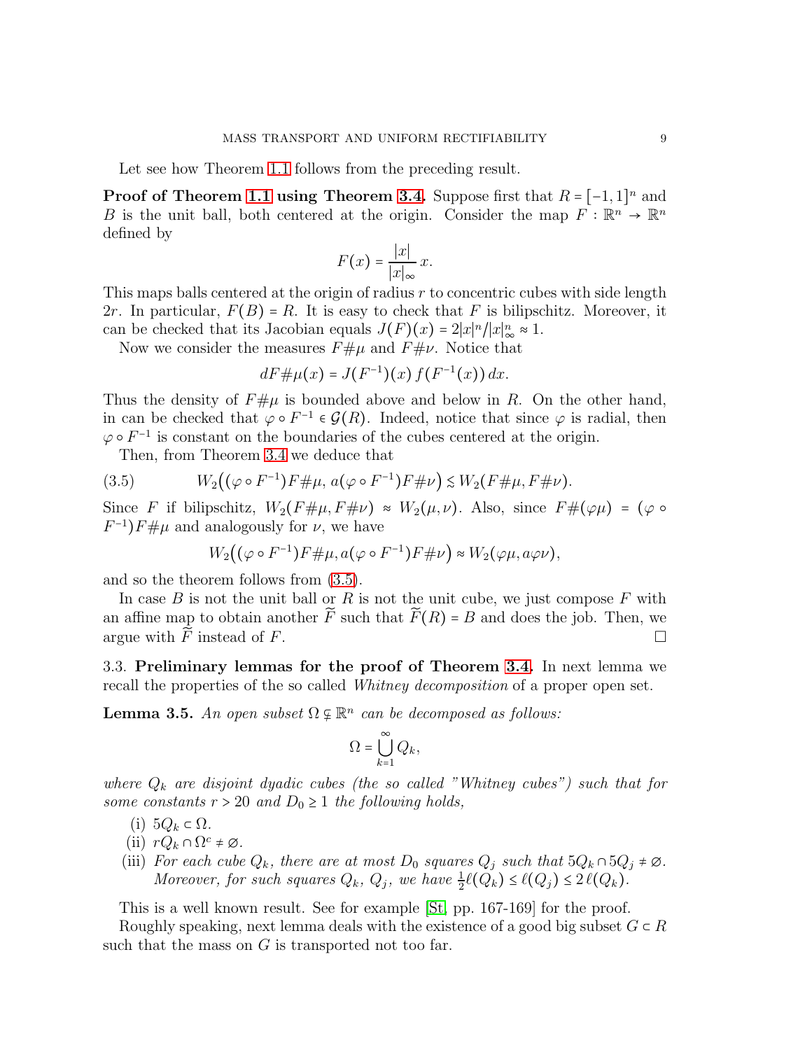Let see how Theorem 1.1 follows from the preceding result.

**Proof of Theorem 1.1 using Theorem 3.4.** Suppose first that $R = [-1,1]^n$ and $B$ is the unit ball, both centered at the origin. Consider the map $F : \mathbb{R}^n \to \mathbb{R}^n$ defined by

$$F(x) = \frac{|x|}{|x|_\infty}\, x.$$

This maps balls centered at the origin of radius $r$ to concentric cubes with side length $2r$. In particular, $F(B) = R$. It is easy to check that $F$ is bilipschitz. Moreover, it can be checked that its Jacobian equals $J(F)(x) = 2|x|^n/|x|_\infty^n \approx 1$.

Now we consider the measures $F\#\mu$ and $F\#\nu$. Notice that

$$dF\#\mu(x) = J(F^{-1})(x)\, f(F^{-1}(x))\, dx.$$

Thus the density of $F\#\mu$ is bounded above and below in $R$. On the other hand, in can be checked that $\varphi \circ F^{-1} \in \mathcal{G}(R)$. Indeed, notice that since $\varphi$ is radial, then $\varphi \circ F^{-1}$ is constant on the boundaries of the cubes centered at the origin.

Then, from Theorem 3.4 we deduce that

$$W_2\big((\varphi \circ F^{-1})F\#\mu,\, a(\varphi \circ F^{-1})F\#\nu\big) \lesssim W_2(F\#\mu, F\#\nu). \tag{3.5}$$

Since $F$ if bilipschitz, $W_2(F\#\mu, F\#\nu) \approx W_2(\mu,\nu)$. Also, since $F\#(\varphi\mu) = (\varphi \circ F^{-1})F\#\mu$ and analogously for $\nu$, we have

$$W_2\big((\varphi \circ F^{-1})F\#\mu, a(\varphi \circ F^{-1})F\#\nu\big) \approx W_2(\varphi\mu, a\varphi\nu),$$

and so the theorem follows from (3.5).

In case $B$ is not the unit ball or $R$ is not the unit cube, we just compose $F$ with an affine map to obtain another $\widetilde{F}$ such that $\widetilde{F}(R) = B$ and does the job. Then, we argue with $\widetilde{F}$ instead of $F$. $\square$

### 3.3. Preliminary lemmas for the proof of Theorem 3.4.

In next lemma we recall the properties of the so called *Whitney decomposition* of a proper open set.

**Lemma 3.5.** *An open subset $\Omega \subsetneq \mathbb{R}^n$ can be decomposed as follows:*

$$\Omega = \bigcup_{k=1}^{\infty} Q_k,$$

*where $Q_k$ are disjoint dyadic cubes (the so called "Whitney cubes") such that for some constants $r > 20$ and $D_0 \geq 1$ the following holds,*

- (i) $5Q_k \subset \Omega$.
- (ii) $rQ_k \cap \Omega^c \neq \varnothing$.
- (iii) *For each cube $Q_k$, there are at most $D_0$ squares $Q_j$ such that $5Q_k \cap 5Q_j \neq \varnothing$. Moreover, for such squares $Q_k$, $Q_j$, we have $\frac{1}{2}\ell(Q_k) \leq \ell(Q_j) \leq 2\,\ell(Q_k)$.*

This is a well known result. See for example [St, pp. 167-169] for the proof.

Roughly speaking, next lemma deals with the existence of a good big subset $G \subset R$ such that the mass on $G$ is transported not too far.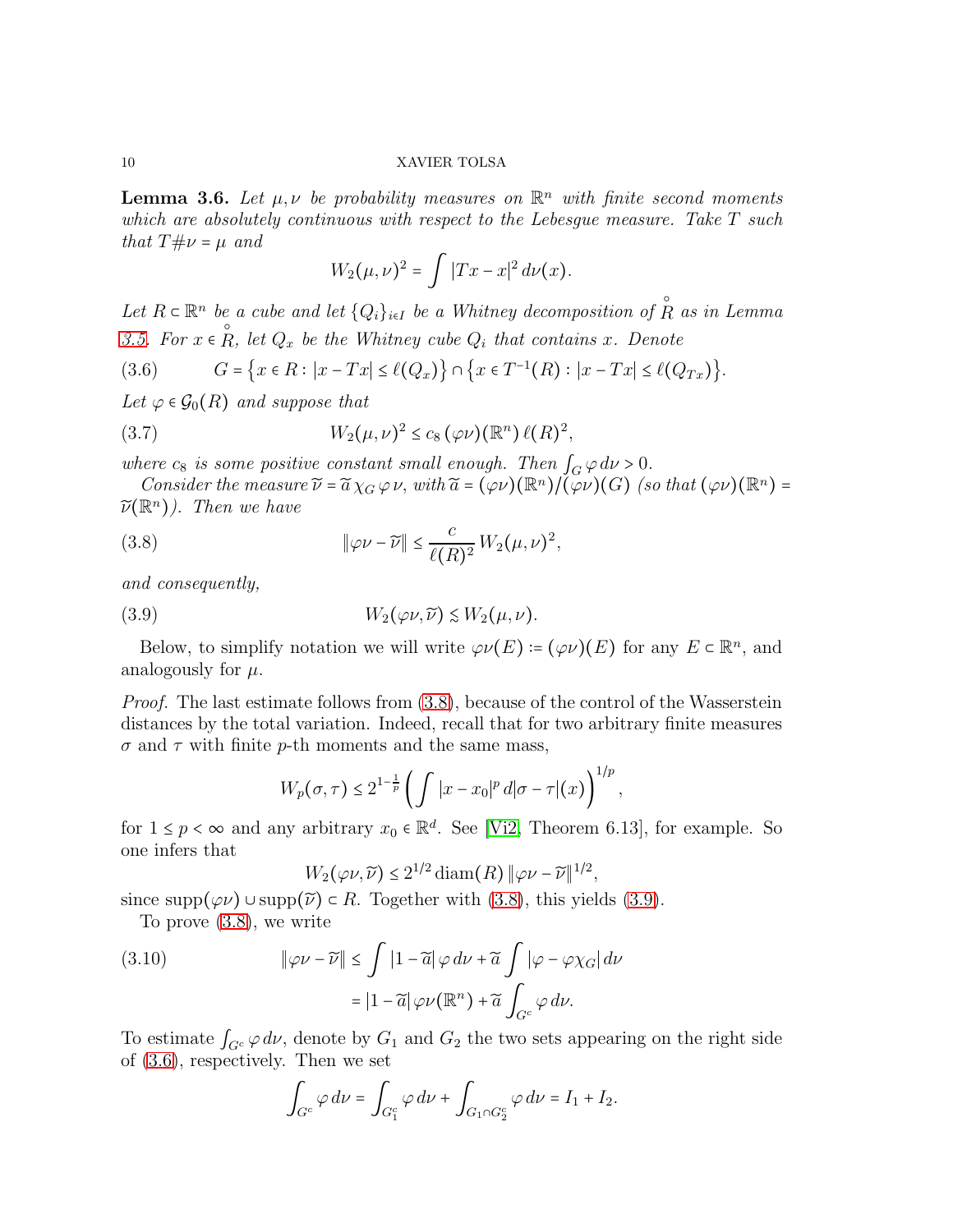**Lemma 3.6.** *Let $\mu, \nu$ be probability measures on $\mathbb{R}^n$ with finite second moments which are absolutely continuous with respect to the Lebesgue measure. Take $T$ such that $T\#\nu = \mu$ and*

$$W_2(\mu,\nu)^2 = \int |Tx - x|^2 \, d\nu(x).$$

*Let $R \subset \mathbb{R}^n$ be a cube and let $\{Q_i\}_{i\in I}$ be a Whitney decomposition of $\mathring{R}$ as in Lemma 3.5. For $x \in \mathring{R}$, let $Q_x$ be the Whitney cube $Q_i$ that contains $x$. Denote*

$$G = \big\{x \in R : |x - Tx| \leq \ell(Q_x)\big\} \cap \big\{x \in T^{-1}(R) : |x - Tx| \leq \ell(Q_{Tx})\big\}. \tag{3.6}$$

*Let $\varphi \in \mathcal{G}_0(R)$ and suppose that*

$$W_2(\mu,\nu)^2 \leq c_8 \, (\varphi\nu)(\mathbb{R}^n) \, \ell(R)^2, \tag{3.7}$$

*where $c_8$ is some positive constant small enough. Then $\int_G \varphi \, d\nu > 0$.*

*Consider the measure $\widetilde{\nu} = \widetilde{a} \, \chi_G \, \varphi \, \nu$, with $\widetilde{a} = (\varphi\nu)(\mathbb{R}^n)/(\varphi\nu)(G)$ (so that $(\varphi\nu)(\mathbb{R}^n) = \widetilde{\nu}(\mathbb{R}^n)$). Then we have*

$$\|\varphi\nu - \widetilde{\nu}\| \leq \frac{c}{\ell(R)^2} \, W_2(\mu,\nu)^2, \tag{3.8}$$

*and consequently,*

$$W_2(\varphi\nu, \widetilde{\nu}) \lesssim W_2(\mu,\nu). \tag{3.9}$$

Below, to simplify notation we will write $\varphi\nu(E) := (\varphi\nu)(E)$ for any $E \subset \mathbb{R}^n$, and analogously for $\mu$.

*Proof.* The last estimate follows from (3.8), because of the control of the Wasserstein distances by the total variation. Indeed, recall that for two arbitrary finite measures $\sigma$ and $\tau$ with finite $p$-th moments and the same mass,

$$W_p(\sigma,\tau) \leq 2^{1-\frac{1}{p}} \left( \int |x - x_0|^p \, d|\sigma - \tau|(x) \right)^{1/p},$$

for $1 \leq p < \infty$ and any arbitrary $x_0 \in \mathbb{R}^d$. See [Vi2, Theorem 6.13], for example. So one infers that

$$W_2(\varphi\nu, \widetilde{\nu}) \leq 2^{1/2} \operatorname{diam}(R) \, \|\varphi\nu - \widetilde{\nu}\|^{1/2},$$

since $\operatorname{supp}(\varphi\nu) \cup \operatorname{supp}(\widetilde{\nu}) \subset R$. Together with (3.8), this yields (3.9).

To prove (3.8), we write

$$\begin{aligned} \|\varphi\nu - \widetilde{\nu}\| &\leq \int |1 - \widetilde{a}| \, \varphi \, d\nu + \widetilde{a} \int |\varphi - \varphi\chi_G| \, d\nu \\ &= |1 - \widetilde{a}| \, \varphi\nu(\mathbb{R}^n) + \widetilde{a} \int_{G^c} \varphi \, d\nu. \end{aligned} \tag{3.10}$$

To estimate $\int_{G^c} \varphi \, d\nu$, denote by $G_1$ and $G_2$ the two sets appearing on the right side of (3.6), respectively. Then we set

$$\int_{G^c} \varphi \, d\nu = \int_{G_1^c} \varphi \, d\nu + \int_{G_1 \cap G_2^c} \varphi \, d\nu = I_1 + I_2.$$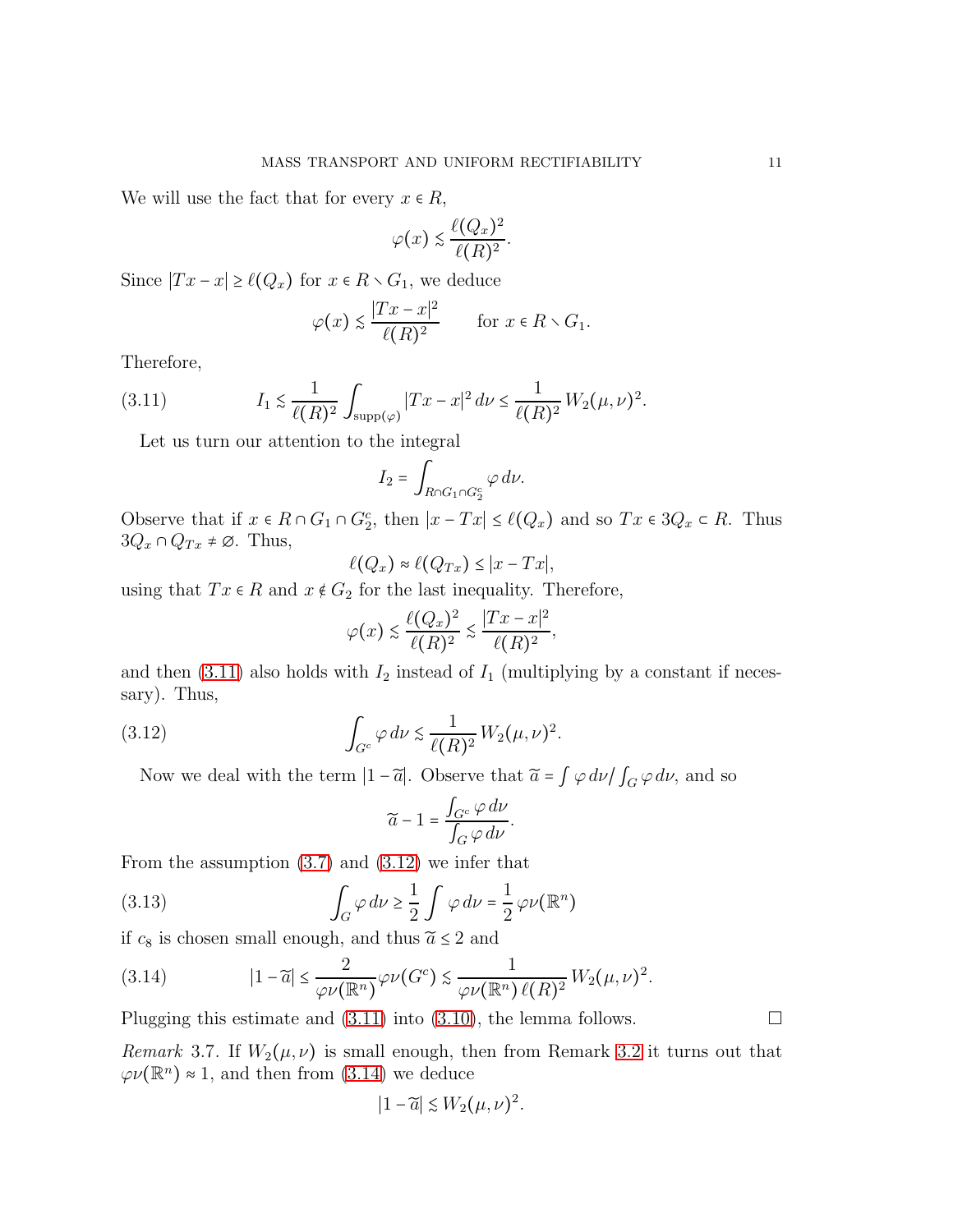We will use the fact that for every $x \in R$,

$$\varphi(x) \lesssim \frac{\ell(Q_x)^2}{\ell(R)^2}.$$

Since $|Tx - x| \geq \ell(Q_x)$ for $x \in R \setminus G_1$, we deduce

$$\varphi(x) \lesssim \frac{|Tx - x|^2}{\ell(R)^2} \qquad \text{for } x \in R \setminus G_1.$$

Therefore,

$$I_1 \lesssim \frac{1}{\ell(R)^2} \int_{\operatorname{supp}(\varphi)} |Tx - x|^2 \, d\nu \leq \frac{1}{\ell(R)^2} W_2(\mu,\nu)^2. \tag{3.11}$$

Let us turn our attention to the integral

$$I_2 = \int_{R \cap G_1 \cap G_2^c} \varphi \, d\nu.$$

Observe that if $x \in R \cap G_1 \cap G_2^c$, then $|x - Tx| \leq \ell(Q_x)$ and so $Tx \in 3Q_x \subset R$. Thus $3Q_x \cap Q_{Tx} \neq \varnothing$. Thus,

$$\ell(Q_x) \approx \ell(Q_{Tx}) \leq |x - Tx|,$$

using that $Tx \in R$ and $x \notin G_2$ for the last inequality. Therefore,

$$\varphi(x) \lesssim \frac{\ell(Q_x)^2}{\ell(R)^2} \lesssim \frac{|Tx - x|^2}{\ell(R)^2},$$

and then (3.11) also holds with $I_2$ instead of $I_1$ (multiplying by a constant if necessary). Thus,

$$\int_{G^c} \varphi \, d\nu \lesssim \frac{1}{\ell(R)^2} W_2(\mu,\nu)^2. \tag{3.12}$$

Now we deal with the term $|1 - \widetilde{a}|$. Observe that $\widetilde{a} = \int \varphi \, d\nu / \int_G \varphi \, d\nu$, and so

$$\widetilde{a} - 1 = \frac{\int_{G^c} \varphi \, d\nu}{\int_G \varphi \, d\nu}.$$

From the assumption (3.7) and (3.12) we infer that

$$\int_G \varphi \, d\nu \geq \frac{1}{2} \int \varphi \, d\nu = \frac{1}{2} \varphi\nu(\mathbb{R}^n) \tag{3.13}$$

if $c_8$ is chosen small enough, and thus $\widetilde{a} \leq 2$ and

$$|1 - \widetilde{a}| \leq \frac{2}{\varphi\nu(\mathbb{R}^n)} \varphi\nu(G^c) \lesssim \frac{1}{\varphi\nu(\mathbb{R}^n)\, \ell(R)^2} W_2(\mu,\nu)^2. \tag{3.14}$$

Plugging this estimate and (3.11) into (3.10), the lemma follows. □

*Remark* 3.7. If $W_2(\mu,\nu)$ is small enough, then from Remark 3.2 it turns out that $\varphi\nu(\mathbb{R}^n) \approx 1$, and then from (3.14) we deduce

$$|1 - \widetilde{a}| \lesssim W_2(\mu,\nu)^2.$$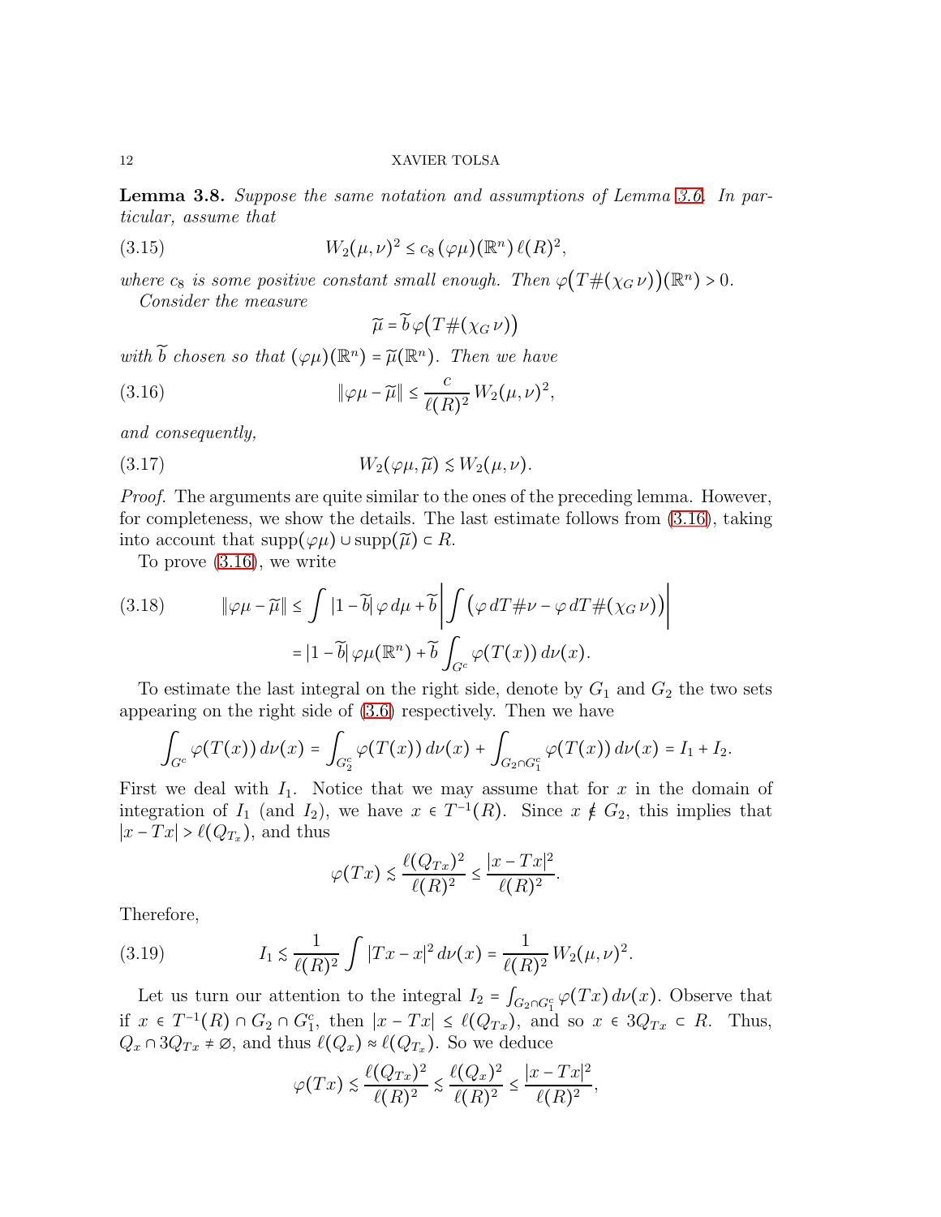**Lemma 3.8.** *Suppose the same notation and assumptions of Lemma 3.6. In particular, assume that*

$$W_2(\mu,\nu)^2 \leq c_8\,(\varphi\mu)(\mathbb{R}^n)\,\ell(R)^2, \tag{3.15}$$

*where $c_8$ is some positive constant small enough. Then $\varphi\big(T\#(\chi_G\,\nu)\big)(\mathbb{R}^n) > 0$.*

*Consider the measure*

$$\widetilde{\mu} = \widetilde{b}\,\varphi\big(T\#(\chi_G\,\nu)\big)$$

*with $\widetilde{b}$ chosen so that $(\varphi\mu)(\mathbb{R}^n) = \widetilde{\mu}(\mathbb{R}^n)$. Then we have*

$$\|\varphi\mu - \widetilde{\mu}\| \leq \frac{c}{\ell(R)^2}\,W_2(\mu,\nu)^2, \tag{3.16}$$

*and consequently,*

$$W_2(\varphi\mu,\widetilde{\mu}) \lesssim W_2(\mu,\nu). \tag{3.17}$$

*Proof.* The arguments are quite similar to the ones of the preceding lemma. However, for completeness, we show the details. The last estimate follows from (3.16), taking into account that $\operatorname{supp}(\varphi\mu)\cup\operatorname{supp}(\widetilde{\mu}) \subset R$.

To prove (3.16), we write

$$\begin{aligned}\|\varphi\mu - \widetilde{\mu}\| &\leq \int |1-\widetilde{b}|\,\varphi\,d\mu + \widetilde{b}\left|\int\big(\varphi\,dT\#\nu - \varphi\,dT\#(\chi_G\,\nu)\big)\right| \\ &= |1-\widetilde{b}|\,\varphi\mu(\mathbb{R}^n) + \widetilde{b}\int_{G^c}\varphi(T(x))\,d\nu(x).\end{aligned} \tag{3.18}$$

To estimate the last integral on the right side, denote by $G_1$ and $G_2$ the two sets appearing on the right side of (3.6) respectively. Then we have

$$\int_{G^c}\varphi(T(x))\,d\nu(x) = \int_{G_2^c}\varphi(T(x))\,d\nu(x) + \int_{G_2\cap G_1^c}\varphi(T(x))\,d\nu(x) = I_1 + I_2.$$

First we deal with $I_1$. Notice that we may assume that for $x$ in the domain of integration of $I_1$ (and $I_2$), we have $x \in T^{-1}(R)$. Since $x \notin G_2$, this implies that $|x - Tx| > \ell(Q_{T_x})$, and thus

$$\varphi(Tx) \lesssim \frac{\ell(Q_{Tx})^2}{\ell(R)^2} \leq \frac{|x-Tx|^2}{\ell(R)^2}.$$

Therefore,

$$I_1 \lesssim \frac{1}{\ell(R)^2}\int |Tx - x|^2\,d\nu(x) = \frac{1}{\ell(R)^2}\,W_2(\mu,\nu)^2. \tag{3.19}$$

Let us turn our attention to the integral $I_2 = \int_{G_2\cap G_1^c}\varphi(Tx)\,d\nu(x)$. Observe that if $x \in T^{-1}(R)\cap G_2\cap G_1^c$, then $|x - Tx| \leq \ell(Q_{Tx})$, and so $x \in 3Q_{Tx} \subset R$. Thus, $Q_x \cap 3Q_{Tx} \neq \varnothing$, and thus $\ell(Q_x) \approx \ell(Q_{T_x})$. So we deduce

$$\varphi(Tx) \lesssim \frac{\ell(Q_{Tx})^2}{\ell(R)^2} \lesssim \frac{\ell(Q_x)^2}{\ell(R)^2} \leq \frac{|x-Tx|^2}{\ell(R)^2},$$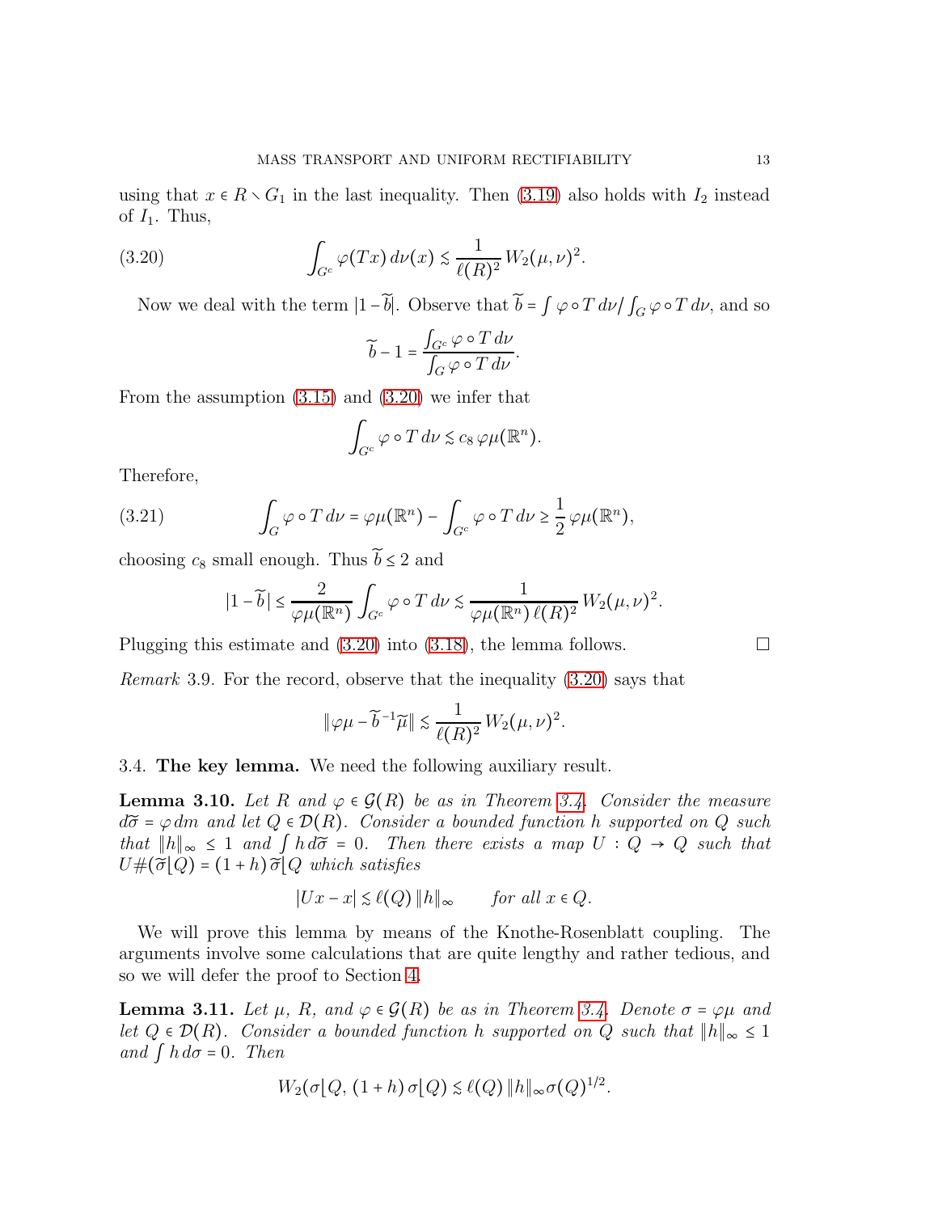using that $x \in R \setminus G_1$ in the last inequality. Then (3.19) also holds with $I_2$ instead of $I_1$. Thus,

$$\int_{G^c} \varphi(Tx)\, d\nu(x) \lesssim \frac{1}{\ell(R)^2}\, W_2(\mu,\nu)^2. \tag{3.20}$$

Now we deal with the term $|1-\widetilde{b}|$. Observe that $\widetilde{b} = \int \varphi\circ T\, d\nu / \int_G \varphi\circ T\, d\nu$, and so

$$\widetilde{b} - 1 = \frac{\int_{G^c} \varphi\circ T\, d\nu}{\int_G \varphi\circ T\, d\nu}.$$

From the assumption (3.15) and (3.20) we infer that

$$\int_{G^c} \varphi\circ T\, d\nu \lesssim c_8\, \varphi\mu(\mathbb{R}^n).$$

Therefore,

$$\int_G \varphi\circ T\, d\nu = \varphi\mu(\mathbb{R}^n) - \int_{G^c} \varphi\circ T\, d\nu \geq \frac{1}{2}\, \varphi\mu(\mathbb{R}^n), \tag{3.21}$$

choosing $c_8$ small enough. Thus $\widetilde{b} \leq 2$ and

$$|1-\widetilde{b}\,| \leq \frac{2}{\varphi\mu(\mathbb{R}^n)} \int_{G^c} \varphi\circ T\, d\nu \lesssim \frac{1}{\varphi\mu(\mathbb{R}^n)\, \ell(R)^2}\, W_2(\mu,\nu)^2.$$

Plugging this estimate and (3.20) into (3.18), the lemma follows. □

*Remark* 3.9. For the record, observe that the inequality (3.20) says that

$$\|\varphi\mu - \widetilde{b}^{-1}\widetilde{\mu}\| \lesssim \frac{1}{\ell(R)^2}\, W_2(\mu,\nu)^2.$$

### 3.4. The key lemma.

We need the following auxiliary result.

**Lemma 3.10.** *Let $R$ and $\varphi \in \mathcal{G}(R)$ be as in Theorem 3.4. Consider the measure $d\widetilde{\sigma} = \varphi\, dm$ and let $Q \in \mathcal{D}(R)$. Consider a bounded function $h$ supported on $Q$ such that $\|h\|_\infty \leq 1$ and $\int h\, d\widetilde{\sigma} = 0$. Then there exists a map $U : Q \to Q$ such that $U\#(\widetilde{\sigma}\lfloor Q) = (1+h)\,\widetilde{\sigma}\lfloor Q$ which satisfies*

$$|Ux - x| \lesssim \ell(Q)\, \|h\|_\infty \qquad \textit{for all } x \in Q.$$

We will prove this lemma by means of the Knothe-Rosenblatt coupling. The arguments involve some calculations that are quite lengthy and rather tedious, and so we will defer the proof to Section 4.

**Lemma 3.11.** *Let $\mu$, $R$, and $\varphi \in \mathcal{G}(R)$ be as in Theorem 3.4. Denote $\sigma = \varphi\mu$ and let $Q \in \mathcal{D}(R)$. Consider a bounded function $h$ supported on $Q$ such that $\|h\|_\infty \leq 1$ and $\int h\, d\sigma = 0$. Then*

$$W_2(\sigma\lfloor Q,\, (1+h)\,\sigma\lfloor Q) \lesssim \ell(Q)\, \|h\|_\infty \sigma(Q)^{1/2}.$$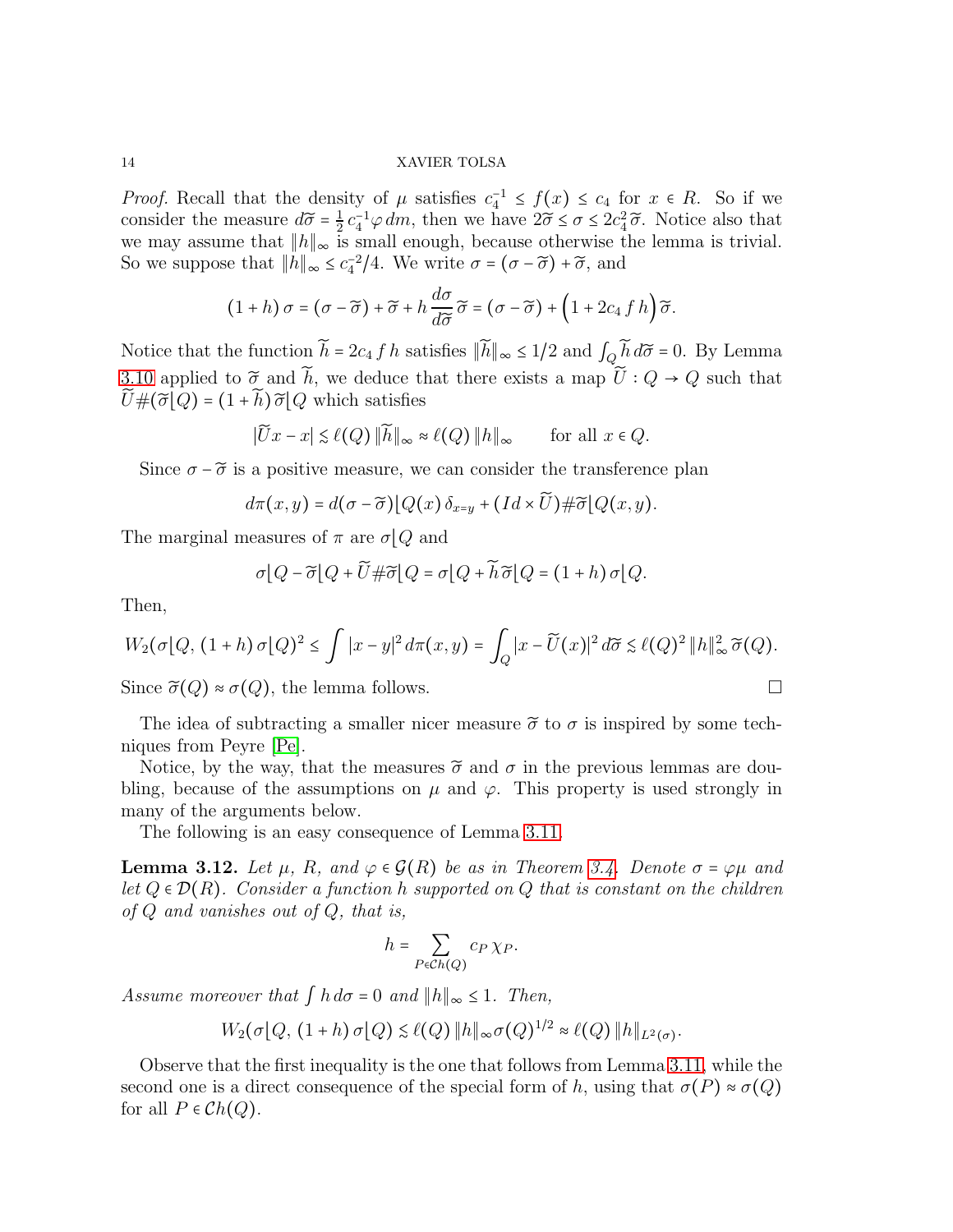*Proof.* Recall that the density of $\mu$ satisfies $c_4^{-1} \leq f(x) \leq c_4$ for $x \in R$. So if we consider the measure $d\widetilde{\sigma} = \frac{1}{2} c_4^{-1} \varphi \, dm$, then we have $2\widetilde{\sigma} \leq \sigma \leq 2c_4^2 \widetilde{\sigma}$. Notice also that we may assume that $\|h\|_\infty$ is small enough, because otherwise the lemma is trivial. So we suppose that $\|h\|_\infty \leq c_4^{-2}/4$. We write $\sigma = (\sigma - \widetilde{\sigma}) + \widetilde{\sigma}$, and

$$(1+h)\,\sigma = (\sigma - \widetilde{\sigma}) + \widetilde{\sigma} + h \frac{d\sigma}{d\widetilde{\sigma}} \widetilde{\sigma} = (\sigma - \widetilde{\sigma}) + \Big(1 + 2c_4\, f\, h\Big) \widetilde{\sigma}.$$

Notice that the function $\widetilde{h} = 2c_4\, f\, h$ satisfies $\|\widetilde{h}\|_\infty \leq 1/2$ and $\int_Q \widetilde{h}\, d\widetilde{\sigma} = 0$. By Lemma 3.10 applied to $\widetilde{\sigma}$ and $\widetilde{h}$, we deduce that there exists a map $\widetilde{U} : Q \to Q$ such that $\widetilde{U}\#(\widetilde{\sigma}\lfloor Q) = (1 + \widetilde{h})\, \widetilde{\sigma}\lfloor Q$ which satisfies

$$|\widetilde{U}x - x| \lesssim \ell(Q)\, \|\widetilde{h}\|_\infty \approx \ell(Q)\, \|h\|_\infty \qquad \text{for all } x \in Q.$$

Since $\sigma - \widetilde{\sigma}$ is a positive measure, we can consider the transference plan

$$d\pi(x,y) = d(\sigma - \widetilde{\sigma})\lfloor Q(x)\, \delta_{x=y} + (Id \times \widetilde{U})\#\widetilde{\sigma}\lfloor Q(x,y).$$

The marginal measures of $\pi$ are $\sigma\lfloor Q$ and

$$\sigma\lfloor Q - \widetilde{\sigma}\lfloor Q + \widetilde{U}\#\widetilde{\sigma}\lfloor Q = \sigma\lfloor Q + \widetilde{h}\,\widetilde{\sigma}\lfloor Q = (1+h)\,\sigma\lfloor Q.$$

Then,

$$W_2(\sigma\lfloor Q,\, (1+h)\,\sigma\lfloor Q)^2 \leq \int |x-y|^2\, d\pi(x,y) = \int_Q |x - \widetilde{U}(x)|^2\, d\widetilde{\sigma} \lesssim \ell(Q)^2\, \|h\|_\infty^2\, \widetilde{\sigma}(Q).$$

Since $\widetilde{\sigma}(Q) \approx \sigma(Q)$, the lemma follows. $\square$

The idea of subtracting a smaller nicer measure $\widetilde{\sigma}$ to $\sigma$ is inspired by some techniques from Peyre [Pe].

Notice, by the way, that the measures $\widetilde{\sigma}$ and $\sigma$ in the previous lemmas are doubling, because of the assumptions on $\mu$ and $\varphi$. This property is used strongly in many of the arguments below.

The following is an easy consequence of Lemma 3.11.

**Lemma 3.12.** *Let $\mu$, $R$, and $\varphi \in \mathcal{G}(R)$ be as in Theorem 3.4. Denote $\sigma = \varphi\mu$ and let $Q \in \mathcal{D}(R)$. Consider a function $h$ supported on $Q$ that is constant on the children of $Q$ and vanishes out of $Q$, that is,*

$$h = \sum_{P \in \mathcal{C}h(Q)} c_P\, \chi_P.$$

*Assume moreover that $\int h\, d\sigma = 0$ and $\|h\|_\infty \leq 1$. Then,*

$$W_2(\sigma\lfloor Q,\, (1+h)\,\sigma\lfloor Q) \lesssim \ell(Q)\, \|h\|_\infty \sigma(Q)^{1/2} \approx \ell(Q)\, \|h\|_{L^2(\sigma)}.$$

Observe that the first inequality is the one that follows from Lemma 3.11, while the second one is a direct consequence of the special form of $h$, using that $\sigma(P) \approx \sigma(Q)$ for all $P \in \mathcal{C}h(Q)$.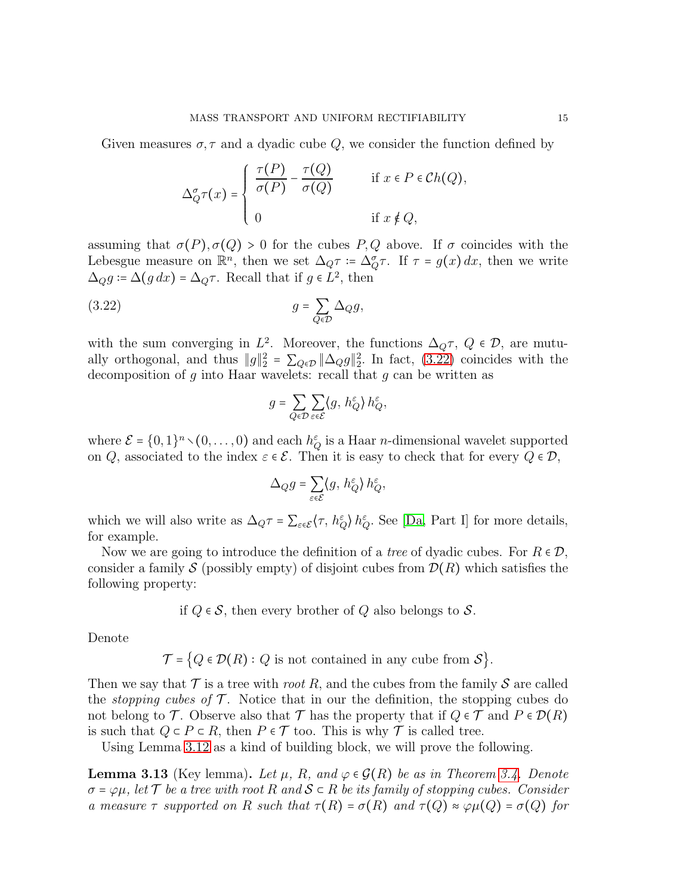Given measures $\sigma, \tau$ and a dyadic cube $Q$, we consider the function defined by

$$\Delta_Q^\sigma \tau(x) = \begin{cases} \dfrac{\tau(P)}{\sigma(P)} - \dfrac{\tau(Q)}{\sigma(Q)} & \text{if } x \in P \in \mathcal{C}h(Q), \\ 0 & \text{if } x \notin Q, \end{cases}$$

assuming that $\sigma(P), \sigma(Q) > 0$ for the cubes $P, Q$ above. If $\sigma$ coincides with the Lebesgue measure on $\mathbb{R}^n$, then we set $\Delta_Q \tau := \Delta_Q^\sigma \tau$. If $\tau = g(x)\,dx$, then we write $\Delta_Q g := \Delta(g\,dx) = \Delta_Q \tau$. Recall that if $g \in L^2$, then

$$g = \sum_{Q \in \mathcal{D}} \Delta_Q g, \tag{3.22}$$

with the sum converging in $L^2$. Moreover, the functions $\Delta_Q \tau$, $Q \in \mathcal{D}$, are mutually orthogonal, and thus $\|g\|_2^2 = \sum_{Q \in \mathcal{D}} \|\Delta_Q g\|_2^2$. In fact, (3.22) coincides with the decomposition of $g$ into Haar wavelets: recall that $g$ can be written as

$$g = \sum_{Q \in \mathcal{D}} \sum_{\varepsilon \in \mathcal{E}} \langle g, h_Q^\varepsilon \rangle \, h_Q^\varepsilon,$$

where $\mathcal{E} = \{0,1\}^n \setminus (0, \ldots, 0)$ and each $h_Q^\varepsilon$ is a Haar $n$-dimensional wavelet supported on $Q$, associated to the index $\varepsilon \in \mathcal{E}$. Then it is easy to check that for every $Q \in \mathcal{D}$,

$$\Delta_Q g = \sum_{\varepsilon \in \mathcal{E}} \langle g, h_Q^\varepsilon \rangle \, h_Q^\varepsilon,$$

which we will also write as $\Delta_Q \tau = \sum_{\varepsilon \in \mathcal{E}} \langle \tau, h_Q^\varepsilon \rangle \, h_Q^\varepsilon$. See [Da, Part I] for more details, for example.

Now we are going to introduce the definition of a *tree* of dyadic cubes. For $R \in \mathcal{D}$, consider a family $\mathcal{S}$ (possibly empty) of disjoint cubes from $\mathcal{D}(R)$ which satisfies the following property:

if $Q \in \mathcal{S}$, then every brother of $Q$ also belongs to $\mathcal{S}$.

Denote

$$\mathcal{T} = \big\{ Q \in \mathcal{D}(R) : Q \text{ is not contained in any cube from } \mathcal{S} \big\}.$$

Then we say that $\mathcal{T}$ is a tree with *root* $R$, and the cubes from the family $\mathcal{S}$ are called the *stopping cubes of* $\mathcal{T}$. Notice that in our the definition, the stopping cubes do not belong to $\mathcal{T}$. Observe also that $\mathcal{T}$ has the property that if $Q \in \mathcal{T}$ and $P \in \mathcal{D}(R)$ is such that $Q \subset P \subset R$, then $P \in \mathcal{T}$ too. This is why $\mathcal{T}$ is called tree.

Using Lemma 3.12 as a kind of building block, we will prove the following.

**Lemma 3.13** (Key lemma). *Let $\mu$, $R$, and $\varphi \in \mathcal{G}(R)$ be as in Theorem 3.4. Denote $\sigma = \varphi\mu$, let $\mathcal{T}$ be a tree with root $R$ and $\mathcal{S} \subset R$ be its family of stopping cubes. Consider a measure $\tau$ supported on $R$ such that $\tau(R) = \sigma(R)$ and $\tau(Q) \approx \varphi\mu(Q) = \sigma(Q)$ for*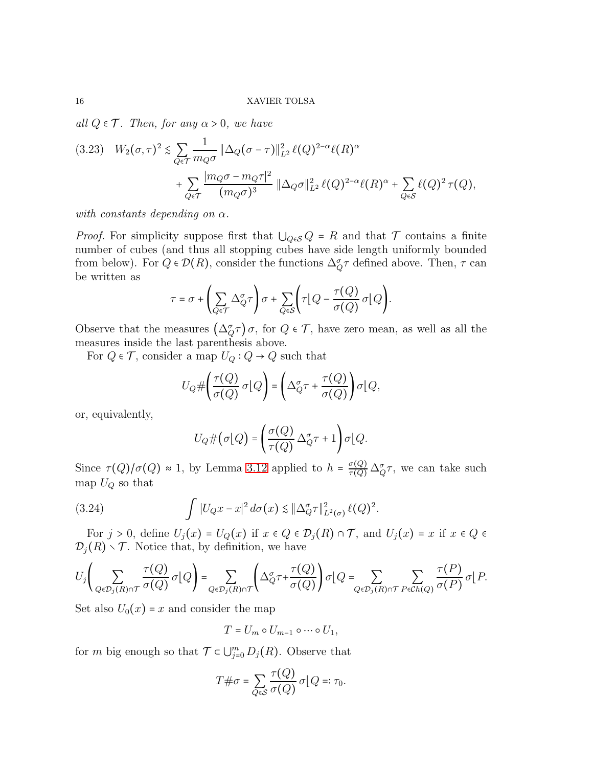*all $Q \in \mathcal{T}$. Then, for any $\alpha > 0$, we have*

$$
(3.23)\quad W_2(\sigma,\tau)^2 \lesssim \sum_{Q\in\mathcal{T}} \frac{1}{m_Q\sigma}\,\|\Delta_Q(\sigma-\tau)\|_{L^2}^2\,\ell(Q)^{2-\alpha}\ell(R)^\alpha + \sum_{Q\in\mathcal{T}} \frac{|m_Q\sigma - m_Q\tau|^2}{(m_Q\sigma)^3}\,\|\Delta_Q\sigma\|_{L^2}^2\,\ell(Q)^{2-\alpha}\ell(R)^\alpha + \sum_{Q\in\mathcal{S}} \ell(Q)^2\,\tau(Q),
$$

*with constants depending on $\alpha$.*

*Proof.* For simplicity suppose first that $\bigcup_{Q\in\mathcal{S}} Q = R$ and that $\mathcal{T}$ contains a finite number of cubes (and thus all stopping cubes have side length uniformly bounded from below). For $Q \in \mathcal{D}(R)$, consider the functions $\Delta_Q^\sigma \tau$ defined above. Then, $\tau$ can be written as

$$
\tau = \sigma + \left(\sum_{Q\in\mathcal{T}} \Delta_Q^\sigma \tau\right)\sigma + \sum_{Q\in\mathcal{S}}\left(\tau\lfloor Q - \frac{\tau(Q)}{\sigma(Q)}\,\sigma\lfloor Q\right).
$$

Observe that the measures $\left(\Delta_Q^\sigma\tau\right)\sigma$, for $Q\in\mathcal{T}$, have zero mean, as well as all the measures inside the last parenthesis above.

For $Q \in \mathcal{T}$, consider a map $U_Q : Q \to Q$ such that

$$
U_Q\#\left(\frac{\tau(Q)}{\sigma(Q)}\,\sigma\lfloor Q\right) = \left(\Delta_Q^\sigma\tau + \frac{\tau(Q)}{\sigma(Q)}\right)\sigma\lfloor Q,
$$

or, equivalently,

$$
U_Q\#\big(\sigma\lfloor Q\big) = \left(\frac{\sigma(Q)}{\tau(Q)}\,\Delta_Q^\sigma\tau + 1\right)\sigma\lfloor Q.
$$

Since $\tau(Q)/\sigma(Q) \approx 1$, by Lemma 3.12 applied to $h = \frac{\sigma(Q)}{\tau(Q)}\,\Delta_Q^\sigma\tau$, we can take such map $U_Q$ so that

$$
(3.24)\qquad \int |U_Q x - x|^2\,d\sigma(x) \lesssim \|\Delta_Q^\sigma\tau\|_{L^2(\sigma)}^2\,\ell(Q)^2.
$$

For $j > 0$, define $U_j(x) = U_Q(x)$ if $x \in Q \in \mathcal{D}_j(R)\cap\mathcal{T}$, and $U_j(x) = x$ if $x \in Q \in \mathcal{D}_j(R)\setminus\mathcal{T}$. Notice that, by definition, we have

$$
U_j\left(\sum_{Q\in\mathcal{D}_j(R)\cap\mathcal{T}} \frac{\tau(Q)}{\sigma(Q)}\,\sigma\lfloor Q\right) = \sum_{Q\in\mathcal{D}_j(R)\cap\mathcal{T}}\left(\Delta_Q^\sigma\tau + \frac{\tau(Q)}{\sigma(Q)}\right)\sigma\lfloor Q = \sum_{Q\in\mathcal{D}_j(R)\cap\mathcal{T}}\ \sum_{P\in\mathcal{C}h(Q)} \frac{\tau(P)}{\sigma(P)}\,\sigma\lfloor P.
$$

Set also $U_0(x) = x$ and consider the map

$$
T = U_m \circ U_{m-1} \circ \cdots \circ U_1,
$$

for $m$ big enough so that $\mathcal{T} \subset \bigcup_{j=0}^m D_j(R)$. Observe that

$$
T\#\sigma = \sum_{Q\in\mathcal{S}} \frac{\tau(Q)}{\sigma(Q)}\,\sigma\lfloor Q =: \tau_0.
$$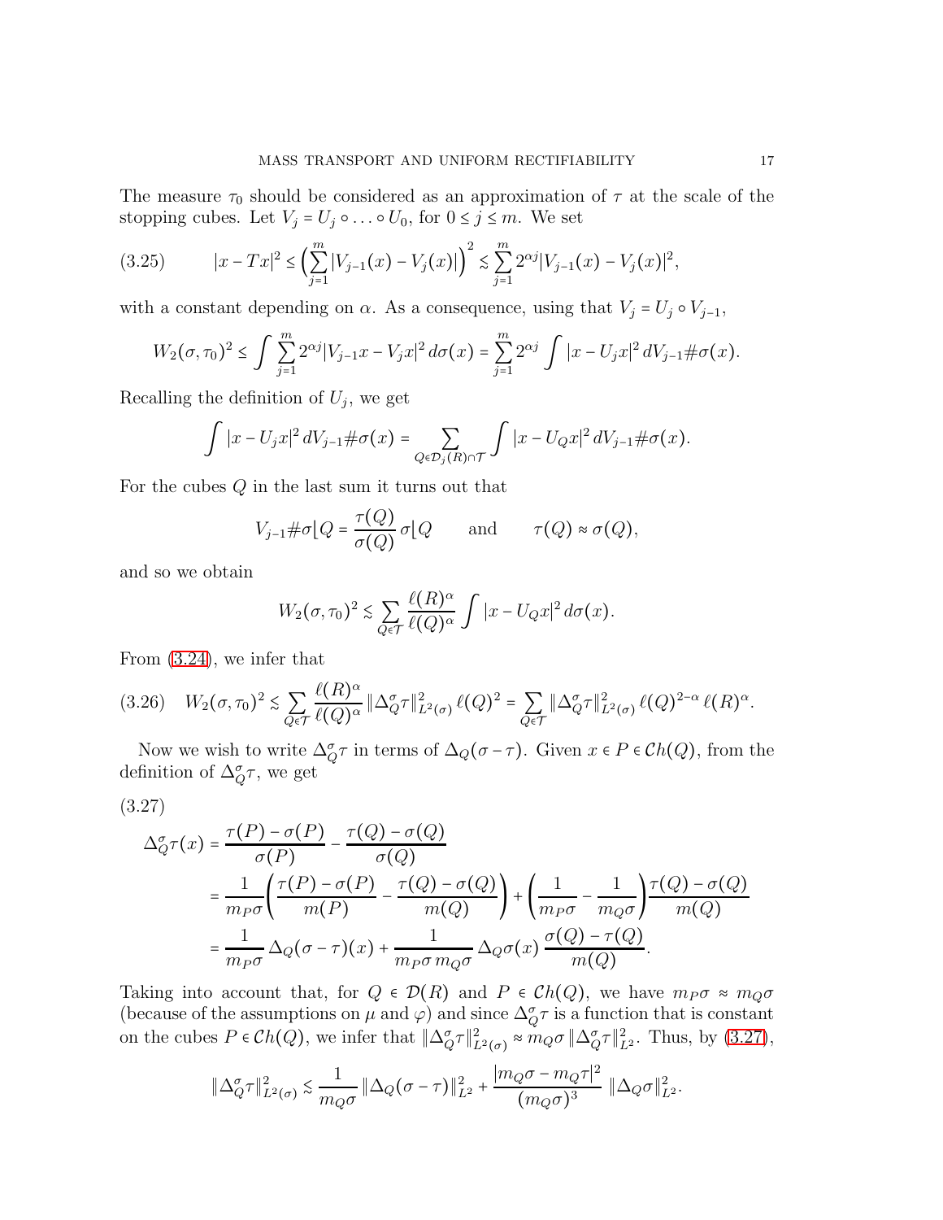The measure $\tau_0$ should be considered as an approximation of $\tau$ at the scale of the stopping cubes. Let $V_j = U_j \circ \ldots \circ U_0$, for $0 \leq j \leq m$. We set

$$|x - Tx|^2 \leq \Big(\sum_{j=1}^{m} |V_{j-1}(x) - V_j(x)|\Big)^2 \lesssim \sum_{j=1}^{m} 2^{\alpha j} |V_{j-1}(x) - V_j(x)|^2, \tag{3.25}$$

with a constant depending on $\alpha$. As a consequence, using that $V_j = U_j \circ V_{j-1}$,

$$W_2(\sigma, \tau_0)^2 \leq \int \sum_{j=1}^{m} 2^{\alpha j} |V_{j-1}x - V_j x|^2 \, d\sigma(x) = \sum_{j=1}^{m} 2^{\alpha j} \int |x - U_j x|^2 \, dV_{j-1}\#\sigma(x).$$

Recalling the definition of $U_j$, we get

$$\int |x - U_j x|^2 \, dV_{j-1}\#\sigma(x) = \sum_{Q \in \mathcal{D}_j(R) \cap \mathcal{T}} \int |x - U_Q x|^2 \, dV_{j-1}\#\sigma(x).$$

For the cubes $Q$ in the last sum it turns out that

$$V_{j-1}\#\sigma\lfloor Q = \frac{\tau(Q)}{\sigma(Q)} \, \sigma\lfloor Q \qquad \text{and} \qquad \tau(Q) \approx \sigma(Q),$$

and so we obtain

$$W_2(\sigma, \tau_0)^2 \lesssim \sum_{Q \in \mathcal{T}} \frac{\ell(R)^\alpha}{\ell(Q)^\alpha} \int |x - U_Q x|^2 \, d\sigma(x).$$

From (3.24), we infer that

$$W_2(\sigma, \tau_0)^2 \lesssim \sum_{Q \in \mathcal{T}} \frac{\ell(R)^\alpha}{\ell(Q)^\alpha} \|\Delta_Q^\sigma \tau\|_{L^2(\sigma)}^2 \, \ell(Q)^2 = \sum_{Q \in \mathcal{T}} \|\Delta_Q^\sigma \tau\|_{L^2(\sigma)}^2 \, \ell(Q)^{2-\alpha} \, \ell(R)^\alpha. \tag{3.26}$$

Now we wish to write $\Delta_Q^\sigma \tau$ in terms of $\Delta_Q(\sigma - \tau)$. Given $x \in P \in \mathcal{C}h(Q)$, from the definition of $\Delta_Q^\sigma \tau$, we get

$$\begin{aligned}
\Delta_Q^\sigma \tau(x) &= \frac{\tau(P) - \sigma(P)}{\sigma(P)} - \frac{\tau(Q) - \sigma(Q)}{\sigma(Q)} \\
&= \frac{1}{m_P \sigma}\left(\frac{\tau(P) - \sigma(P)}{m(P)} - \frac{\tau(Q) - \sigma(Q)}{m(Q)}\right) + \left(\frac{1}{m_P \sigma} - \frac{1}{m_Q \sigma}\right) \frac{\tau(Q) - \sigma(Q)}{m(Q)} \\
&= \frac{1}{m_P \sigma} \, \Delta_Q(\sigma - \tau)(x) + \frac{1}{m_P \sigma \, m_Q \sigma} \, \Delta_Q \sigma(x) \, \frac{\sigma(Q) - \tau(Q)}{m(Q)}.
\end{aligned} \tag{3.27}$$

Taking into account that, for $Q \in \mathcal{D}(R)$ and $P \in \mathcal{C}h(Q)$, we have $m_P \sigma \approx m_Q \sigma$ (because of the assumptions on $\mu$ and $\varphi$) and since $\Delta_Q^\sigma \tau$ is a function that is constant on the cubes $P \in \mathcal{C}h(Q)$, we infer that $\|\Delta_Q^\sigma \tau\|_{L^2(\sigma)}^2 \approx m_Q \sigma \, \|\Delta_Q^\sigma \tau\|_{L^2}^2$. Thus, by (3.27),

$$\|\Delta_Q^\sigma \tau\|_{L^2(\sigma)}^2 \lesssim \frac{1}{m_Q \sigma} \, \|\Delta_Q(\sigma - \tau)\|_{L^2}^2 + \frac{|m_Q \sigma - m_Q \tau|^2}{(m_Q \sigma)^3} \, \|\Delta_Q \sigma\|_{L^2}^2.$$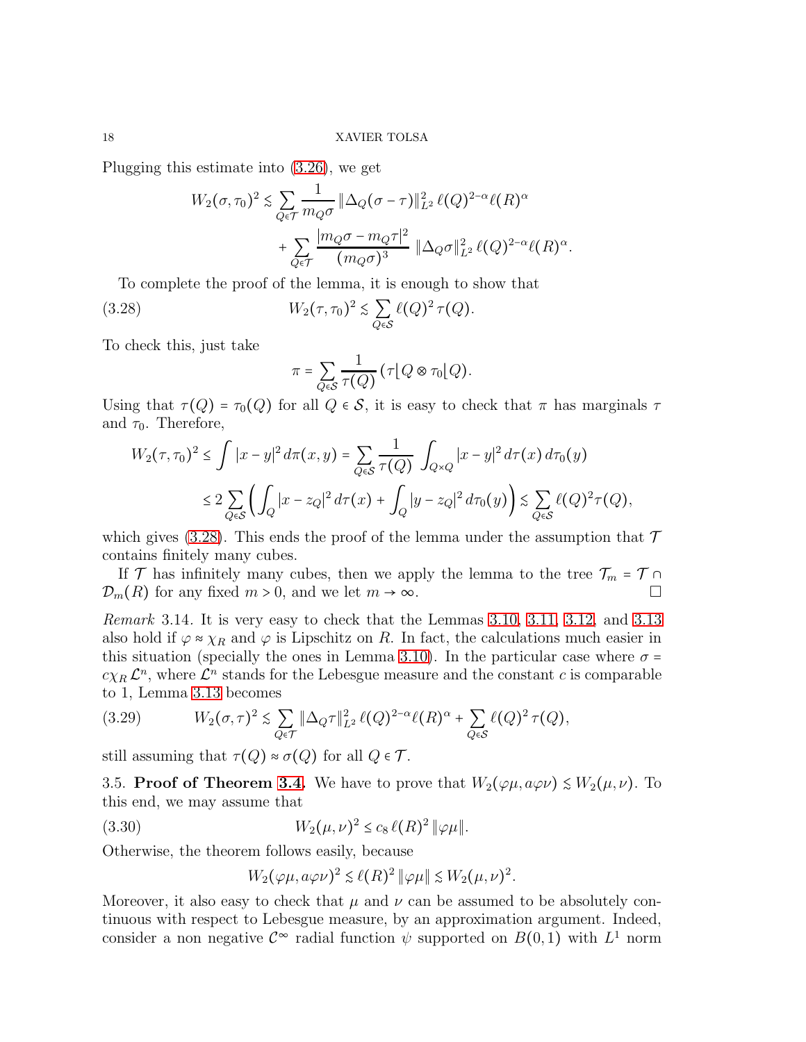Plugging this estimate into (3.26), we get

$$W_2(\sigma,\tau_0)^2 \lesssim \sum_{Q\in\mathcal{T}} \frac{1}{m_Q\sigma}\,\|\Delta_Q(\sigma-\tau)\|_{L^2}^2\,\ell(Q)^{2-\alpha}\ell(R)^\alpha$$
$$+ \sum_{Q\in\mathcal{T}} \frac{|m_Q\sigma - m_Q\tau|^2}{(m_Q\sigma)^3}\,\|\Delta_Q\sigma\|_{L^2}^2\,\ell(Q)^{2-\alpha}\ell(R)^\alpha.$$

To complete the proof of the lemma, it is enough to show that

$$W_2(\tau,\tau_0)^2 \lesssim \sum_{Q\in\mathcal{S}} \ell(Q)^2\,\tau(Q). \tag{3.28}$$

To check this, just take

$$\pi = \sum_{Q\in\mathcal{S}} \frac{1}{\tau(Q)}\,(\tau\lfloor Q \otimes \tau_0\lfloor Q).$$

Using that $\tau(Q) = \tau_0(Q)$ for all $Q\in\mathcal{S}$, it is easy to check that $\pi$ has marginals $\tau$ and $\tau_0$. Therefore,

$$W_2(\tau,\tau_0)^2 \le \int |x-y|^2\,d\pi(x,y) = \sum_{Q\in\mathcal{S}} \frac{1}{\tau(Q)}\int_{Q\times Q}|x-y|^2\,d\tau(x)\,d\tau_0(y)$$
$$\le 2\sum_{Q\in\mathcal{S}}\left(\int_Q |x-z_Q|^2\,d\tau(x) + \int_Q |y-z_Q|^2\,d\tau_0(y)\right) \lesssim \sum_{Q\in\mathcal{S}} \ell(Q)^2\tau(Q),$$

which gives (3.28). This ends the proof of the lemma under the assumption that $\mathcal{T}$ contains finitely many cubes.

If $\mathcal{T}$ has infinitely many cubes, then we apply the lemma to the tree $\mathcal{T}_m = \mathcal{T}\cap\mathcal{D}_m(R)$ for any fixed $m>0$, and we let $m\to\infty$. $\square$

*Remark* 3.14. It is very easy to check that the Lemmas 3.10, 3.11, 3.12, and 3.13 also hold if $\varphi \approx \chi_R$ and $\varphi$ is Lipschitz on $R$. In fact, the calculations much easier in this situation (specially the ones in Lemma 3.10). In the particular case where $\sigma = c\chi_R\,\mathcal{L}^n$, where $\mathcal{L}^n$ stands for the Lebesgue measure and the constant $c$ is comparable to 1, Lemma 3.13 becomes

$$W_2(\sigma,\tau)^2 \lesssim \sum_{Q\in\mathcal{T}} \|\Delta_Q\tau\|_{L^2}^2\,\ell(Q)^{2-\alpha}\ell(R)^\alpha + \sum_{Q\in\mathcal{S}} \ell(Q)^2\,\tau(Q), \tag{3.29}$$

still assuming that $\tau(Q)\approx\sigma(Q)$ for all $Q\in\mathcal{T}$.

3.5. **Proof of Theorem 3.4.** We have to prove that $W_2(\varphi\mu, a\varphi\nu) \lesssim W_2(\mu,\nu)$. To this end, we may assume that

$$W_2(\mu,\nu)^2 \le c_8\,\ell(R)^2\,\|\varphi\mu\|. \tag{3.30}$$

Otherwise, the theorem follows easily, because

$$W_2(\varphi\mu, a\varphi\nu)^2 \lesssim \ell(R)^2\,\|\varphi\mu\| \lesssim W_2(\mu,\nu)^2.$$

Moreover, it also easy to check that $\mu$ and $\nu$ can be assumed to be absolutely continuous with respect to Lebesgue measure, by an approximation argument. Indeed, consider a non negative $\mathcal{C}^\infty$ radial function $\psi$ supported on $B(0,1)$ with $L^1$ norm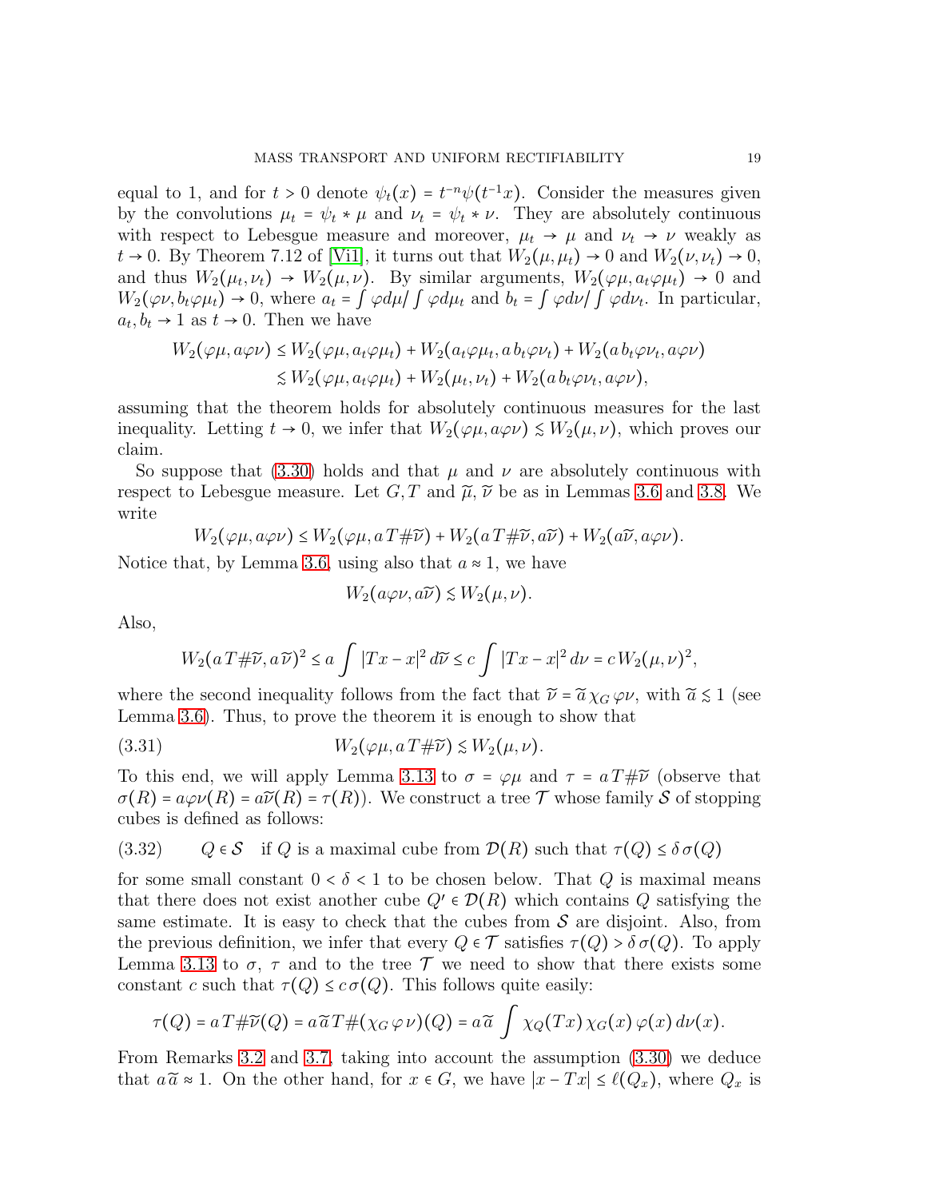equal to 1, and for $t > 0$ denote $\psi_t(x) = t^{-n}\psi(t^{-1}x)$. Consider the measures given by the convolutions $\mu_t = \psi_t * \mu$ and $\nu_t = \psi_t * \nu$. They are absolutely continuous with respect to Lebesgue measure and moreover, $\mu_t \to \mu$ and $\nu_t \to \nu$ weakly as $t \to 0$. By Theorem 7.12 of [Vi1], it turns out that $W_2(\mu, \mu_t) \to 0$ and $W_2(\nu, \nu_t) \to 0$, and thus $W_2(\mu_t, \nu_t) \to W_2(\mu, \nu)$. By similar arguments, $W_2(\varphi\mu, a_t\varphi\mu_t) \to 0$ and $W_2(\varphi\nu, b_t\varphi\mu_t) \to 0$, where $a_t = \int \varphi d\mu / \int \varphi d\mu_t$ and $b_t = \int \varphi d\nu / \int \varphi d\nu_t$. In particular, $a_t, b_t \to 1$ as $t \to 0$. Then we have

$$
\begin{aligned}
W_2(\varphi\mu, a\varphi\nu) &\le W_2(\varphi\mu, a_t\varphi\mu_t) + W_2(a_t\varphi\mu_t, a\, b_t\varphi\nu_t) + W_2(a\, b_t\varphi\nu_t, a\varphi\nu) \\
&\lesssim W_2(\varphi\mu, a_t\varphi\mu_t) + W_2(\mu_t, \nu_t) + W_2(a\, b_t\varphi\nu_t, a\varphi\nu),
\end{aligned}
$$

assuming that the theorem holds for absolutely continuous measures for the last inequality. Letting $t \to 0$, we infer that $W_2(\varphi\mu, a\varphi\nu) \lesssim W_2(\mu, \nu)$, which proves our claim.

So suppose that (3.30) holds and that $\mu$ and $\nu$ are absolutely continuous with respect to Lebesgue measure. Let $G, T$ and $\widetilde{\mu}$, $\widetilde{\nu}$ be as in Lemmas 3.6 and 3.8. We write

$$
W_2(\varphi\mu, a\varphi\nu) \le W_2(\varphi\mu, a\, T\#\widetilde{\nu}) + W_2(a\, T\#\widetilde{\nu}, a\widetilde{\nu}) + W_2(a\widetilde{\nu}, a\varphi\nu).
$$

Notice that, by Lemma 3.6, using also that $a \approx 1$, we have

$$
W_2(a\varphi\nu, a\widetilde{\nu}) \lesssim W_2(\mu, \nu).
$$

Also,

$$
W_2(a\, T\#\widetilde{\nu}, a\, \widetilde{\nu})^2 \le a \int |Tx - x|^2\, d\widetilde{\nu} \le c \int |Tx - x|^2\, d\nu = c\, W_2(\mu, \nu)^2,
$$

where the second inequality follows from the fact that $\widetilde{\nu} = \widetilde{a}\, \chi_G\, \varphi\nu$, with $\widetilde{a} \lesssim 1$ (see Lemma 3.6). Thus, to prove the theorem it is enough to show that

$$
W_2(\varphi\mu, a\, T\#\widetilde{\nu}) \lesssim W_2(\mu, \nu). \tag{3.31}
$$

To this end, we will apply Lemma 3.13 to $\sigma = \varphi\mu$ and $\tau = a\, T\#\widetilde{\nu}$ (observe that $\sigma(R) = a\varphi\nu(R) = a\widetilde{\nu}(R) = \tau(R)$). We construct a tree $\mathcal{T}$ whose family $\mathcal{S}$ of stopping cubes is defined as follows:

$$
Q \in \mathcal{S} \quad \text{if } Q \text{ is a maximal cube from } \mathcal{D}(R) \text{ such that } \tau(Q) \le \delta\, \sigma(Q) \tag{3.32}
$$

for some small constant $0 < \delta < 1$ to be chosen below. That $Q$ is maximal means that there does not exist another cube $Q' \in \mathcal{D}(R)$ which contains $Q$ satisfying the same estimate. It is easy to check that the cubes from $\mathcal{S}$ are disjoint. Also, from the previous definition, we infer that every $Q \in \mathcal{T}$ satisfies $\tau(Q) > \delta\, \sigma(Q)$. To apply Lemma 3.13 to $\sigma$, $\tau$ and to the tree $\mathcal{T}$ we need to show that there exists some constant $c$ such that $\tau(Q) \le c\, \sigma(Q)$. This follows quite easily:

$$
\tau(Q) = a\, T\#\widetilde{\nu}(Q) = a\, \widetilde{a}\, T\#(\chi_G\, \varphi\, \nu)(Q) = a\, \widetilde{a} \int \chi_Q(Tx)\, \chi_G(x)\, \varphi(x)\, d\nu(x).
$$

From Remarks 3.2 and 3.7, taking into account the assumption (3.30) we deduce that $a\, \widetilde{a} \approx 1$. On the other hand, for $x \in G$, we have $|x - Tx| \le \ell(Q_x)$, where $Q_x$ is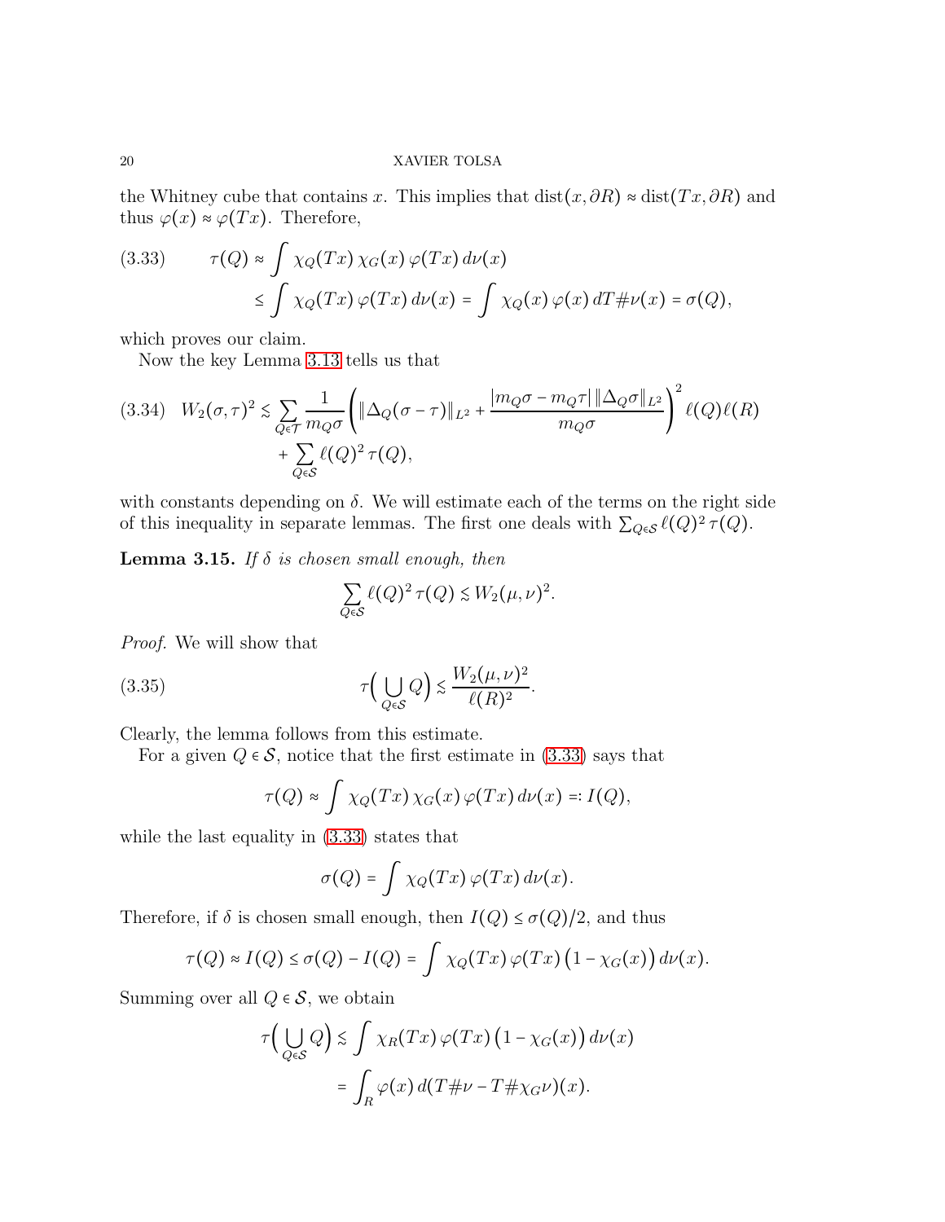the Whitney cube that contains $x$. This implies that $\operatorname{dist}(x, \partial R) \approx \operatorname{dist}(Tx, \partial R)$ and thus $\varphi(x) \approx \varphi(Tx)$. Therefore,

$$
\begin{aligned}
\tau(Q) &\approx \int \chi_Q(Tx)\, \chi_G(x)\, \varphi(Tx)\, d\nu(x) \\
&\leq \int \chi_Q(Tx)\, \varphi(Tx)\, d\nu(x) = \int \chi_Q(x)\, \varphi(x)\, dT\#\nu(x) = \sigma(Q),
\end{aligned}
\tag{3.33}
$$

which proves our claim.

Now the key Lemma 3.13 tells us that

$$
\begin{aligned}
W_2(\sigma, \tau)^2 \lesssim &\sum_{Q \in \mathcal{T}} \frac{1}{m_Q \sigma} \left( \|\Delta_Q(\sigma - \tau)\|_{L^2} + \frac{|m_Q\sigma - m_Q\tau|\, \|\Delta_Q \sigma\|_{L^2}}{m_Q \sigma} \right)^2 \ell(Q) \ell(R) \\
&+ \sum_{Q \in \mathcal{S}} \ell(Q)^2\, \tau(Q),
\end{aligned}
\tag{3.34}
$$

with constants depending on $\delta$. We will estimate each of the terms on the right side of this inequality in separate lemmas. The first one deals with $\sum_{Q \in \mathcal{S}} \ell(Q)^2\, \tau(Q)$.

**Lemma 3.15.** *If $\delta$ is chosen small enough, then*

$$
\sum_{Q \in \mathcal{S}} \ell(Q)^2\, \tau(Q) \lesssim W_2(\mu, \nu)^2.
$$

*Proof.* We will show that

$$
\tau\Big( \bigcup_{Q \in \mathcal{S}} Q \Big) \lesssim \frac{W_2(\mu, \nu)^2}{\ell(R)^2}.
\tag{3.35}
$$

Clearly, the lemma follows from this estimate.

For a given $Q \in \mathcal{S}$, notice that the first estimate in (3.33) says that

$$
\tau(Q) \approx \int \chi_Q(Tx)\, \chi_G(x)\, \varphi(Tx)\, d\nu(x) =: I(Q),
$$

while the last equality in (3.33) states that

$$
\sigma(Q) = \int \chi_Q(Tx)\, \varphi(Tx)\, d\nu(x).
$$

Therefore, if $\delta$ is chosen small enough, then $I(Q) \leq \sigma(Q)/2$, and thus

$$
\tau(Q) \approx I(Q) \leq \sigma(Q) - I(Q) = \int \chi_Q(Tx)\, \varphi(Tx)\, \big(1 - \chi_G(x)\big)\, d\nu(x).
$$

Summing over all $Q \in \mathcal{S}$, we obtain

$$
\begin{aligned}
\tau\Big( \bigcup_{Q \in \mathcal{S}} Q \Big) &\lesssim \int \chi_R(Tx)\, \varphi(Tx)\, \big(1 - \chi_G(x)\big)\, d\nu(x) \\
&= \int_R \varphi(x)\, d(T\#\nu - T\#\chi_G \nu)(x).
\end{aligned}
$$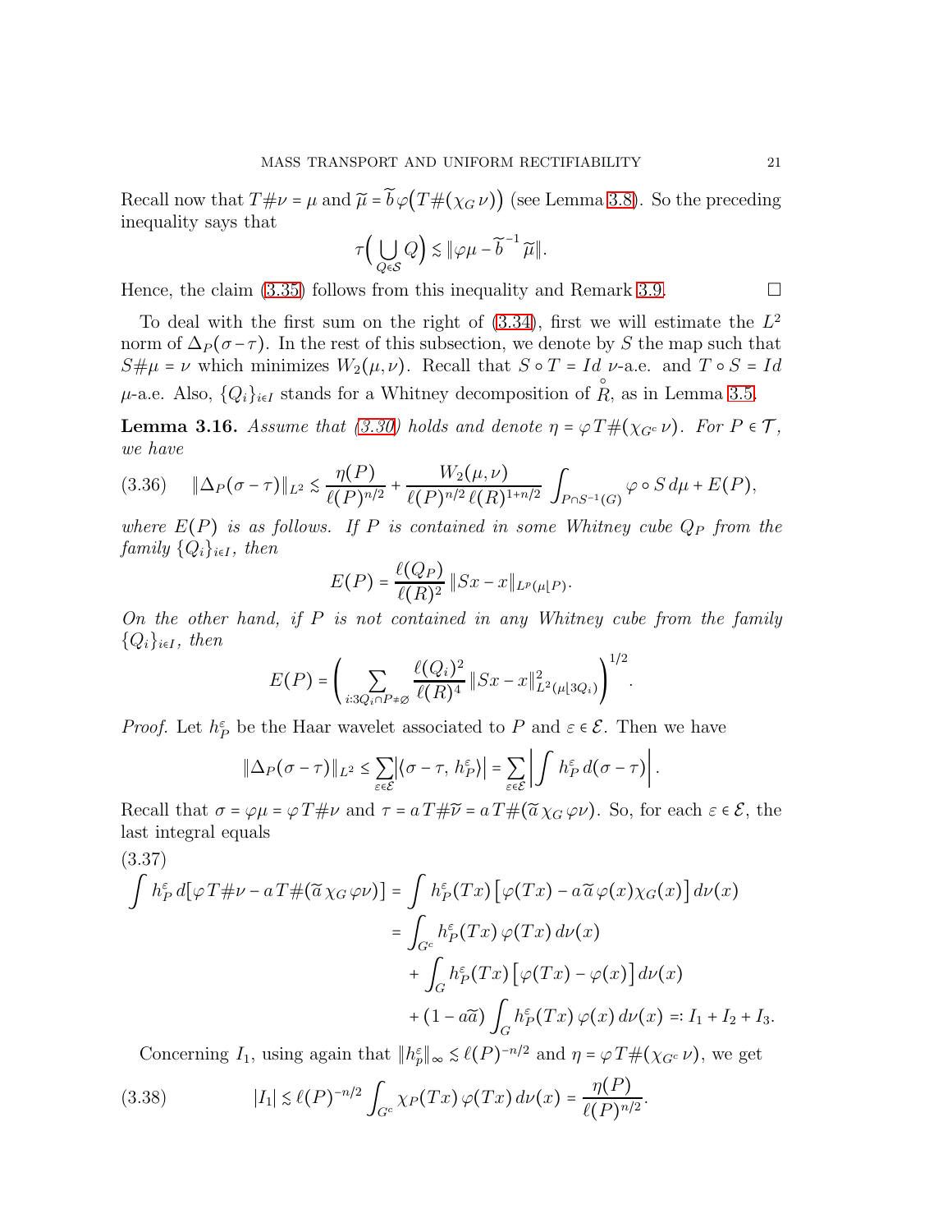Recall now that $T\#\nu = \mu$ and $\widetilde{\mu} = \widetilde{b}\,\varphi\big(T\#(\chi_G\,\nu)\big)$ (see Lemma 3.8). So the preceding inequality says that

$$\tau\Big(\bigcup_{Q\in\mathcal{S}} Q\Big) \lesssim \|\varphi\mu - \widetilde{b}^{\,-1}\,\widetilde{\mu}\|.$$

Hence, the claim (3.35) follows from this inequality and Remark 3.9. $\square$

To deal with the first sum on the right of (3.34), first we will estimate the $L^2$ norm of $\Delta_P(\sigma-\tau)$. In the rest of this subsection, we denote by $S$ the map such that $S\#\mu = \nu$ which minimizes $W_2(\mu,\nu)$. Recall that $S\circ T = Id$ $\nu$-a.e. and $T\circ S = Id$ $\mu$-a.e. Also, $\{Q_i\}_{i\in I}$ stands for a Whitney decomposition of $\overset{\circ}{R}$, as in Lemma 3.5.

**Lemma 3.16.** *Assume that (3.30) holds and denote $\eta = \varphi\, T\#(\chi_{G^c}\,\nu)$. For $P\in\mathcal{T}$, we have*

$$\|\Delta_P(\sigma-\tau)\|_{L^2} \lesssim \frac{\eta(P)}{\ell(P)^{n/2}} + \frac{W_2(\mu,\nu)}{\ell(P)^{n/2}\,\ell(R)^{1+n/2}}\int_{P\cap S^{-1}(G)} \varphi\circ S\,d\mu + E(P), \tag{3.36}$$

*where $E(P)$ is as follows. If $P$ is contained in some Whitney cube $Q_P$ from the family $\{Q_i\}_{i\in I}$, then*

$$E(P) = \frac{\ell(Q_P)}{\ell(R)^2}\,\|Sx - x\|_{L^p(\mu\lfloor P)}.$$

*On the other hand, if $P$ is not contained in any Whitney cube from the family $\{Q_i\}_{i\in I}$, then*

$$E(P) = \left(\sum_{i:3Q_i\cap P\neq\varnothing} \frac{\ell(Q_i)^2}{\ell(R)^4}\,\|Sx-x\|^2_{L^2(\mu\lfloor 3Q_i)}\right)^{1/2}.$$

*Proof.* Let $h_P^\varepsilon$ be the Haar wavelet associated to $P$ and $\varepsilon\in\mathcal{E}$. Then we have

$$\|\Delta_P(\sigma-\tau)\|_{L^2} \le \sum_{\varepsilon\in\mathcal{E}} \big|\langle \sigma-\tau,\, h_P^\varepsilon\rangle\big| = \sum_{\varepsilon\in\mathcal{E}} \left|\int h_P^\varepsilon\,d(\sigma-\tau)\right|.$$

Recall that $\sigma = \varphi\mu = \varphi\,T\#\nu$ and $\tau = a\,T\#\widetilde{\nu} = a\,T\#(\widetilde{a}\,\chi_G\,\varphi\nu)$. So, for each $\varepsilon\in\mathcal{E}$, the last integral equals

$$\begin{aligned}
\int h_P^\varepsilon\,d[\varphi\,T\#\nu - a\,T\#(\widetilde{a}\,\chi_G\,\varphi\nu)] &= \int h_P^\varepsilon(Tx)\big[\varphi(Tx) - a\,\widetilde{a}\,\varphi(x)\chi_G(x)\big]\,d\nu(x)\\
&= \int_{G^c} h_P^\varepsilon(Tx)\,\varphi(Tx)\,d\nu(x)\\
&\quad + \int_G h_P^\varepsilon(Tx)\big[\varphi(Tx)-\varphi(x)\big]\,d\nu(x)\\
&\quad + (1-a\widetilde{a})\int_G h_P^\varepsilon(Tx)\,\varphi(x)\,d\nu(x) =: I_1 + I_2 + I_3.
\end{aligned} \tag{3.37}$$

Concerning $I_1$, using again that $\|h_p^\varepsilon\|_\infty \lesssim \ell(P)^{-n/2}$ and $\eta = \varphi\,T\#(\chi_{G^c}\,\nu)$, we get

$$|I_1| \lesssim \ell(P)^{-n/2}\int_{G^c} \chi_P(Tx)\,\varphi(Tx)\,d\nu(x) = \frac{\eta(P)}{\ell(P)^{n/2}}. \tag{3.38}$$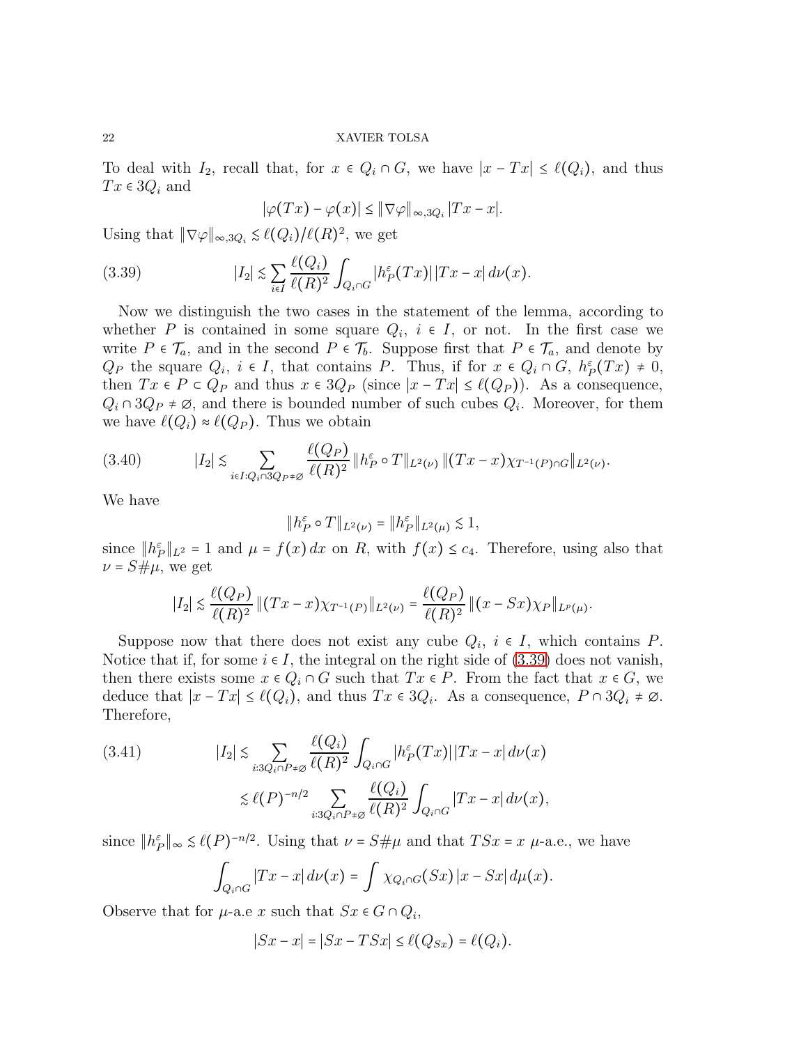To deal with $I_2$, recall that, for $x \in Q_i \cap G$, we have $|x - Tx| \leq \ell(Q_i)$, and thus $Tx \in 3Q_i$ and

$$|\varphi(Tx) - \varphi(x)| \leq \|\nabla\varphi\|_{\infty,3Q_i}\,|Tx - x|.$$

Using that $\|\nabla\varphi\|_{\infty,3Q_i} \lesssim \ell(Q_i)/\ell(R)^2$, we get

$$|I_2| \lesssim \sum_{i\in I} \frac{\ell(Q_i)}{\ell(R)^2} \int_{Q_i\cap G} |h_P^\varepsilon(Tx)|\,|Tx - x|\,d\nu(x). \tag{3.39}$$

Now we distinguish the two cases in the statement of the lemma, according to whether $P$ is contained in some square $Q_i$, $i \in I$, or not. In the first case we write $P \in \mathcal{T}_a$, and in the second $P \in \mathcal{T}_b$. Suppose first that $P \in \mathcal{T}_a$, and denote by $Q_P$ the square $Q_i$, $i \in I$, that contains $P$. Thus, if for $x \in Q_i \cap G$, $h_P^\varepsilon(Tx) \neq 0$, then $Tx \in P \subset Q_P$ and thus $x \in 3Q_P$ (since $|x - Tx| \leq \ell(Q_P)$). As a consequence, $Q_i \cap 3Q_P \neq \varnothing$, and there is bounded number of such cubes $Q_i$. Moreover, for them we have $\ell(Q_i) \approx \ell(Q_P)$. Thus we obtain

$$|I_2| \lesssim \sum_{i\in I: Q_i\cap 3Q_P\neq\varnothing} \frac{\ell(Q_P)}{\ell(R)^2}\, \|h_P^\varepsilon \circ T\|_{L^2(\nu)}\, \|(Tx - x)\chi_{T^{-1}(P)\cap G}\|_{L^2(\nu)}. \tag{3.40}$$

We have

$$\|h_P^\varepsilon \circ T\|_{L^2(\nu)} = \|h_P^\varepsilon\|_{L^2(\mu)} \lesssim 1,$$

since $\|h_P^\varepsilon\|_{L^2} = 1$ and $\mu = f(x)\,dx$ on $R$, with $f(x) \leq c_4$. Therefore, using also that $\nu = S\#\mu$, we get

$$|I_2| \lesssim \frac{\ell(Q_P)}{\ell(R)^2}\, \|(Tx - x)\chi_{T^{-1}(P)}\|_{L^2(\nu)} = \frac{\ell(Q_P)}{\ell(R)^2}\, \|(x - Sx)\chi_P\|_{L^p(\mu)}.$$

Suppose now that there does not exist any cube $Q_i$, $i \in I$, which contains $P$. Notice that if, for some $i \in I$, the integral on the right side of (3.39) does not vanish, then there exists some $x \in Q_i \cap G$ such that $Tx \in P$. From the fact that $x \in G$, we deduce that $|x - Tx| \leq \ell(Q_i)$, and thus $Tx \in 3Q_i$. As a consequence, $P \cap 3Q_i \neq \varnothing$. Therefore,

$$\begin{aligned}
|I_2| &\lesssim \sum_{i:3Q_i\cap P\neq\varnothing} \frac{\ell(Q_i)}{\ell(R)^2} \int_{Q_i\cap G} |h_P^\varepsilon(Tx)|\,|Tx - x|\,d\nu(x) \\
&\lesssim \ell(P)^{-n/2} \sum_{i:3Q_i\cap P\neq\varnothing} \frac{\ell(Q_i)}{\ell(R)^2} \int_{Q_i\cap G} |Tx - x|\,d\nu(x),
\end{aligned} \tag{3.41}$$

since $\|h_P^\varepsilon\|_\infty \lesssim \ell(P)^{-n/2}$. Using that $\nu = S\#\mu$ and that $TSx = x$ $\mu$-a.e., we have

$$\int_{Q_i\cap G} |Tx - x|\,d\nu(x) = \int \chi_{Q_i\cap G}(Sx)\,|x - Sx|\,d\mu(x).$$

Observe that for $\mu$-a.e $x$ such that $Sx \in G \cap Q_i$,

$$|Sx - x| = |Sx - TSx| \leq \ell(Q_{Sx}) = \ell(Q_i).$$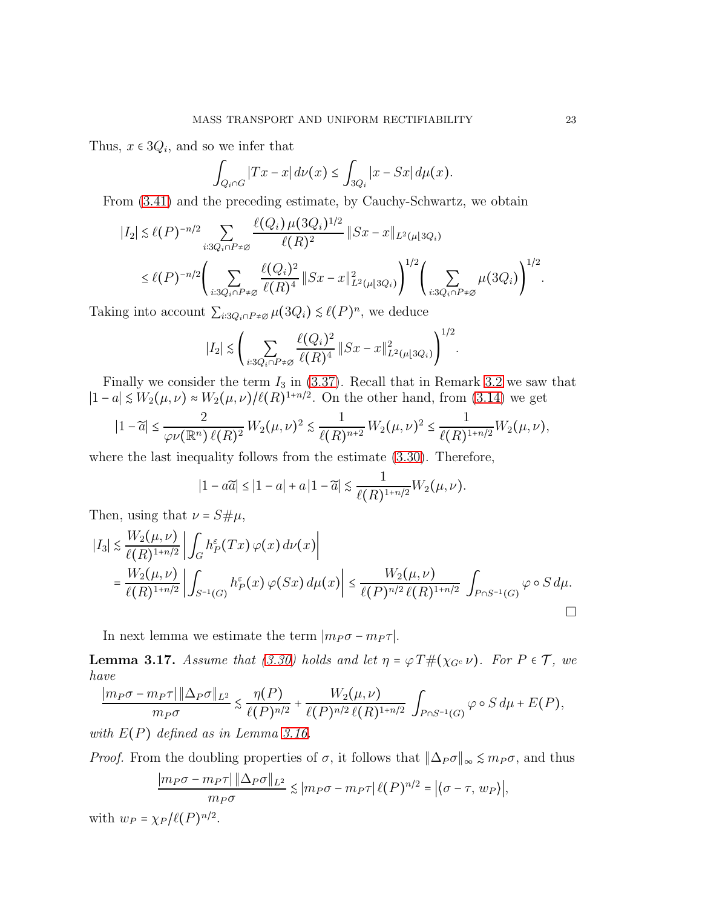Thus, $x \in 3Q_i$, and so we infer that

$$\int_{Q_i \cap G} |Tx - x| \, d\nu(x) \le \int_{3Q_i} |x - Sx| \, d\mu(x).$$

From (3.41) and the preceding estimate, by Cauchy-Schwartz, we obtain

$$\begin{aligned}
|I_2| &\lesssim \ell(P)^{-n/2} \sum_{i: 3Q_i \cap P \neq \varnothing} \frac{\ell(Q_i)\, \mu(3Q_i)^{1/2}}{\ell(R)^2} \, \|Sx - x\|_{L^2(\mu\lfloor 3Q_i)} \\
&\le \ell(P)^{-n/2} \Bigg( \sum_{i: 3Q_i \cap P \neq \varnothing} \frac{\ell(Q_i)^2}{\ell(R)^4} \, \|Sx - x\|^2_{L^2(\mu\lfloor 3Q_i)} \Bigg)^{1/2} \Bigg( \sum_{i: 3Q_i \cap P \neq \varnothing} \mu(3Q_i) \Bigg)^{1/2}.
\end{aligned}$$

Taking into account $\sum_{i: 3Q_i \cap P \neq \varnothing} \mu(3Q_i) \lesssim \ell(P)^n$, we deduce

$$|I_2| \lesssim \Bigg( \sum_{i: 3Q_i \cap P \neq \varnothing} \frac{\ell(Q_i)^2}{\ell(R)^4} \, \|Sx - x\|^2_{L^2(\mu\lfloor 3Q_i)} \Bigg)^{1/2}.$$

Finally we consider the term $I_3$ in (3.37). Recall that in Remark 3.2 we saw that $|1 - a| \lesssim W_2(\mu,\nu) \approx W_2(\mu,\nu)/\ell(R)^{1+n/2}$. On the other hand, from (3.14) we get

$$|1 - \widetilde{a}| \le \frac{2}{\varphi\nu(\mathbb{R}^n)\, \ell(R)^2} \, W_2(\mu,\nu)^2 \lesssim \frac{1}{\ell(R)^{n+2}} \, W_2(\mu,\nu)^2 \le \frac{1}{\ell(R)^{1+n/2}} W_2(\mu,\nu),$$

where the last inequality follows from the estimate (3.30). Therefore,

$$|1 - a\widetilde{a}| \le |1 - a| + a\,|1 - \widetilde{a}| \lesssim \frac{1}{\ell(R)^{1+n/2}} W_2(\mu,\nu).$$

Then, using that $\nu = S\#\mu$,

$$\begin{aligned}
|I_3| &\lesssim \frac{W_2(\mu,\nu)}{\ell(R)^{1+n/2}} \left| \int_G h_P^\varepsilon(Tx)\, \varphi(x)\, d\nu(x) \right| \\
&= \frac{W_2(\mu,\nu)}{\ell(R)^{1+n/2}} \left| \int_{S^{-1}(G)} h_P^\varepsilon(x)\, \varphi(Sx)\, d\mu(x) \right| \le \frac{W_2(\mu,\nu)}{\ell(P)^{n/2}\, \ell(R)^{1+n/2}} \int_{P \cap S^{-1}(G)} \varphi \circ S \, d\mu.
\end{aligned}$$

$\square$

In next lemma we estimate the term $|m_P\sigma - m_P\tau|$.

**Lemma 3.17.** *Assume that (3.30) holds and let $\eta = \varphi T\#(\chi_{G^c}\nu)$. For $P \in \mathcal{T}$, we have*

$$\frac{|m_P\sigma - m_P\tau|\, \|\Delta_P\sigma\|_{L^2}}{m_P\sigma} \lesssim \frac{\eta(P)}{\ell(P)^{n/2}} + \frac{W_2(\mu,\nu)}{\ell(P)^{n/2}\, \ell(R)^{1+n/2}} \int_{P \cap S^{-1}(G)} \varphi \circ S \, d\mu + E(P),$$

*with $E(P)$ defined as in Lemma 3.16.*

*Proof.* From the doubling properties of $\sigma$, it follows that $\|\Delta_P\sigma\|_\infty \lesssim m_P\sigma$, and thus

$$\frac{|m_P\sigma - m_P\tau|\, \|\Delta_P\sigma\|_{L^2}}{m_P\sigma} \lesssim |m_P\sigma - m_P\tau|\, \ell(P)^{n/2} = \big|\langle \sigma - \tau, \, w_P \rangle\big|,$$

with $w_P = \chi_P/\ell(P)^{n/2}$.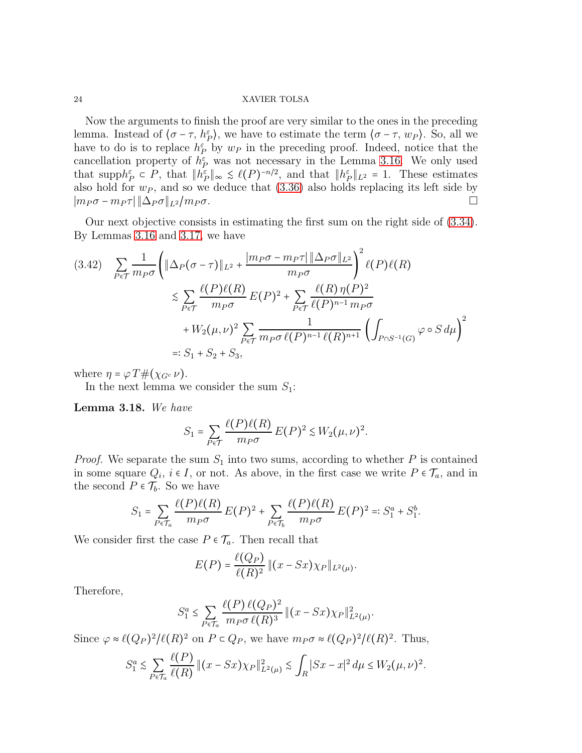Now the arguments to finish the proof are very similar to the ones in the preceding lemma. Instead of $\langle \sigma - \tau, h_P^\varepsilon \rangle$, we have to estimate the term $\langle \sigma - \tau, w_P \rangle$. So, all we have to do is to replace $h_P^\varepsilon$ by $w_P$ in the preceding proof. Indeed, notice that the cancellation property of $h_P^\varepsilon$ was not necessary in the Lemma 3.16. We only used that $\text{supp} h_P^\varepsilon \subset P$, that $\|h_P^\varepsilon\|_\infty \lesssim \ell(P)^{-n/2}$, and that $\|h_P^\varepsilon\|_{L^2} = 1$. These estimates also hold for $w_P$, and so we deduce that (3.36) also holds replacing its left side by $|m_P\sigma - m_P\tau| \, \|\Delta_P \sigma\|_{L^2}/m_P\sigma$. $\square$

Our next objective consists in estimating the first sum on the right side of (3.34). By Lemmas 3.16 and 3.17, we have

$$
\begin{aligned}
(3.42) \quad \sum_{P\in\mathcal{T}} \frac{1}{m_P\sigma} &\left( \|\Delta_P(\sigma-\tau)\|_{L^2} + \frac{|m_P\sigma - m_P\tau| \, \|\Delta_P\sigma\|_{L^2}}{m_P\sigma} \right)^2 \ell(P)\ell(R) \\
&\lesssim \sum_{P\in\mathcal{T}} \frac{\ell(P)\ell(R)}{m_P\sigma}\, E(P)^2 + \sum_{P\in\mathcal{T}} \frac{\ell(R)\,\eta(P)^2}{\ell(P)^{n-1}\, m_P\sigma} \\
&\quad + W_2(\mu,\nu)^2 \sum_{P\in\mathcal{T}} \frac{1}{m_P\sigma\,\ell(P)^{n-1}\,\ell(R)^{n+1}} \left( \int_{P\cap S^{-1}(G)} \varphi\circ S\, d\mu \right)^2 \\
&=: S_1 + S_2 + S_3,
\end{aligned}
$$

where $\eta = \varphi T\#(\chi_{G^c}\,\nu)$.

In the next lemma we consider the sum $S_1$:

**Lemma 3.18.** *We have*

$$
S_1 = \sum_{P\in\mathcal{T}} \frac{\ell(P)\ell(R)}{m_P\sigma}\, E(P)^2 \lesssim W_2(\mu,\nu)^2.
$$

*Proof.* We separate the sum $S_1$ into two sums, according to whether $P$ is contained in some square $Q_i$, $i \in I$, or not. As above, in the first case we write $P \in \mathcal{T}_a$, and in the second $P \in \mathcal{T}_b$. So we have

$$
S_1 = \sum_{P\in\mathcal{T}_a} \frac{\ell(P)\ell(R)}{m_P\sigma}\, E(P)^2 + \sum_{P\in\mathcal{T}_b} \frac{\ell(P)\ell(R)}{m_P\sigma}\, E(P)^2 =: S_1^a + S_1^b.
$$

We consider first the case $P \in \mathcal{T}_a$. Then recall that

$$
E(P) = \frac{\ell(Q_P)}{\ell(R)^2}\, \|(x - Sx)\chi_P\|_{L^2(\mu)}.
$$

Therefore,

$$
S_1^a \leq \sum_{P\in\mathcal{T}_a} \frac{\ell(P)\,\ell(Q_P)^2}{m_P\sigma\,\ell(R)^3}\, \|(x - Sx)\chi_P\|_{L^2(\mu)}^2.
$$

Since $\varphi \approx \ell(Q_P)^2/\ell(R)^2$ on $P \subset Q_P$, we have $m_P\sigma \approx \ell(Q_P)^2/\ell(R)^2$. Thus,

$$
S_1^a \lesssim \sum_{P\in\mathcal{T}_a} \frac{\ell(P)}{\ell(R)}\, \|(x - Sx)\chi_P\|_{L^2(\mu)}^2 \lesssim \int_R |Sx - x|^2\, d\mu \leq W_2(\mu,\nu)^2.
$$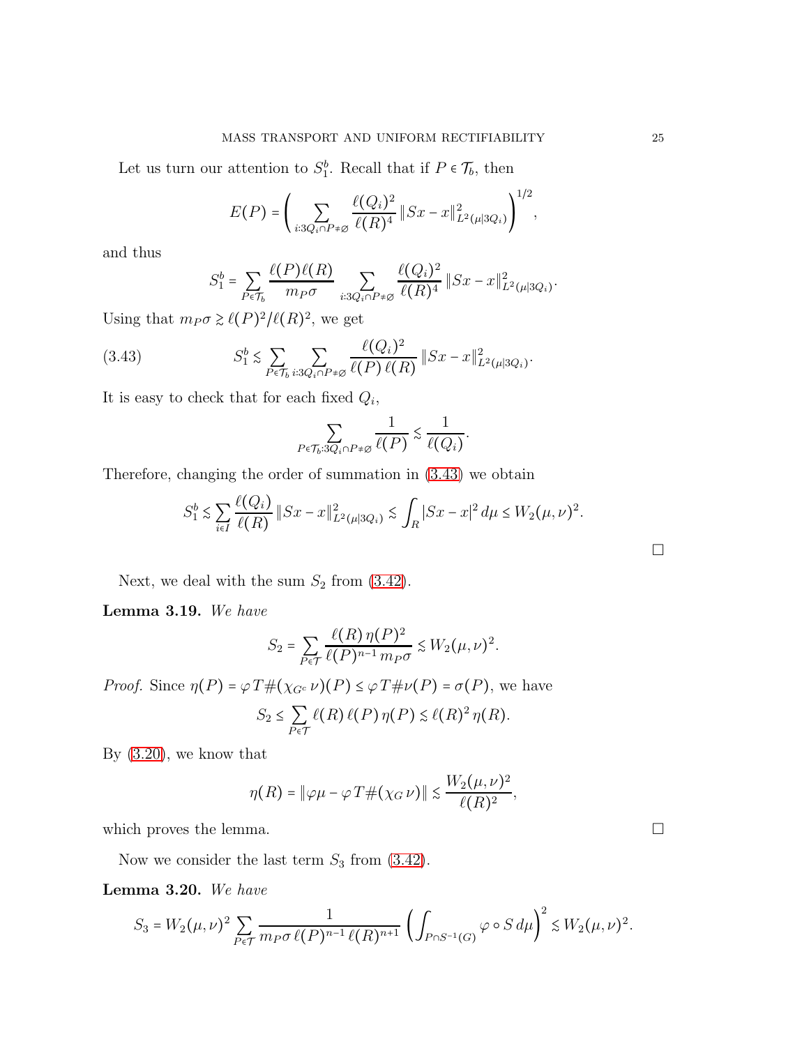Let us turn our attention to $S_1^b$. Recall that if $P \in \mathcal{T}_b$, then

$$E(P) = \left( \sum_{i:3Q_i \cap P \neq \varnothing} \frac{\ell(Q_i)^2}{\ell(R)^4} \| Sx - x \|^2_{L^2(\mu|3Q_i)} \right)^{1/2},$$

and thus

$$S_1^b = \sum_{P \in \mathcal{T}_b} \frac{\ell(P)\ell(R)}{m_P \sigma} \sum_{i:3Q_i \cap P \neq \varnothing} \frac{\ell(Q_i)^2}{\ell(R)^4} \| Sx - x \|^2_{L^2(\mu|3Q_i)}.$$

Using that $m_P \sigma \gtrsim \ell(P)^2/\ell(R)^2$, we get

$$S_1^b \lesssim \sum_{P \in \mathcal{T}_b} \sum_{i:3Q_i \cap P \neq \varnothing} \frac{\ell(Q_i)^2}{\ell(P)\,\ell(R)} \| Sx - x \|^2_{L^2(\mu|3Q_i)}. \tag{3.43}$$

It is easy to check that for each fixed $Q_i$,

$$\sum_{P \in \mathcal{T}_b : 3Q_i \cap P \neq \varnothing} \frac{1}{\ell(P)} \lesssim \frac{1}{\ell(Q_i)}.$$

Therefore, changing the order of summation in (3.43) we obtain

$$S_1^b \lesssim \sum_{i \in I} \frac{\ell(Q_i)}{\ell(R)} \| Sx - x \|^2_{L^2(\mu|3Q_i)} \lesssim \int_R |Sx - x|^2 \, d\mu \le W_2(\mu, \nu)^2.$$

□

Next, we deal with the sum $S_2$ from (3.42).

**Lemma 3.19.** *We have*

$$S_2 = \sum_{P \in \mathcal{T}} \frac{\ell(R)\,\eta(P)^2}{\ell(P)^{n-1}\, m_P \sigma} \lesssim W_2(\mu, \nu)^2.$$

*Proof.* Since $\eta(P) = \varphi T \#(\chi_{G^c} \nu)(P) \le \varphi T \# \nu(P) = \sigma(P)$, we have

$$S_2 \le \sum_{P \in \mathcal{T}} \ell(R)\, \ell(P)\, \eta(P) \lesssim \ell(R)^2\, \eta(R).$$

By (3.20), we know that

$$\eta(R) = \| \varphi \mu - \varphi T \#(\chi_G \nu) \| \lesssim \frac{W_2(\mu, \nu)^2}{\ell(R)^2},$$

which proves the lemma. □

Now we consider the last term $S_3$ from (3.42).

**Lemma 3.20.** *We have*

$$S_3 = W_2(\mu, \nu)^2 \sum_{P \in \mathcal{T}} \frac{1}{m_P \sigma\, \ell(P)^{n-1}\, \ell(R)^{n+1}} \left( \int_{P \cap S^{-1}(G)} \varphi \circ S \, d\mu \right)^2 \lesssim W_2(\mu, \nu)^2.$$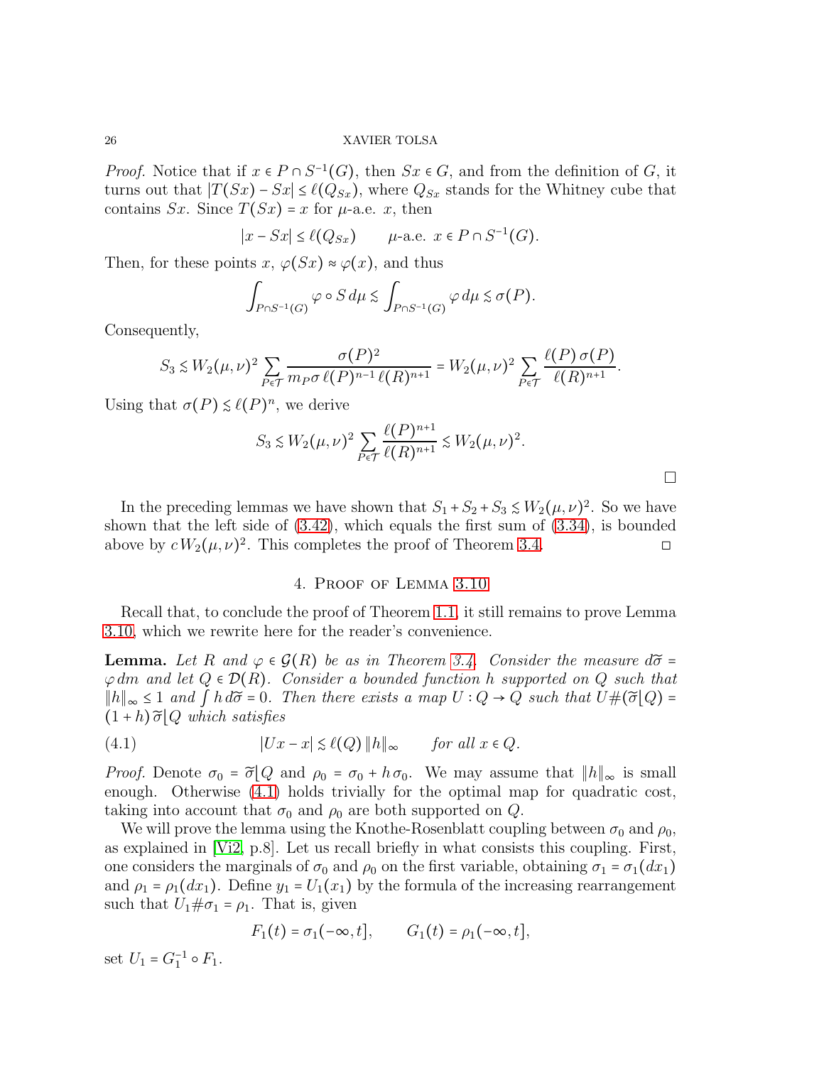*Proof.* Notice that if $x \in P \cap S^{-1}(G)$, then $Sx \in G$, and from the definition of $G$, it turns out that $|T(Sx) - Sx| \le \ell(Q_{Sx})$, where $Q_{Sx}$ stands for the Whitney cube that contains $Sx$. Since $T(Sx) = x$ for $\mu$-a.e. $x$, then

$$|x - Sx| \le \ell(Q_{Sx}) \qquad \mu\text{-a.e. } x \in P \cap S^{-1}(G).$$

Then, for these points $x$, $\varphi(Sx) \approx \varphi(x)$, and thus

$$\int_{P\cap S^{-1}(G)} \varphi \circ S \, d\mu \lesssim \int_{P\cap S^{-1}(G)} \varphi \, d\mu \lesssim \sigma(P).$$

Consequently,

$$S_3 \lesssim W_2(\mu,\nu)^2 \sum_{P\in\mathcal{T}} \frac{\sigma(P)^2}{m_P\sigma\, \ell(P)^{n-1}\,\ell(R)^{n+1}} = W_2(\mu,\nu)^2 \sum_{P\in\mathcal{T}} \frac{\ell(P)\,\sigma(P)}{\ell(R)^{n+1}}.$$

Using that $\sigma(P) \lesssim \ell(P)^n$, we derive

$$S_3 \lesssim W_2(\mu,\nu)^2 \sum_{P\in\mathcal{T}} \frac{\ell(P)^{n+1}}{\ell(R)^{n+1}} \lesssim W_2(\mu,\nu)^2.$$

□

In the preceding lemmas we have shown that $S_1 + S_2 + S_3 \lesssim W_2(\mu,\nu)^2$. So we have shown that the left side of (3.42), which equals the first sum of (3.34), is bounded above by $c\, W_2(\mu,\nu)^2$. This completes the proof of Theorem 3.4. □

## 4. Proof of Lemma 3.10

Recall that, to conclude the proof of Theorem 1.1, it still remains to prove Lemma 3.10, which we rewrite here for the reader's convenience.

**Lemma.** *Let $R$ and $\varphi \in \mathcal{G}(R)$ be as in Theorem 3.4. Consider the measure $d\widetilde{\sigma} = \varphi\, dm$ and let $Q \in \mathcal{D}(R)$. Consider a bounded function $h$ supported on $Q$ such that $\|h\|_\infty \le 1$ and $\int h\, d\widetilde{\sigma} = 0$. Then there exists a map $U : Q \to Q$ such that $U\#(\widetilde{\sigma}\lfloor Q) = (1+h)\,\widetilde{\sigma}\lfloor Q$ which satisfies*

$$|Ux - x| \lesssim \ell(Q)\, \|h\|_\infty \qquad \text{for all } x \in Q. \tag{4.1}$$

*Proof.* Denote $\sigma_0 = \widetilde{\sigma}\lfloor Q$ and $\rho_0 = \sigma_0 + h\,\sigma_0$. We may assume that $\|h\|_\infty$ is small enough. Otherwise (4.1) holds trivially for the optimal map for quadratic cost, taking into account that $\sigma_0$ and $\rho_0$ are both supported on $Q$.

We will prove the lemma using the Knothe-Rosenblatt coupling between $\sigma_0$ and $\rho_0$, as explained in [Vi2, p.8]. Let us recall briefly in what consists this coupling. First, one considers the marginals of $\sigma_0$ and $\rho_0$ on the first variable, obtaining $\sigma_1 = \sigma_1(dx_1)$ and $\rho_1 = \rho_1(dx_1)$. Define $y_1 = U_1(x_1)$ by the formula of the increasing rearrangement such that $U_1\#\sigma_1 = \rho_1$. That is, given

$$F_1(t) = \sigma_1(-\infty, t], \qquad G_1(t) = \rho_1(-\infty, t],$$

set $U_1 = G_1^{-1} \circ F_1$.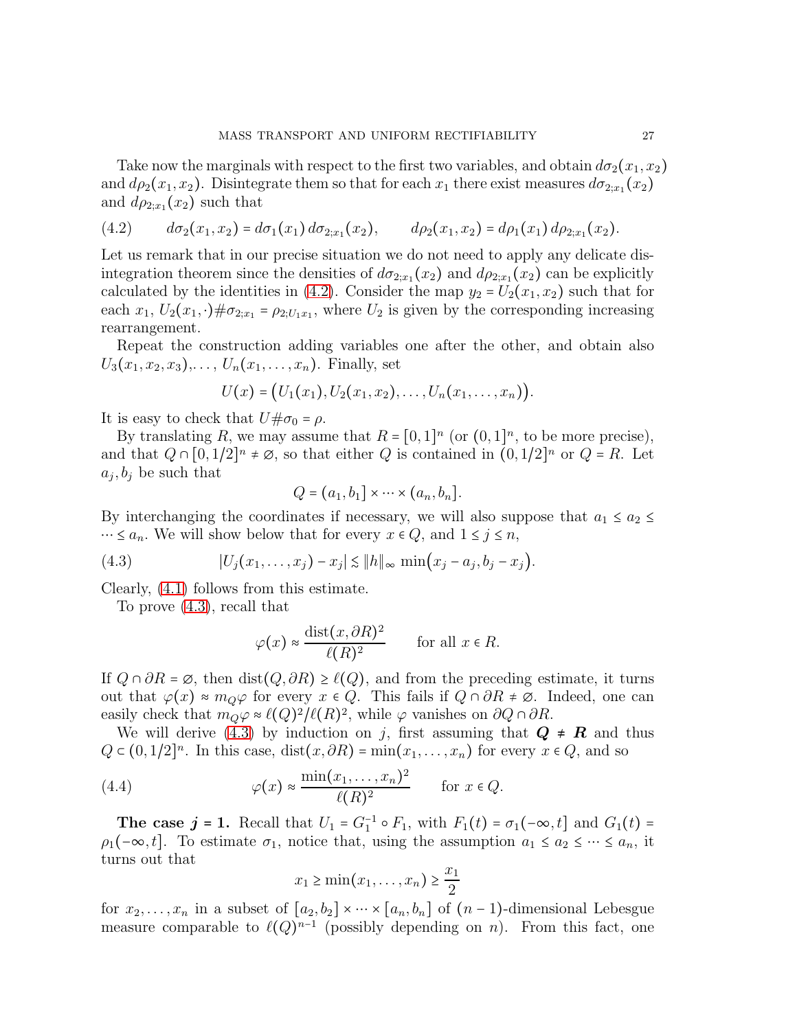Take now the marginals with respect to the first two variables, and obtain $d\sigma_2(x_1,x_2)$ and $d\rho_2(x_1,x_2)$. Disintegrate them so that for each $x_1$ there exist measures $d\sigma_{2;x_1}(x_2)$ and $d\rho_{2;x_1}(x_2)$ such that

$$d\sigma_2(x_1,x_2) = d\sigma_1(x_1)\, d\sigma_{2;x_1}(x_2), \qquad d\rho_2(x_1,x_2) = d\rho_1(x_1)\, d\rho_{2;x_1}(x_2). \tag{4.2}$$

Let us remark that in our precise situation we do not need to apply any delicate disintegration theorem since the densities of $d\sigma_{2;x_1}(x_2)$ and $d\rho_{2;x_1}(x_2)$ can be explicitly calculated by the identities in (4.2). Consider the map $y_2 = U_2(x_1,x_2)$ such that for each $x_1$, $U_2(x_1,\cdot)\#\sigma_{2;x_1} = \rho_{2;U_1x_1}$, where $U_2$ is given by the corresponding increasing rearrangement.

Repeat the construction adding variables one after the other, and obtain also $U_3(x_1,x_2,x_3),\ldots, U_n(x_1,\ldots,x_n)$. Finally, set

$$U(x) = \big(U_1(x_1), U_2(x_1,x_2),\ldots, U_n(x_1,\ldots,x_n)\big).$$

It is easy to check that $U\#\sigma_0 = \rho$.

By translating $R$, we may assume that $R = [0,1]^n$ (or $(0,1]^n$, to be more precise), and that $Q \cap [0,1/2]^n \neq \varnothing$, so that either $Q$ is contained in $(0,1/2]^n$ or $Q = R$. Let $a_j, b_j$ be such that

$$Q = (a_1,b_1] \times \cdots \times (a_n,b_n].$$

By interchanging the coordinates if necessary, we will also suppose that $a_1 \le a_2 \le \cdots \le a_n$. We will show below that for every $x \in Q$, and $1 \le j \le n$,

$$|U_j(x_1,\ldots,x_j) - x_j| \lesssim \|h\|_\infty \min\big(x_j - a_j, b_j - x_j\big). \tag{4.3}$$

Clearly, (4.1) follows from this estimate.

To prove (4.3), recall that

$$\varphi(x) \approx \frac{\operatorname{dist}(x,\partial R)^2}{\ell(R)^2} \qquad \text{for all } x \in R.$$

If $Q \cap \partial R = \varnothing$, then $\operatorname{dist}(Q,\partial R) \ge \ell(Q)$, and from the preceding estimate, it turns out that $\varphi(x) \approx m_Q\varphi$ for every $x \in Q$. This fails if $Q \cap \partial R \neq \varnothing$. Indeed, one can easily check that $m_Q\varphi \approx \ell(Q)^2/\ell(R)^2$, while $\varphi$ vanishes on $\partial Q \cap \partial R$.

We will derive (4.3) by induction on $j$, first assuming that $\boldsymbol{Q \neq R}$ and thus $Q \subset (0,1/2]^n$. In this case, $\operatorname{dist}(x,\partial R) = \min(x_1,\ldots,x_n)$ for every $x \in Q$, and so

$$\varphi(x) \approx \frac{\min(x_1,\ldots,x_n)^2}{\ell(R)^2} \qquad \text{for } x \in Q. \tag{4.4}$$

**The case $\boldsymbol{j = 1}$.** Recall that $U_1 = G_1^{-1} \circ F_1$, with $F_1(t) = \sigma_1(-\infty,t]$ and $G_1(t) = \rho_1(-\infty,t]$. To estimate $\sigma_1$, notice that, using the assumption $a_1 \le a_2 \le \cdots \le a_n$, it turns out that

$$x_1 \ge \min(x_1,\ldots,x_n) \ge \frac{x_1}{2}$$

for $x_2,\ldots,x_n$ in a subset of $[a_2,b_2] \times \cdots \times [a_n,b_n]$ of $(n-1)$-dimensional Lebesgue measure comparable to $\ell(Q)^{n-1}$ (possibly depending on $n$). From this fact, one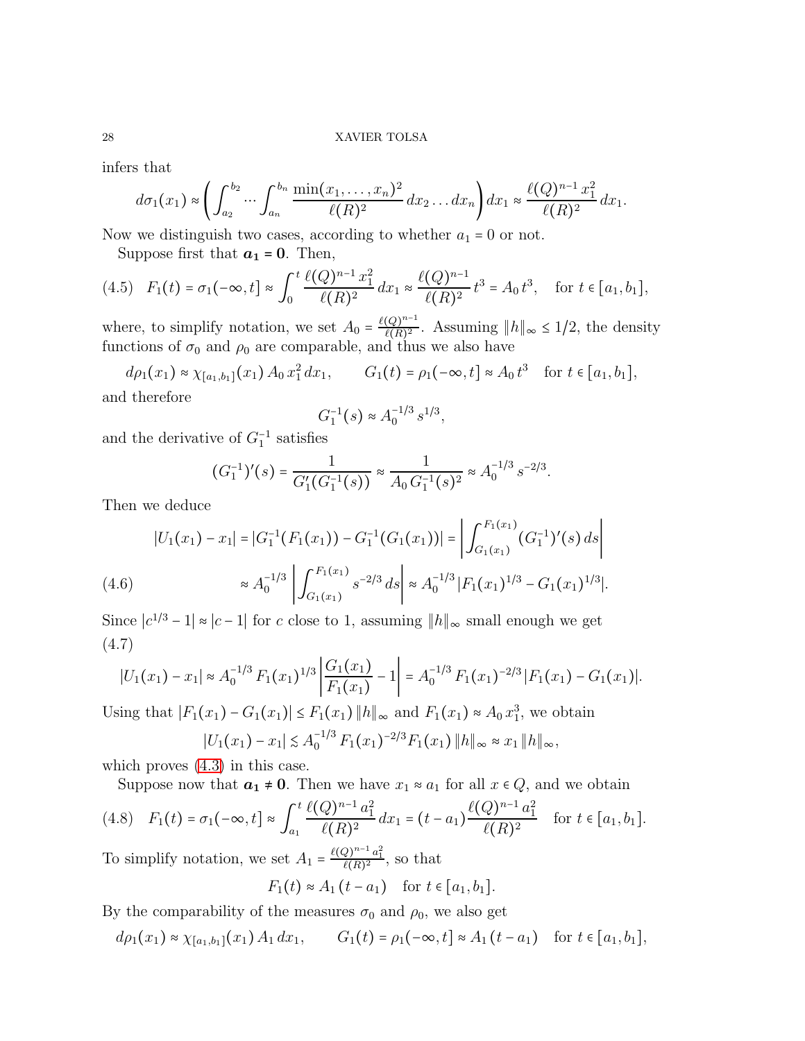infers that

$$d\sigma_1(x_1) \approx \left( \int_{a_2}^{b_2} \cdots \int_{a_n}^{b_n} \frac{\min(x_1, \dots, x_n)^2}{\ell(R)^2} \, dx_2 \dots dx_n \right) dx_1 \approx \frac{\ell(Q)^{n-1} \, x_1^2}{\ell(R)^2} \, dx_1.$$

Now we distinguish two cases, according to whether $a_1 = 0$ or not.

Suppose first that $\boldsymbol{a_1 = 0}$. Then,

$$F_1(t) = \sigma_1(-\infty, t] \approx \int_0^t \frac{\ell(Q)^{n-1} \, x_1^2}{\ell(R)^2} \, dx_1 \approx \frac{\ell(Q)^{n-1}}{\ell(R)^2} \, t^3 = A_0 \, t^3, \quad \text{for } t \in [a_1, b_1], \tag{4.5}$$

where, to simplify notation, we set $A_0 = \frac{\ell(Q)^{n-1}}{\ell(R)^2}$. Assuming $\|h\|_\infty \leq 1/2$, the density functions of $\sigma_0$ and $\rho_0$ are comparable, and thus we also have

$$d\rho_1(x_1) \approx \chi_{[a_1,b_1]}(x_1) \, A_0 \, x_1^2 \, dx_1, \qquad G_1(t) = \rho_1(-\infty, t] \approx A_0 \, t^3 \quad \text{for } t \in [a_1, b_1],$$

and therefore

$$G_1^{-1}(s) \approx A_0^{-1/3} \, s^{1/3},$$

and the derivative of $G_1^{-1}$ satisfies

$$(G_1^{-1})'(s) = \frac{1}{G_1'(G_1^{-1}(s))} \approx \frac{1}{A_0 \, G_1^{-1}(s)^2} \approx A_0^{-1/3} \, s^{-2/3}.$$

Then we deduce

$$\begin{aligned} |U_1(x_1) - x_1| &= |G_1^{-1}(F_1(x_1)) - G_1^{-1}(G_1(x_1))| = \left| \int_{G_1(x_1)}^{F_1(x_1)} (G_1^{-1})'(s) \, ds \right| \\ &\approx A_0^{-1/3} \left| \int_{G_1(x_1)}^{F_1(x_1)} s^{-2/3} \, ds \right| \approx A_0^{-1/3} |F_1(x_1)^{1/3} - G_1(x_1)^{1/3}|. \end{aligned} \tag{4.6}$$

Since $|c^{1/3} - 1| \approx |c - 1|$ for $c$ close to 1, assuming $\|h\|_\infty$ small enough we get

$$|U_1(x_1) - x_1| \approx A_0^{-1/3} \, F_1(x_1)^{1/3} \left| \frac{G_1(x_1)}{F_1(x_1)} - 1 \right| = A_0^{-1/3} \, F_1(x_1)^{-2/3} \, |F_1(x_1) - G_1(x_1)|. \tag{4.7}$$

Using that $|F_1(x_1) - G_1(x_1)| \leq F_1(x_1) \, \|h\|_\infty$ and $F_1(x_1) \approx A_0 \, x_1^3$, we obtain

$$|U_1(x_1) - x_1| \lesssim A_0^{-1/3} \, F_1(x_1)^{-2/3} F_1(x_1) \, \|h\|_\infty \approx x_1 \, \|h\|_\infty,$$

which proves (4.3) in this case.

Suppose now that $\boldsymbol{a_1 \neq 0}$. Then we have $x_1 \approx a_1$ for all $x \in Q$, and we obtain

$$F_1(t) = \sigma_1(-\infty, t] \approx \int_{a_1}^t \frac{\ell(Q)^{n-1} \, a_1^2}{\ell(R)^2} \, dx_1 = (t - a_1) \frac{\ell(Q)^{n-1} \, a_1^2}{\ell(R)^2} \quad \text{for } t \in [a_1, b_1]. \tag{4.8}$$

To simplify notation, we set $A_1 = \frac{\ell(Q)^{n-1} \, a_1^2}{\ell(R)^2}$, so that

$$F_1(t) \approx A_1 \, (t - a_1) \quad \text{for } t \in [a_1, b_1].$$

By the comparability of the measures $\sigma_0$ and $\rho_0$, we also get

$$d\rho_1(x_1) \approx \chi_{[a_1,b_1]}(x_1) \, A_1 \, dx_1, \qquad G_1(t) = \rho_1(-\infty, t] \approx A_1 \, (t - a_1) \quad \text{for } t \in [a_1, b_1],$$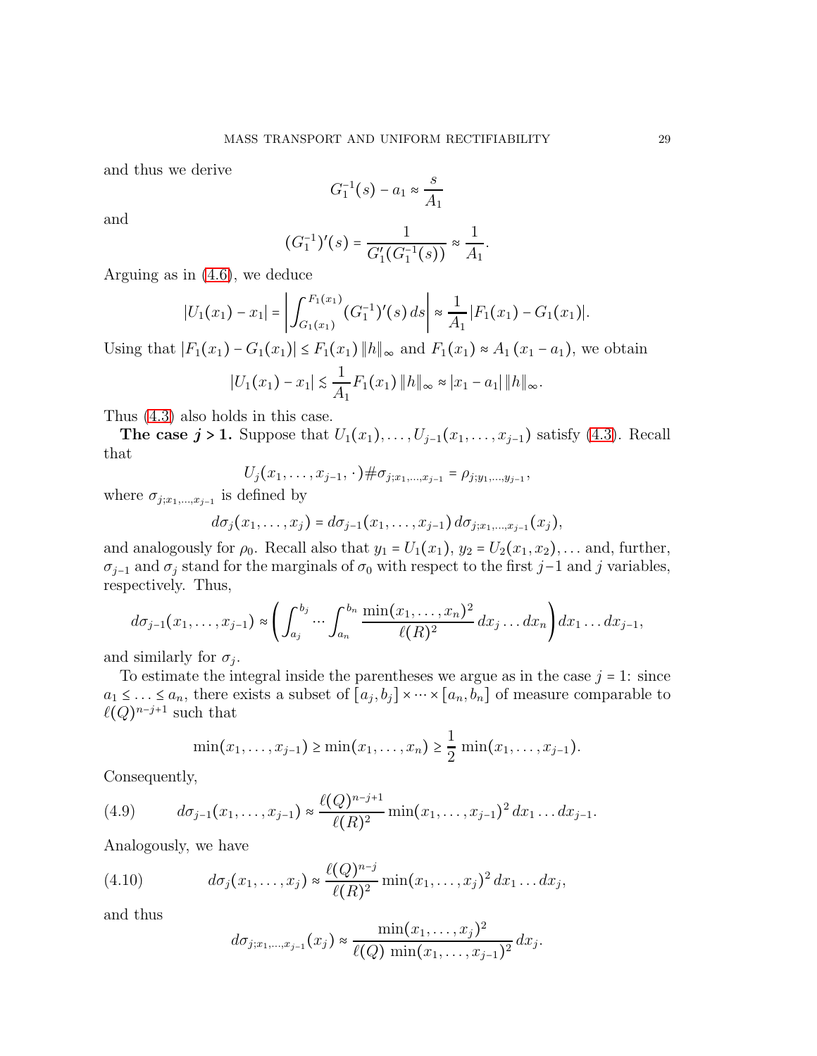and thus we derive

$$G_1^{-1}(s) - a_1 \approx \frac{s}{A_1}$$

and

$$(G_1^{-1})'(s) = \frac{1}{G_1'(G_1^{-1}(s))} \approx \frac{1}{A_1}.$$

Arguing as in (4.6), we deduce

$$|U_1(x_1) - x_1| = \left| \int_{G_1(x_1)}^{F_1(x_1)} (G_1^{-1})'(s)\, ds \right| \approx \frac{1}{A_1} |F_1(x_1) - G_1(x_1)|.$$

Using that $|F_1(x_1) - G_1(x_1)| \le F_1(x_1)\, \|h\|_\infty$ and $F_1(x_1) \approx A_1\,(x_1 - a_1)$, we obtain

$$|U_1(x_1) - x_1| \lesssim \frac{1}{A_1} F_1(x_1)\, \|h\|_\infty \approx |x_1 - a_1|\, \|h\|_\infty.$$

Thus (4.3) also holds in this case.

**The case $j > 1$.** Suppose that $U_1(x_1), \dots, U_{j-1}(x_1, \dots, x_{j-1})$ satisfy (4.3). Recall that

$$U_j(x_1, \dots, x_{j-1}, \cdot) \# \sigma_{j; x_1, \dots, x_{j-1}} = \rho_{j; y_1, \dots, y_{j-1}},$$

where $\sigma_{j; x_1, \dots, x_{j-1}}$ is defined by

$$d\sigma_j(x_1, \dots, x_j) = d\sigma_{j-1}(x_1, \dots, x_{j-1})\, d\sigma_{j; x_1, \dots, x_{j-1}}(x_j),$$

and analogously for $\rho_0$. Recall also that $y_1 = U_1(x_1)$, $y_2 = U_2(x_1, x_2), \dots$ and, further, $\sigma_{j-1}$ and $\sigma_j$ stand for the marginals of $\sigma_0$ with respect to the first $j-1$ and $j$ variables, respectively. Thus,

$$d\sigma_{j-1}(x_1, \dots, x_{j-1}) \approx \left( \int_{a_j}^{b_j} \cdots \int_{a_n}^{b_n} \frac{\min(x_1, \dots, x_n)^2}{\ell(R)^2}\, dx_j \dots dx_n \right) dx_1 \dots dx_{j-1},$$

and similarly for $\sigma_j$.

To estimate the integral inside the parentheses we argue as in the case $j = 1$: since $a_1 \le \dots \le a_n$, there exists a subset of $[a_j, b_j] \times \dots \times [a_n, b_n]$ of measure comparable to $\ell(Q)^{n-j+1}$ such that

$$\min(x_1, \dots, x_{j-1}) \ge \min(x_1, \dots, x_n) \ge \frac{1}{2} \min(x_1, \dots, x_{j-1}).$$

Consequently,

$$d\sigma_{j-1}(x_1, \dots, x_{j-1}) \approx \frac{\ell(Q)^{n-j+1}}{\ell(R)^2} \min(x_1, \dots, x_{j-1})^2\, dx_1 \dots dx_{j-1}. \tag{4.9}$$

Analogously, we have

$$d\sigma_j(x_1, \dots, x_j) \approx \frac{\ell(Q)^{n-j}}{\ell(R)^2} \min(x_1, \dots, x_j)^2\, dx_1 \dots dx_j, \tag{4.10}$$

and thus

$$d\sigma_{j; x_1, \dots, x_{j-1}}(x_j) \approx \frac{\min(x_1, \dots, x_j)^2}{\ell(Q)\, \min(x_1, \dots, x_{j-1})^2}\, dx_j.$$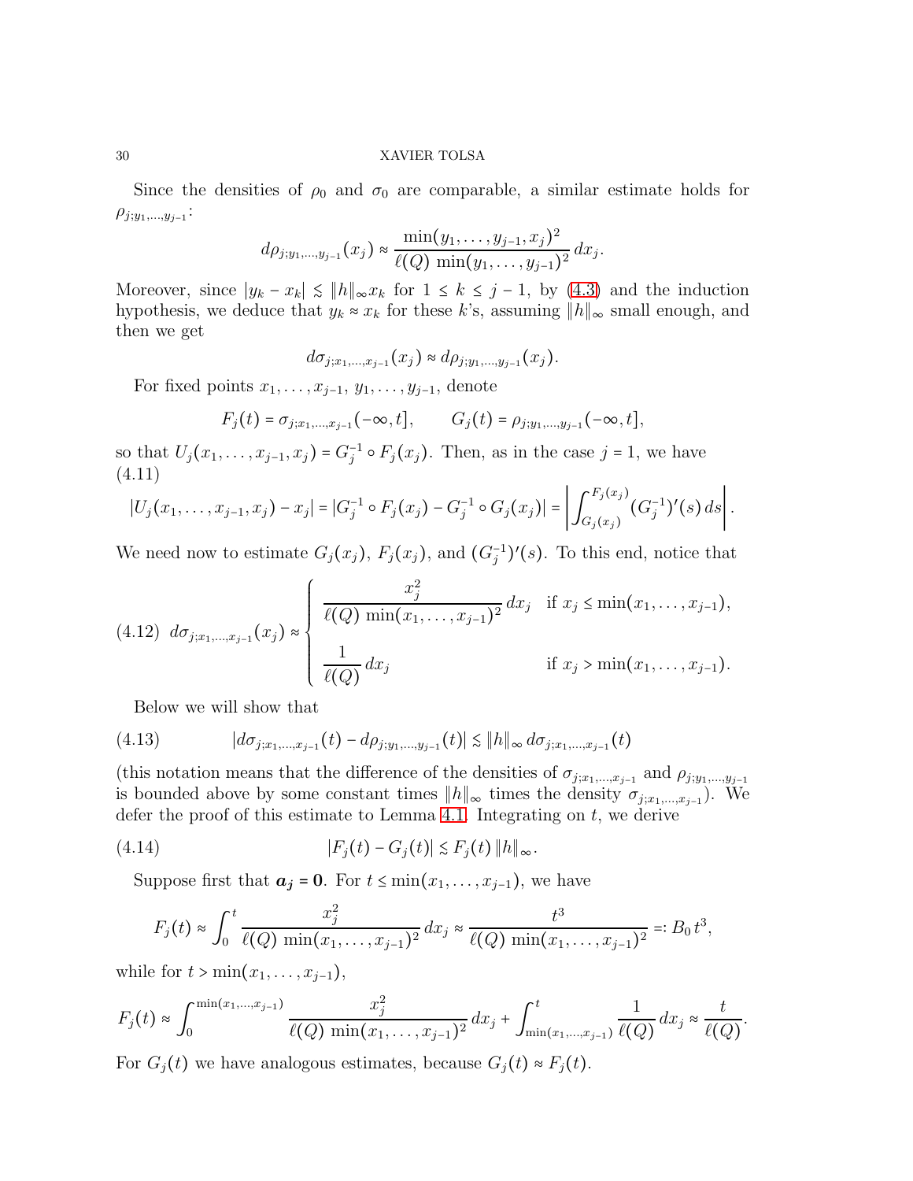Since the densities of $\rho_0$ and $\sigma_0$ are comparable, a similar estimate holds for $\rho_{j;y_1,\dots,y_{j-1}}$:

$$d\rho_{j;y_1,\dots,y_{j-1}}(x_j) \approx \frac{\min(y_1,\dots,y_{j-1},x_j)^2}{\ell(Q)\,\min(y_1,\dots,y_{j-1})^2}\,dx_j.$$

Moreover, since $|y_k - x_k| \lesssim \|h\|_\infty x_k$ for $1 \le k \le j-1$, by (4.3) and the induction hypothesis, we deduce that $y_k \approx x_k$ for these $k$'s, assuming $\|h\|_\infty$ small enough, and then we get

$$d\sigma_{j;x_1,\dots,x_{j-1}}(x_j) \approx d\rho_{j;y_1,\dots,y_{j-1}}(x_j).$$

For fixed points $x_1,\dots,x_{j-1},\, y_1,\dots,y_{j-1}$, denote

$$F_j(t) = \sigma_{j;x_1,\dots,x_{j-1}}(-\infty,t], \qquad G_j(t) = \rho_{j;y_1,\dots,y_{j-1}}(-\infty,t],$$

so that $U_j(x_1,\dots,x_{j-1},x_j) = G_j^{-1}\circ F_j(x_j)$. Then, as in the case $j=1$, we have (4.11)

$$|U_j(x_1,\dots,x_{j-1},x_j) - x_j| = |G_j^{-1}\circ F_j(x_j) - G_j^{-1}\circ G_j(x_j)| = \left|\int_{G_j(x_j)}^{F_j(x_j)} (G_j^{-1})'(s)\,ds\right|.$$

We need now to estimate $G_j(x_j)$, $F_j(x_j)$, and $(G_j^{-1})'(s)$. To this end, notice that

$$\text{(4.12)}\quad d\sigma_{j;x_1,\dots,x_{j-1}}(x_j) \approx \begin{cases} \dfrac{x_j^2}{\ell(Q)\,\min(x_1,\dots,x_{j-1})^2}\,dx_j & \text{if } x_j \le \min(x_1,\dots,x_{j-1}),\\[2ex] \dfrac{1}{\ell(Q)}\,dx_j & \text{if } x_j > \min(x_1,\dots,x_{j-1}).\end{cases}$$

Below we will show that

$$\text{(4.13)}\qquad |d\sigma_{j;x_1,\dots,x_{j-1}}(t) - d\rho_{j;y_1,\dots,y_{j-1}}(t)| \lesssim \|h\|_\infty\, d\sigma_{j;x_1,\dots,x_{j-1}}(t)$$

(this notation means that the difference of the densities of $\sigma_{j;x_1,\dots,x_{j-1}}$ and $\rho_{j;y_1,\dots,y_{j-1}}$ is bounded above by some constant times $\|h\|_\infty$ times the density $\sigma_{j;x_1,\dots,x_{j-1}}$). We defer the proof of this estimate to Lemma 4.1. Integrating on $t$, we derive

$$\text{(4.14)}\qquad |F_j(t) - G_j(t)| \lesssim F_j(t)\,\|h\|_\infty.$$

Suppose first that $\boldsymbol{a_j = 0}$. For $t \le \min(x_1,\dots,x_{j-1})$, we have

$$F_j(t) \approx \int_0^t \frac{x_j^2}{\ell(Q)\,\min(x_1,\dots,x_{j-1})^2}\,dx_j \approx \frac{t^3}{\ell(Q)\,\min(x_1,\dots,x_{j-1})^2} =: B_0\,t^3,$$

while for $t > \min(x_1,\dots,x_{j-1})$,

$$F_j(t) \approx \int_0^{\min(x_1,\dots,x_{j-1})} \frac{x_j^2}{\ell(Q)\,\min(x_1,\dots,x_{j-1})^2}\,dx_j + \int_{\min(x_1,\dots,x_{j-1})}^t \frac{1}{\ell(Q)}\,dx_j \approx \frac{t}{\ell(Q)}.$$

For $G_j(t)$ we have analogous estimates, because $G_j(t) \approx F_j(t)$.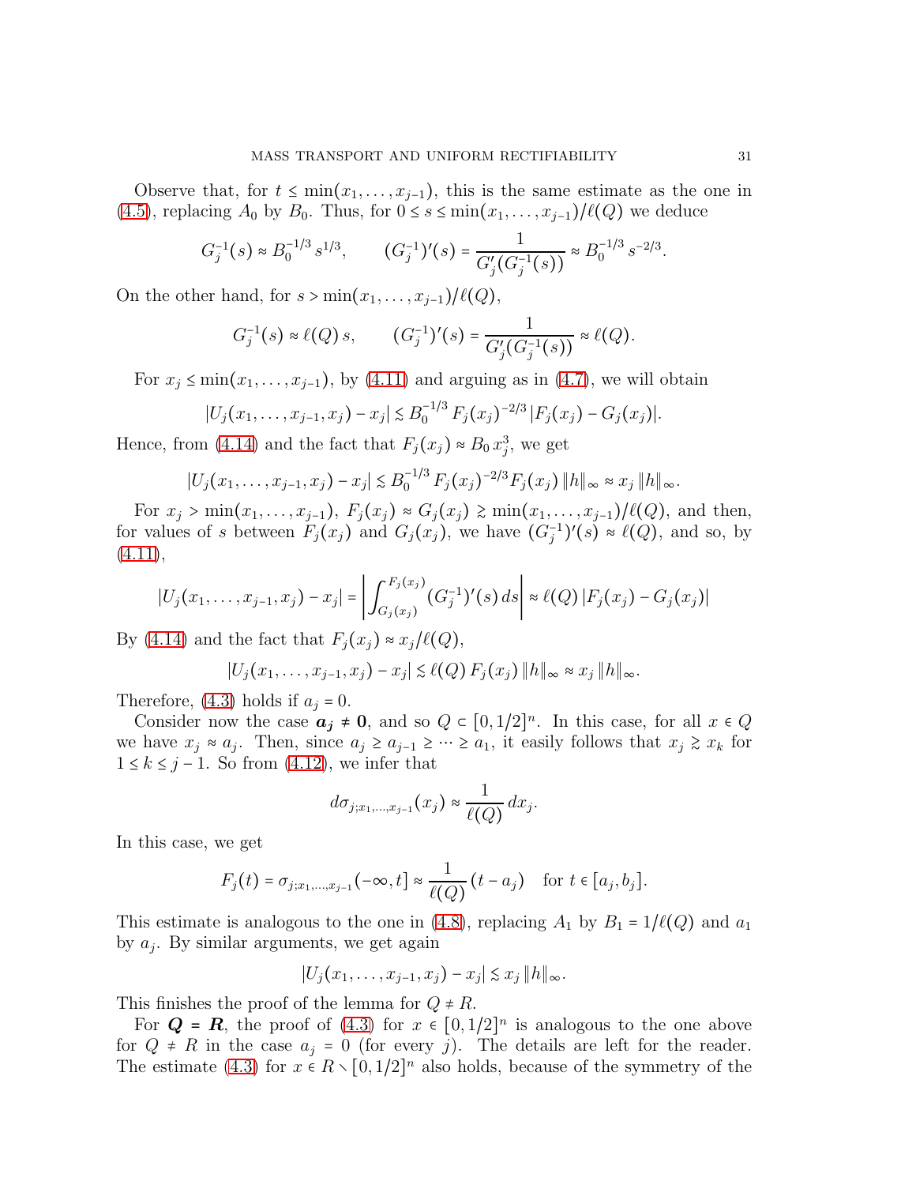Observe that, for $t \le \min(x_1, \dots, x_{j-1})$, this is the same estimate as the one in (4.5), replacing $A_0$ by $B_0$. Thus, for $0 \le s \le \min(x_1, \dots, x_{j-1})/\ell(Q)$ we deduce

$$G_j^{-1}(s) \approx B_0^{-1/3}\, s^{1/3}, \qquad (G_j^{-1})'(s) = \frac{1}{G_j'(G_j^{-1}(s))} \approx B_0^{-1/3}\, s^{-2/3}.$$

On the other hand, for $s > \min(x_1, \dots, x_{j-1})/\ell(Q)$,

$$G_j^{-1}(s) \approx \ell(Q)\, s, \qquad (G_j^{-1})'(s) = \frac{1}{G_j'(G_j^{-1}(s))} \approx \ell(Q).$$

For $x_j \le \min(x_1, \dots, x_{j-1})$, by (4.11) and arguing as in (4.7), we will obtain

$$|U_j(x_1, \dots, x_{j-1}, x_j) - x_j| \lesssim B_0^{-1/3}\, F_j(x_j)^{-2/3}\, |F_j(x_j) - G_j(x_j)|.$$

Hence, from (4.14) and the fact that $F_j(x_j) \approx B_0\, x_j^3$, we get

$$|U_j(x_1, \dots, x_{j-1}, x_j) - x_j| \lesssim B_0^{-1/3}\, F_j(x_j)^{-2/3} F_j(x_j)\, \|h\|_\infty \approx x_j\, \|h\|_\infty.$$

For $x_j > \min(x_1, \dots, x_{j-1})$, $F_j(x_j) \approx G_j(x_j) \gtrsim \min(x_1, \dots, x_{j-1})/\ell(Q)$, and then, for values of $s$ between $F_j(x_j)$ and $G_j(x_j)$, we have $(G_j^{-1})'(s) \approx \ell(Q)$, and so, by (4.11),

$$|U_j(x_1, \dots, x_{j-1}, x_j) - x_j| = \left| \int_{G_j(x_j)}^{F_j(x_j)} (G_j^{-1})'(s)\, ds \right| \approx \ell(Q)\, |F_j(x_j) - G_j(x_j)|$$

By (4.14) and the fact that $F_j(x_j) \approx x_j/\ell(Q)$,

$$|U_j(x_1, \dots, x_{j-1}, x_j) - x_j| \lesssim \ell(Q)\, F_j(x_j)\, \|h\|_\infty \approx x_j\, \|h\|_\infty.$$

Therefore, (4.3) holds if $a_j = 0$.

Consider now the case $\boldsymbol{a_j \neq 0}$, and so $Q \subset [0, 1/2]^n$. In this case, for all $x \in Q$ we have $x_j \approx a_j$. Then, since $a_j \ge a_{j-1} \ge \dots \ge a_1$, it easily follows that $x_j \gtrsim x_k$ for $1 \le k \le j-1$. So from (4.12), we infer that

$$d\sigma_{j;x_1,\dots,x_{j-1}}(x_j) \approx \frac{1}{\ell(Q)}\, dx_j.$$

In this case, we get

$$F_j(t) = \sigma_{j;x_1,\dots,x_{j-1}}(-\infty, t] \approx \frac{1}{\ell(Q)}\,(t - a_j) \quad \text{for } t \in [a_j, b_j].$$

This estimate is analogous to the one in (4.8), replacing $A_1$ by $B_1 = 1/\ell(Q)$ and $a_1$ by $a_j$. By similar arguments, we get again

$$|U_j(x_1, \dots, x_{j-1}, x_j) - x_j| \lesssim x_j\, \|h\|_\infty.$$

This finishes the proof of the lemma for $Q \neq R$.

For $\boldsymbol{Q = R}$, the proof of (4.3) for $x \in [0, 1/2]^n$ is analogous to the one above for $Q \neq R$ in the case $a_j = 0$ (for every $j$). The details are left for the reader. The estimate (4.3) for $x \in R \setminus [0, 1/2]^n$ also holds, because of the symmetry of the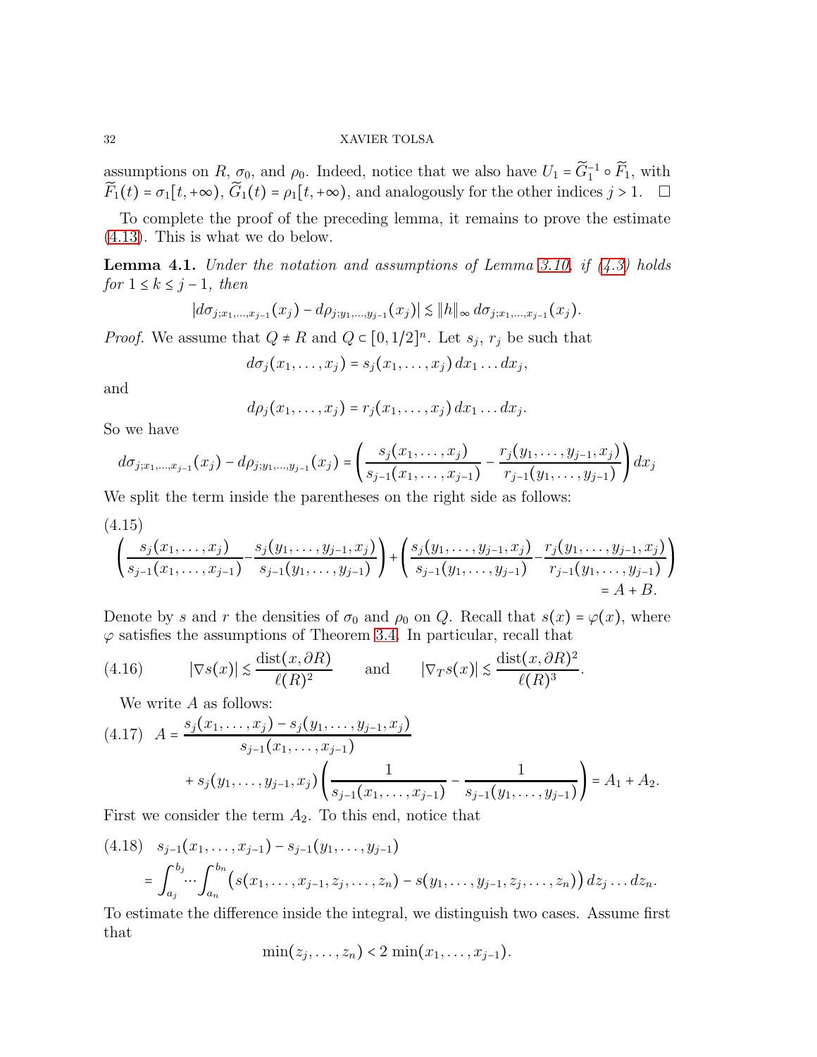assumptions on $R$, $\sigma_0$, and $\rho_0$. Indeed, notice that we also have $U_1 = \widetilde{G}_1^{-1} \circ \widetilde{F}_1$, with $\widetilde{F}_1(t) = \sigma_1[t, +\infty)$, $\widetilde{G}_1(t) = \rho_1[t, +\infty)$, and analogously for the other indices $j > 1$. $\square$

To complete the proof of the preceding lemma, it remains to prove the estimate (4.13). This is what we do below.

**Lemma 4.1.** *Under the notation and assumptions of Lemma 3.10, if (4.3) holds for $1 \leq k \leq j-1$, then*

$$|d\sigma_{j;x_1,\ldots,x_{j-1}}(x_j) - d\rho_{j;y_1,\ldots,y_{j-1}}(x_j)| \lesssim \|h\|_\infty \, d\sigma_{j;x_1,\ldots,x_{j-1}}(x_j).$$

*Proof.* We assume that $Q \neq R$ and $Q \subset [0, 1/2]^n$. Let $s_j$, $r_j$ be such that

$$d\sigma_j(x_1, \ldots, x_j) = s_j(x_1, \ldots, x_j)\, dx_1 \ldots dx_j,$$

and

$$d\rho_j(x_1, \ldots, x_j) = r_j(x_1, \ldots, x_j)\, dx_1 \ldots dx_j.$$

So we have

$$d\sigma_{j;x_1,\ldots,x_{j-1}}(x_j) - d\rho_{j;y_1,\ldots,y_{j-1}}(x_j) = \left( \frac{s_j(x_1, \ldots, x_j)}{s_{j-1}(x_1, \ldots, x_{j-1})} - \frac{r_j(y_1, \ldots, y_{j-1}, x_j)}{r_{j-1}(y_1, \ldots, y_{j-1})} \right) dx_j$$

We split the term inside the parentheses on the right side as follows:

$$\begin{aligned}(4.15)\quad &\left( \frac{s_j(x_1, \ldots, x_j)}{s_{j-1}(x_1, \ldots, x_{j-1})} - \frac{s_j(y_1, \ldots, y_{j-1}, x_j)}{s_{j-1}(y_1, \ldots, y_{j-1})} \right) + \left( \frac{s_j(y_1, \ldots, y_{j-1}, x_j)}{s_{j-1}(y_1, \ldots, y_{j-1})} - \frac{r_j(y_1, \ldots, y_{j-1}, x_j)}{r_{j-1}(y_1, \ldots, y_{j-1})} \right) \\ &= A + B.\end{aligned}$$

Denote by $s$ and $r$ the densities of $\sigma_0$ and $\rho_0$ on $Q$. Recall that $s(x) = \varphi(x)$, where $\varphi$ satisfies the assumptions of Theorem 3.4. In particular, recall that

$$(4.16) \qquad |\nabla s(x)| \lesssim \frac{\operatorname{dist}(x, \partial R)}{\ell(R)^2} \qquad \text{and} \qquad |\nabla_T s(x)| \lesssim \frac{\operatorname{dist}(x, \partial R)^2}{\ell(R)^3}.$$

We write $A$ as follows:

$$\begin{aligned}(4.17)\quad A &= \frac{s_j(x_1, \ldots, x_j) - s_j(y_1, \ldots, y_{j-1}, x_j)}{s_{j-1}(x_1, \ldots, x_{j-1})} \\ &\quad + s_j(y_1, \ldots, y_{j-1}, x_j) \left( \frac{1}{s_{j-1}(x_1, \ldots, x_{j-1})} - \frac{1}{s_{j-1}(y_1, \ldots, y_{j-1})} \right) = A_1 + A_2.\end{aligned}$$

First we consider the term $A_2$. To this end, notice that

$$\begin{aligned}(4.18)\quad &s_{j-1}(x_1, \ldots, x_{j-1}) - s_{j-1}(y_1, \ldots, y_{j-1}) \\ &= \int_{a_j}^{b_j} \cdots \int_{a_n}^{b_n} \big( s(x_1, \ldots, x_{j-1}, z_j, \ldots, z_n) - s(y_1, \ldots, y_{j-1}, z_j, \ldots, z_n) \big)\, dz_j \ldots dz_n.\end{aligned}$$

To estimate the difference inside the integral, we distinguish two cases. Assume first that

$$\min(z_j, \ldots, z_n) < 2 \min(x_1, \ldots, x_{j-1}).$$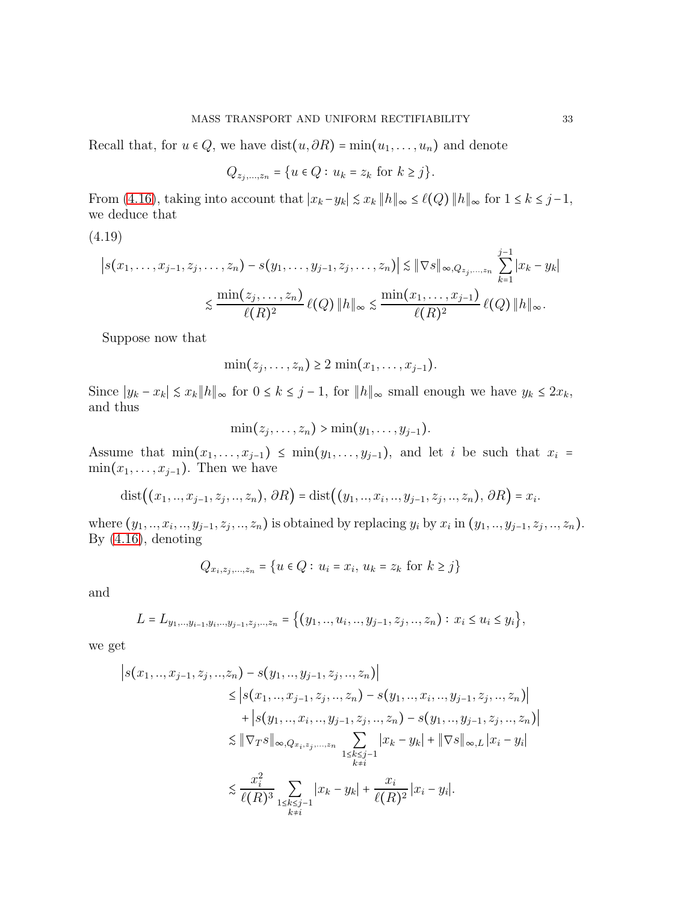Recall that, for $u \in Q$, we have $\operatorname{dist}(u, \partial R) = \min(u_1, \dots, u_n)$ and denote

$$Q_{z_j,\dots,z_n} = \{u \in Q : \, u_k = z_k \text{ for } k \geq j\}.$$

From (4.16), taking into account that $|x_k - y_k| \lesssim x_k \, \|h\|_\infty \leq \ell(Q) \, \|h\|_\infty$ for $1 \leq k \leq j-1$, we deduce that

(4.19)

$$\begin{aligned}\big|s(x_1,\dots,x_{j-1},z_j,\dots,z_n) - s(y_1,\dots,y_{j-1},z_j,\dots,z_n)\big| &\lesssim \|\nabla s\|_{\infty,Q_{z_j,\dots,z_n}} \sum_{k=1}^{j-1} |x_k - y_k| \\ &\lesssim \frac{\min(z_j,\dots,z_n)}{\ell(R)^2}\,\ell(Q)\,\|h\|_\infty \lesssim \frac{\min(x_1,\dots,x_{j-1})}{\ell(R)^2}\,\ell(Q)\,\|h\|_\infty.\end{aligned}$$

Suppose now that

$$\min(z_j,\dots,z_n) \geq 2\,\min(x_1,\dots,x_{j-1}).$$

Since $|y_k - x_k| \lesssim x_k \|h\|_\infty$ for $0 \leq k \leq j-1$, for $\|h\|_\infty$ small enough we have $y_k \leq 2x_k$, and thus

$$\min(z_j,\dots,z_n) > \min(y_1,\dots,y_{j-1}).$$

Assume that $\min(x_1,\dots,x_{j-1}) \leq \min(y_1,\dots,y_{j-1})$, and let $i$ be such that $x_i = \min(x_1,\dots,x_{j-1})$. Then we have

$$\operatorname{dist}\big((x_1,..,x_{j-1},z_j,..,z_n),\,\partial R\big) = \operatorname{dist}\big((y_1,..,x_i,..,y_{j-1},z_j,..,z_n),\,\partial R\big) = x_i.$$

where $(y_1,..,x_i,..,y_{j-1},z_j,..,z_n)$ is obtained by replacing $y_i$ by $x_i$ in $(y_1,..,y_{j-1},z_j,..,z_n)$. By (4.16), denoting

$$Q_{x_i,z_j,\dots,z_n} = \{u \in Q : \, u_i = x_i, \, u_k = z_k \text{ for } k \geq j\}$$

and

$$L = L_{y_1,..,y_{i-1},y_i,..,y_{j-1},z_j,..,z_n} = \big\{(y_1,..,u_i,..,y_{j-1},z_j,..,z_n) : \, x_i \leq u_i \leq y_i\big\},$$

we get

$$\begin{aligned}\big|s(x_1,..,x_{j-1},z_j,..,z_n) &- s(y_1,..,y_{j-1},z_j,..,z_n)\big| \\ &\leq \big|s(x_1,..,x_{j-1},z_j,..,z_n) - s(y_1,..,x_i,..,y_{j-1},z_j,..,z_n)\big| \\ &\quad + \big|s(y_1,..,x_i,..,y_{j-1},z_j,..,z_n) - s(y_1,..,y_{j-1},z_j,..,z_n)\big| \\ &\lesssim \|\nabla_T s\|_{\infty,Q_{x_i,z_j,\dots,z_n}} \sum_{\substack{1 \leq k \leq j-1 \\ k \neq i}} |x_k - y_k| + \|\nabla s\|_{\infty,L}\,|x_i - y_i| \\ &\lesssim \frac{x_i^2}{\ell(R)^3} \sum_{\substack{1 \leq k \leq j-1 \\ k \neq i}} |x_k - y_k| + \frac{x_i}{\ell(R)^2}\,|x_i - y_i|.\end{aligned}$$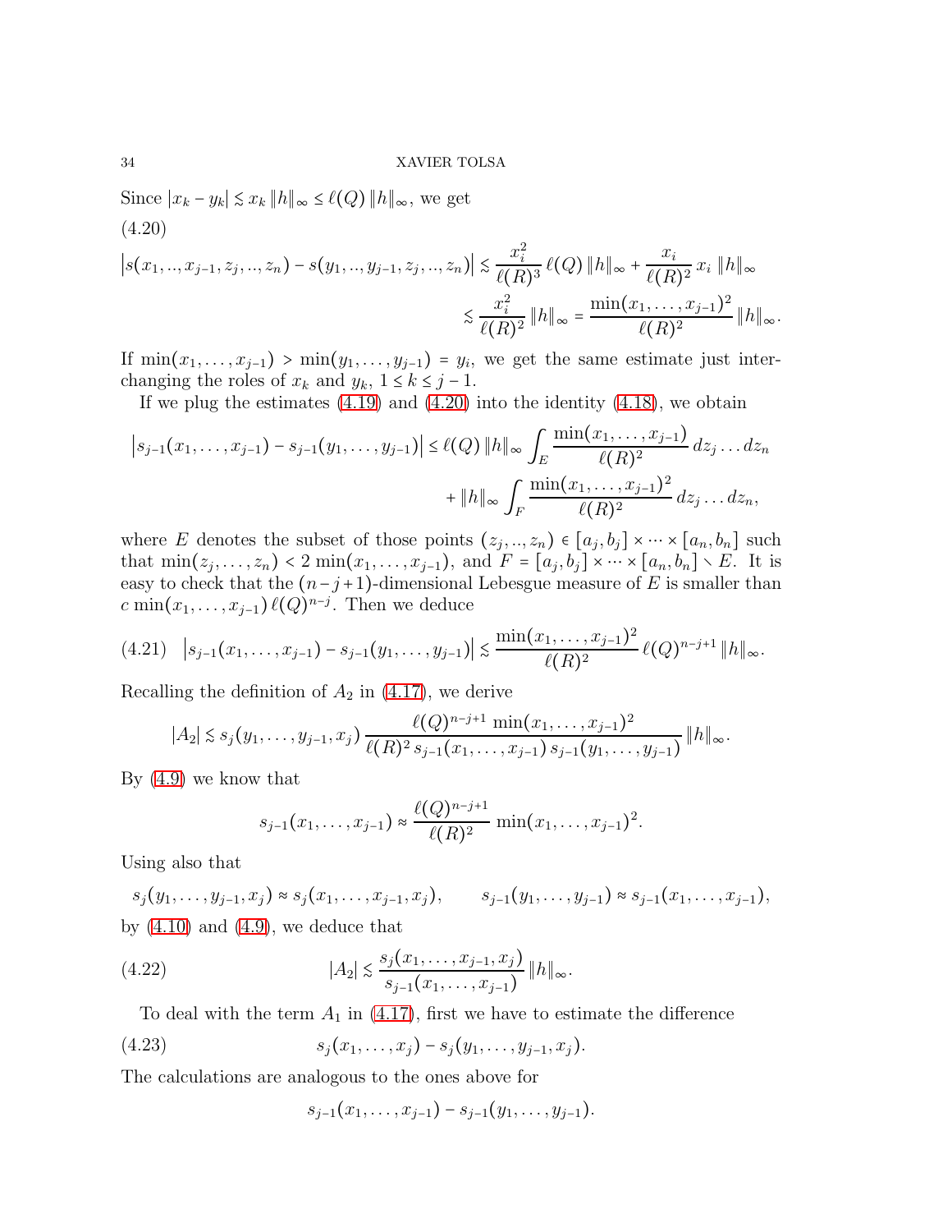Since $|x_k - y_k| \lesssim x_k \|h\|_\infty \leq \ell(Q) \|h\|_\infty$, we get

(4.20)

$$\begin{aligned}
\left|s(x_1,..,x_{j-1},z_j,..,z_n) - s(y_1,..,y_{j-1},z_j,..,z_n)\right| &\lesssim \frac{x_i^2}{\ell(R)^3}\,\ell(Q)\,\|h\|_\infty + \frac{x_i}{\ell(R)^2}\,x_i\,\|h\|_\infty \\
&\lesssim \frac{x_i^2}{\ell(R)^2}\,\|h\|_\infty = \frac{\min(x_1,\dots,x_{j-1})^2}{\ell(R)^2}\,\|h\|_\infty.
\end{aligned}$$

If $\min(x_1,\dots,x_{j-1}) > \min(y_1,\dots,y_{j-1}) = y_i$, we get the same estimate just interchanging the roles of $x_k$ and $y_k$, $1 \leq k \leq j-1$.

If we plug the estimates (4.19) and (4.20) into the identity (4.18), we obtain

$$\begin{aligned}
\left|s_{j-1}(x_1,\dots,x_{j-1}) - s_{j-1}(y_1,\dots,y_{j-1})\right| &\leq \ell(Q)\,\|h\|_\infty \int_E \frac{\min(x_1,\dots,x_{j-1})}{\ell(R)^2}\,dz_j\dots dz_n \\
&\quad + \|h\|_\infty \int_F \frac{\min(x_1,\dots,x_{j-1})^2}{\ell(R)^2}\,dz_j\dots dz_n,
\end{aligned}$$

where $E$ denotes the subset of those points $(z_j,..,z_n) \in [a_j,b_j]\times\cdots\times[a_n,b_n]$ such that $\min(z_j,\dots,z_n) < 2\min(x_1,\dots,x_{j-1})$, and $F = [a_j,b_j]\times\cdots\times[a_n,b_n] \setminus E$. It is easy to check that the $(n-j+1)$-dimensional Lebesgue measure of $E$ is smaller than $c\min(x_1,\dots,x_{j-1})\,\ell(Q)^{n-j}$. Then we deduce

$$\left|s_{j-1}(x_1,\dots,x_{j-1}) - s_{j-1}(y_1,\dots,y_{j-1})\right| \lesssim \frac{\min(x_1,\dots,x_{j-1})^2}{\ell(R)^2}\,\ell(Q)^{n-j+1}\,\|h\|_\infty. \tag{4.21}$$

Recalling the definition of $A_2$ in (4.17), we derive

$$|A_2| \lesssim s_j(y_1,\dots,y_{j-1},x_j)\,\frac{\ell(Q)^{n-j+1}\,\min(x_1,\dots,x_{j-1})^2}{\ell(R)^2\,s_{j-1}(x_1,\dots,x_{j-1})\,s_{j-1}(y_1,\dots,y_{j-1})}\,\|h\|_\infty.$$

By (4.9) we know that

$$s_{j-1}(x_1,\dots,x_{j-1}) \approx \frac{\ell(Q)^{n-j+1}}{\ell(R)^2}\,\min(x_1,\dots,x_{j-1})^2.$$

Using also that

$$s_j(y_1,\dots,y_{j-1},x_j) \approx s_j(x_1,\dots,x_{j-1},x_j), \qquad s_{j-1}(y_1,\dots,y_{j-1}) \approx s_{j-1}(x_1,\dots,x_{j-1}),$$

by (4.10) and (4.9), we deduce that

$$|A_2| \lesssim \frac{s_j(x_1,\dots,x_{j-1},x_j)}{s_{j-1}(x_1,\dots,x_{j-1})}\,\|h\|_\infty. \tag{4.22}$$

To deal with the term $A_1$ in (4.17), first we have to estimate the difference

$$s_j(x_1,\dots,x_j) - s_j(y_1,\dots,y_{j-1},x_j). \tag{4.23}$$

The calculations are analogous to the ones above for

$$s_{j-1}(x_1,\dots,x_{j-1}) - s_{j-1}(y_1,\dots,y_{j-1}).$$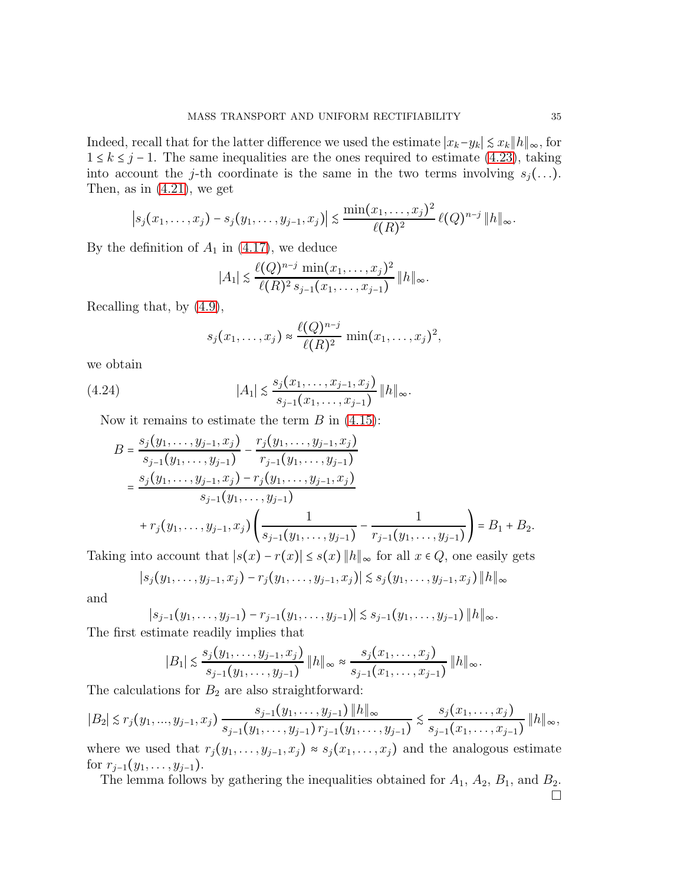Indeed, recall that for the latter difference we used the estimate $|x_k - y_k| \lesssim x_k \|h\|_\infty$, for $1 \le k \le j-1$. The same inequalities are the ones required to estimate (4.23), taking into account the $j$-th coordinate is the same in the two terms involving $s_j(\dots)$. Then, as in (4.21), we get

$$\left|s_j(x_1, \dots, x_j) - s_j(y_1, \dots, y_{j-1}, x_j)\right| \lesssim \frac{\min(x_1, \dots, x_j)^2}{\ell(R)^2}\, \ell(Q)^{n-j}\, \|h\|_\infty.$$

By the definition of $A_1$ in (4.17), we deduce

$$|A_1| \lesssim \frac{\ell(Q)^{n-j}\, \min(x_1, \dots, x_j)^2}{\ell(R)^2\, s_{j-1}(x_1, \dots, x_{j-1})}\, \|h\|_\infty.$$

Recalling that, by (4.9),

$$s_j(x_1, \dots, x_j) \approx \frac{\ell(Q)^{n-j}}{\ell(R)^2}\, \min(x_1, \dots, x_j)^2,$$

we obtain

$$|A_1| \lesssim \frac{s_j(x_1, \dots, x_{j-1}, x_j)}{s_{j-1}(x_1, \dots, x_{j-1})}\, \|h\|_\infty. \tag{4.24}$$

Now it remains to estimate the term $B$ in (4.15):

$$\begin{aligned}
B &= \frac{s_j(y_1, \dots, y_{j-1}, x_j)}{s_{j-1}(y_1, \dots, y_{j-1})} - \frac{r_j(y_1, \dots, y_{j-1}, x_j)}{r_{j-1}(y_1, \dots, y_{j-1})} \\
&= \frac{s_j(y_1, \dots, y_{j-1}, x_j) - r_j(y_1, \dots, y_{j-1}, x_j)}{s_{j-1}(y_1, \dots, y_{j-1})} \\
&\quad + r_j(y_1, \dots, y_{j-1}, x_j)\left(\frac{1}{s_{j-1}(y_1, \dots, y_{j-1})} - \frac{1}{r_{j-1}(y_1, \dots, y_{j-1})}\right) = B_1 + B_2.
\end{aligned}$$

Taking into account that $|s(x) - r(x)| \le s(x)\, \|h\|_\infty$ for all $x \in Q$, one easily gets

$$|s_j(y_1, \dots, y_{j-1}, x_j) - r_j(y_1, \dots, y_{j-1}, x_j)| \lesssim s_j(y_1, \dots, y_{j-1}, x_j)\, \|h\|_\infty$$

and

$$|s_{j-1}(y_1, \dots, y_{j-1}) - r_{j-1}(y_1, \dots, y_{j-1})| \lesssim s_{j-1}(y_1, \dots, y_{j-1})\, \|h\|_\infty.$$

The first estimate readily implies that

$$|B_1| \lesssim \frac{s_j(y_1, \dots, y_{j-1}, x_j)}{s_{j-1}(y_1, \dots, y_{j-1})}\, \|h\|_\infty \approx \frac{s_j(x_1, \dots, x_j)}{s_{j-1}(x_1, \dots, x_{j-1})}\, \|h\|_\infty.$$

The calculations for $B_2$ are also straightforward:

$$|B_2| \lesssim r_j(y_1, ..., y_{j-1}, x_j)\, \frac{s_{j-1}(y_1, \dots, y_{j-1})\, \|h\|_\infty}{s_{j-1}(y_1, \dots, y_{j-1})\, r_{j-1}(y_1, \dots, y_{j-1})} \lesssim \frac{s_j(x_1, \dots, x_j)}{s_{j-1}(x_1, \dots, x_{j-1})}\, \|h\|_\infty,$$

where we used that $r_j(y_1, \dots, y_{j-1}, x_j) \approx s_j(x_1, \dots, x_j)$ and the analogous estimate for $r_{j-1}(y_1, \dots, y_{j-1})$.

The lemma follows by gathering the inequalities obtained for $A_1$, $A_2$, $B_1$, and $B_2$. $\square$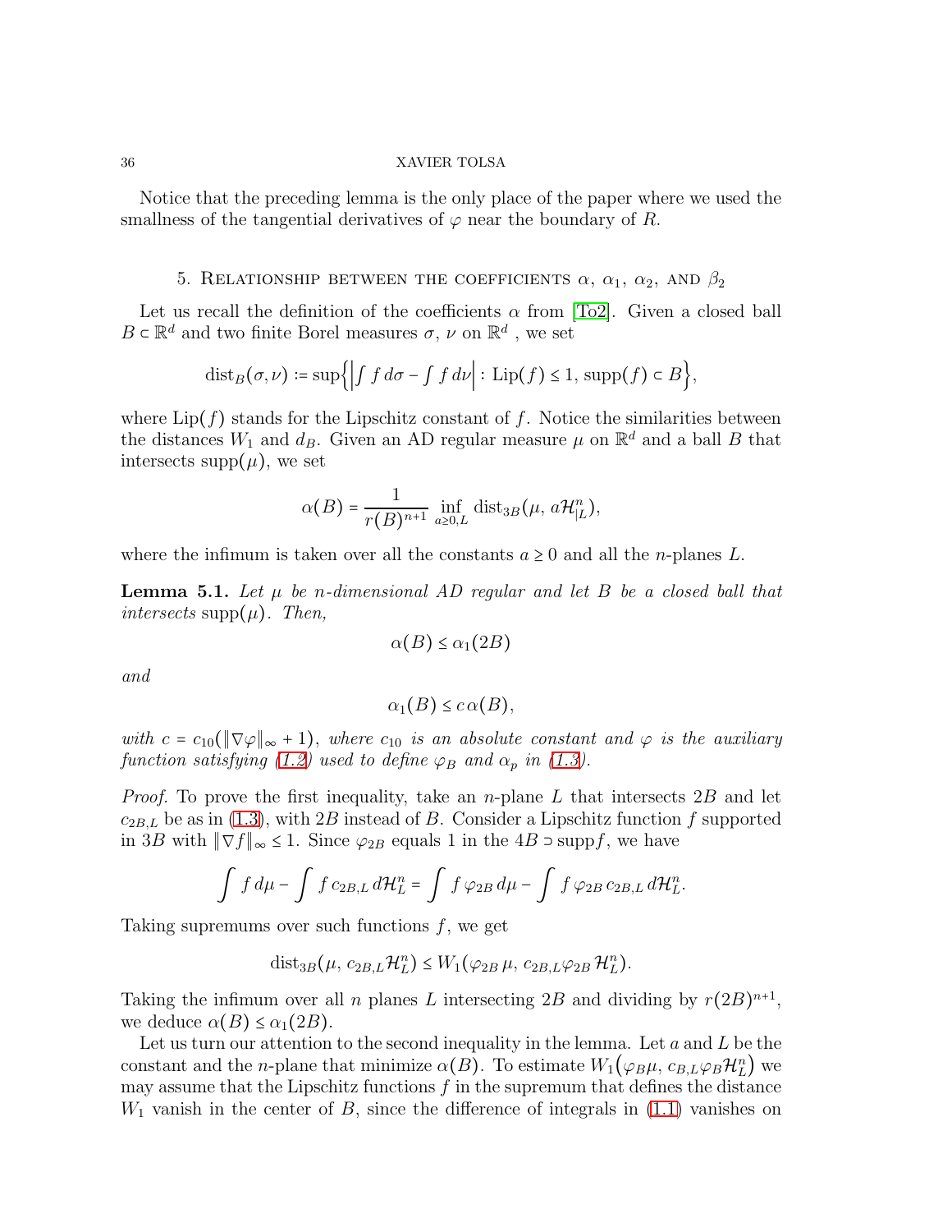Notice that the preceding lemma is the only place of the paper where we used the smallness of the tangential derivatives of $\varphi$ near the boundary of $R$.

## 5. Relationship between the coefficients $\alpha$, $\alpha_1$, $\alpha_2$, and $\beta_2$

Let us recall the definition of the coefficients $\alpha$ from [To2]. Given a closed ball $B \subset \mathbb{R}^d$ and two finite Borel measures $\sigma$, $\nu$ on $\mathbb{R}^d$ , we set

$$\operatorname{dist}_B(\sigma,\nu) := \sup\Big\{\Big|\int f\,d\sigma - \int f\,d\nu\Big| : \operatorname{Lip}(f) \leq 1,\ \operatorname{supp}(f) \subset B\Big\},$$

where $\operatorname{Lip}(f)$ stands for the Lipschitz constant of $f$. Notice the similarities between the distances $W_1$ and $d_B$. Given an AD regular measure $\mu$ on $\mathbb{R}^d$ and a ball $B$ that intersects $\operatorname{supp}(\mu)$, we set

$$\alpha(B) = \frac{1}{r(B)^{n+1}} \inf_{a\geq 0, L} \operatorname{dist}_{3B}(\mu,\, a\mathcal{H}^n_{|L}),$$

where the infimum is taken over all the constants $a \geq 0$ and all the $n$-planes $L$.

**Lemma 5.1.** *Let $\mu$ be $n$-dimensional AD regular and let $B$ be a closed ball that intersects $\operatorname{supp}(\mu)$. Then,*

$$\alpha(B) \leq \alpha_1(2B)$$

*and*

$$\alpha_1(B) \leq c\,\alpha(B),$$

*with $c = c_{10}(\|\nabla\varphi\|_\infty + 1)$, where $c_{10}$ is an absolute constant and $\varphi$ is the auxiliary function satisfying (1.2) used to define $\varphi_B$ and $\alpha_p$ in (1.3).*

*Proof.* To prove the first inequality, take an $n$-plane $L$ that intersects $2B$ and let $c_{2B,L}$ be as in (1.3), with $2B$ instead of $B$. Consider a Lipschitz function $f$ supported in $3B$ with $\|\nabla f\|_\infty \leq 1$. Since $\varphi_{2B}$ equals 1 in the $4B \supset \operatorname{supp} f$, we have

$$\int f\,d\mu - \int f\,c_{2B,L}\,d\mathcal{H}^n_L = \int f\,\varphi_{2B}\,d\mu - \int f\,\varphi_{2B}\,c_{2B,L}\,d\mathcal{H}^n_L.$$

Taking supremums over such functions $f$, we get

$$\operatorname{dist}_{3B}(\mu,\, c_{2B,L}\mathcal{H}^n_L) \leq W_1(\varphi_{2B}\,\mu,\, c_{2B,L}\varphi_{2B}\,\mathcal{H}^n_L).$$

Taking the infimum over all $n$ planes $L$ intersecting $2B$ and dividing by $r(2B)^{n+1}$, we deduce $\alpha(B) \leq \alpha_1(2B)$.

Let us turn our attention to the second inequality in the lemma. Let $a$ and $L$ be the constant and the $n$-plane that minimize $\alpha(B)$. To estimate $W_1\big(\varphi_B\mu,\, c_{B,L}\varphi_B\mathcal{H}^n_L\big)$ we may assume that the Lipschitz functions $f$ in the supremum that defines the distance $W_1$ vanish in the center of $B$, since the difference of integrals in (1.1) vanishes on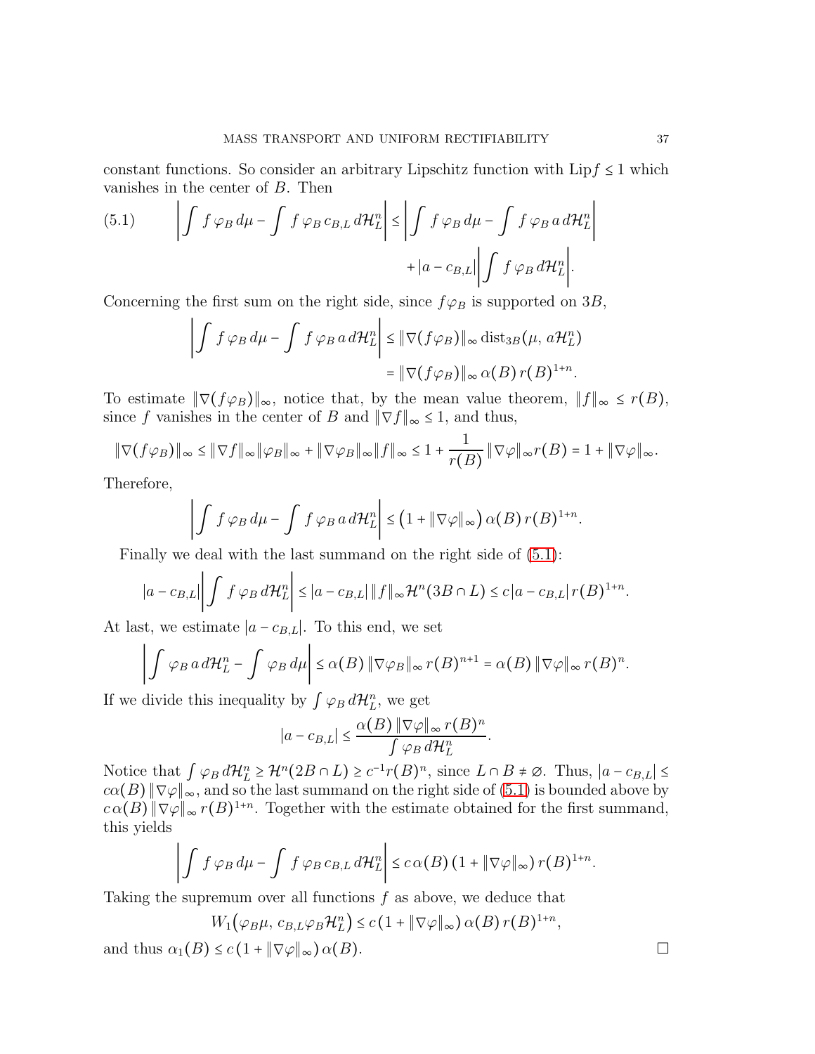constant functions. So consider an arbitrary Lipschitz function with $\mathrm{Lip} f \leq 1$ which vanishes in the center of $B$. Then

$$
\left|\int f\,\varphi_B\,d\mu - \int f\,\varphi_B\,c_{B,L}\,d\mathcal{H}^n_L\right| \leq \left|\int f\,\varphi_B\,d\mu - \int f\,\varphi_B\,a\,d\mathcal{H}^n_L\right| + |a - c_{B,L}|\left|\int f\,\varphi_B\,d\mathcal{H}^n_L\right|. \tag{5.1}
$$

Concerning the first sum on the right side, since $f\varphi_B$ is supported on $3B$,

$$
\begin{aligned}
\left|\int f\,\varphi_B\,d\mu - \int f\,\varphi_B\,a\,d\mathcal{H}^n_L\right| &\leq \|\nabla(f\varphi_B)\|_\infty \operatorname{dist}_{3B}(\mu,\, a\mathcal{H}^n_L) \\
&= \|\nabla(f\varphi_B)\|_\infty\,\alpha(B)\,r(B)^{1+n}.
\end{aligned}
$$

To estimate $\|\nabla(f\varphi_B)\|_\infty$, notice that, by the mean value theorem, $\|f\|_\infty \leq r(B)$, since $f$ vanishes in the center of $B$ and $\|\nabla f\|_\infty \leq 1$, and thus,

$$
\|\nabla(f\varphi_B)\|_\infty \leq \|\nabla f\|_\infty \|\varphi_B\|_\infty + \|\nabla\varphi_B\|_\infty \|f\|_\infty \leq 1 + \frac{1}{r(B)}\,\|\nabla\varphi\|_\infty r(B) = 1 + \|\nabla\varphi\|_\infty.
$$

Therefore,

$$
\left|\int f\,\varphi_B\,d\mu - \int f\,\varphi_B\,a\,d\mathcal{H}^n_L\right| \leq \big(1 + \|\nabla\varphi\|_\infty\big)\,\alpha(B)\,r(B)^{1+n}.
$$

Finally we deal with the last summand on the right side of (5.1):

$$
|a - c_{B,L}|\left|\int f\,\varphi_B\,d\mathcal{H}^n_L\right| \leq |a - c_{B,L}|\,\|f\|_\infty \mathcal{H}^n(3B\cap L) \leq c\,|a - c_{B,L}|\,r(B)^{1+n}.
$$

At last, we estimate $|a - c_{B,L}|$. To this end, we set

$$
\left|\int \varphi_B\,a\,d\mathcal{H}^n_L - \int \varphi_B\,d\mu\right| \leq \alpha(B)\,\|\nabla\varphi_B\|_\infty\,r(B)^{n+1} = \alpha(B)\,\|\nabla\varphi\|_\infty\,r(B)^n.
$$

If we divide this inequality by $\int \varphi_B\,d\mathcal{H}^n_L$, we get

$$
|a - c_{B,L}| \leq \frac{\alpha(B)\,\|\nabla\varphi\|_\infty\,r(B)^n}{\int \varphi_B\,d\mathcal{H}^n_L}.
$$

Notice that $\int \varphi_B\,d\mathcal{H}^n_L \geq \mathcal{H}^n(2B\cap L) \geq c^{-1} r(B)^n$, since $L\cap B \neq \varnothing$. Thus, $|a - c_{B,L}| \leq c\alpha(B)\,\|\nabla\varphi\|_\infty$, and so the last summand on the right side of (5.1) is bounded above by $c\,\alpha(B)\,\|\nabla\varphi\|_\infty\,r(B)^{1+n}$. Together with the estimate obtained for the first summand, this yields

$$
\left|\int f\,\varphi_B\,d\mu - \int f\,\varphi_B\,c_{B,L}\,d\mathcal{H}^n_L\right| \leq c\,\alpha(B)\,(1 + \|\nabla\varphi\|_\infty)\,r(B)^{1+n}.
$$

Taking the supremum over all functions $f$ as above, we deduce that

$$
W_1\big(\varphi_B\mu,\, c_{B,L}\varphi_B\mathcal{H}^n_L\big) \leq c\,(1 + \|\nabla\varphi\|_\infty)\,\alpha(B)\,r(B)^{1+n},
$$

and thus $\alpha_1(B) \leq c\,(1 + \|\nabla\varphi\|_\infty)\,\alpha(B)$. □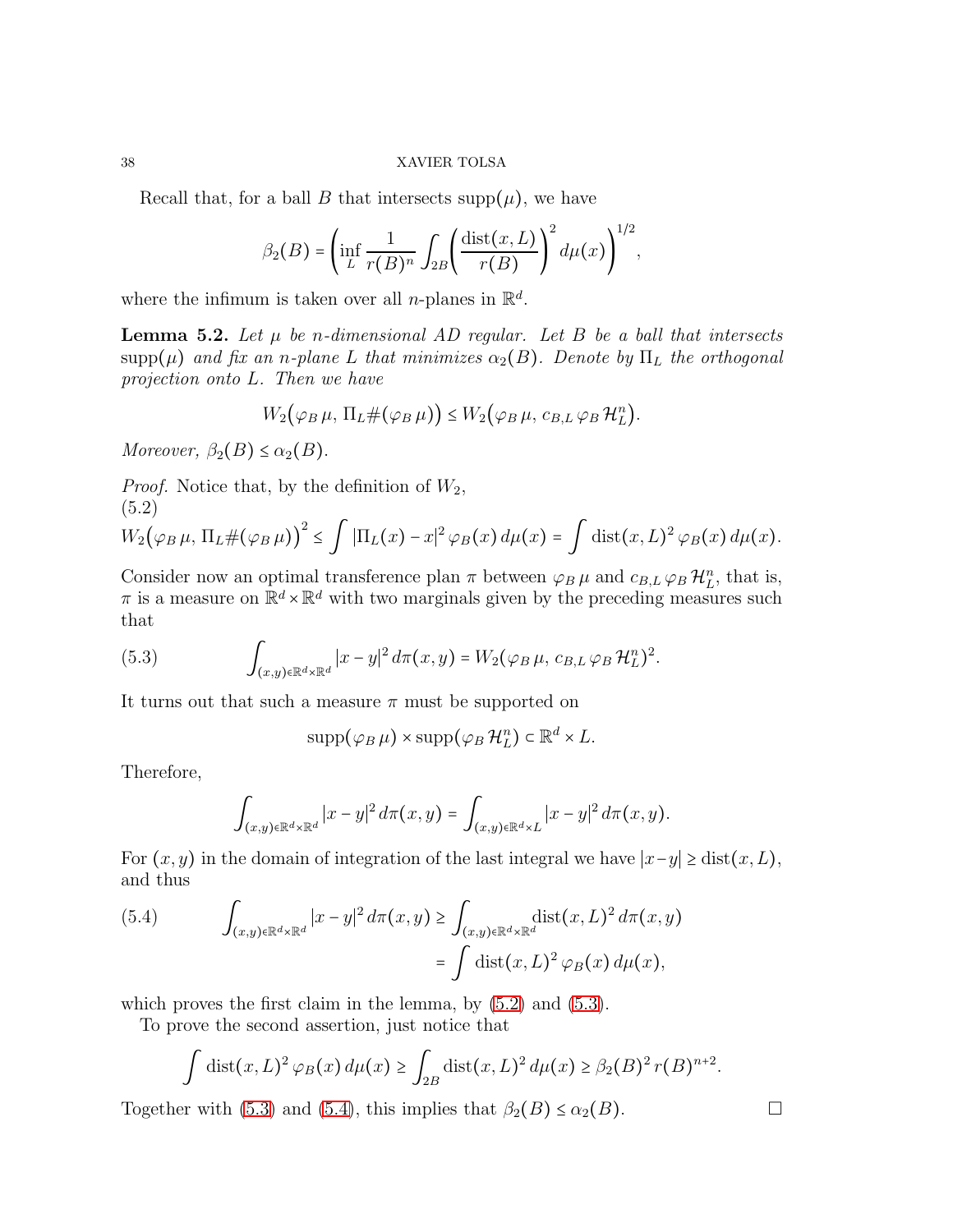Recall that, for a ball $B$ that intersects $\operatorname{supp}(\mu)$, we have

$$\beta_2(B) = \left( \inf_L \frac{1}{r(B)^n} \int_{2B} \left( \frac{\operatorname{dist}(x, L)}{r(B)} \right)^2 d\mu(x) \right)^{1/2},$$

where the infimum is taken over all $n$-planes in $\mathbb{R}^d$.

**Lemma 5.2.** *Let $\mu$ be $n$-dimensional AD regular. Let $B$ be a ball that intersects $\operatorname{supp}(\mu)$ and fix an $n$-plane $L$ that minimizes $\alpha_2(B)$. Denote by $\Pi_L$ the orthogonal projection onto $L$. Then we have*

$$W_2\big(\varphi_B\, \mu,\, \Pi_L \#(\varphi_B\, \mu)\big) \leq W_2\big(\varphi_B\, \mu,\, c_{B,L}\, \varphi_B\, \mathcal{H}^n_L\big).$$

*Moreover, $\beta_2(B) \leq \alpha_2(B)$.*

*Proof.* Notice that, by the definition of $W_2$,
(5.2)

$$W_2\big(\varphi_B\, \mu,\, \Pi_L \#(\varphi_B\, \mu)\big)^2 \leq \int |\Pi_L(x) - x|^2\, \varphi_B(x)\, d\mu(x) = \int \operatorname{dist}(x, L)^2\, \varphi_B(x)\, d\mu(x).$$

Consider now an optimal transference plan $\pi$ between $\varphi_B\, \mu$ and $c_{B,L}\, \varphi_B\, \mathcal{H}^n_L$, that is, $\pi$ is a measure on $\mathbb{R}^d \times \mathbb{R}^d$ with two marginals given by the preceding measures such that

$$\int_{(x,y) \in \mathbb{R}^d \times \mathbb{R}^d} |x - y|^2\, d\pi(x, y) = W_2(\varphi_B\, \mu,\, c_{B,L}\, \varphi_B\, \mathcal{H}^n_L)^2. \tag{5.3}$$

It turns out that such a measure $\pi$ must be supported on

$$\operatorname{supp}(\varphi_B\, \mu) \times \operatorname{supp}(\varphi_B\, \mathcal{H}^n_L) \subset \mathbb{R}^d \times L.$$

Therefore,

$$\int_{(x,y) \in \mathbb{R}^d \times \mathbb{R}^d} |x - y|^2\, d\pi(x, y) = \int_{(x,y) \in \mathbb{R}^d \times L} |x - y|^2\, d\pi(x, y).$$

For $(x, y)$ in the domain of integration of the last integral we have $|x - y| \geq \operatorname{dist}(x, L)$, and thus

$$\begin{aligned} \int_{(x,y) \in \mathbb{R}^d \times \mathbb{R}^d} |x - y|^2\, d\pi(x, y) &\geq \int_{(x,y) \in \mathbb{R}^d \times \mathbb{R}^d} \operatorname{dist}(x, L)^2\, d\pi(x, y) \\ &= \int \operatorname{dist}(x, L)^2\, \varphi_B(x)\, d\mu(x), \end{aligned} \tag{5.4}$$

which proves the first claim in the lemma, by (5.2) and (5.3).

To prove the second assertion, just notice that

$$\int \operatorname{dist}(x, L)^2\, \varphi_B(x)\, d\mu(x) \geq \int_{2B} \operatorname{dist}(x, L)^2\, d\mu(x) \geq \beta_2(B)^2\, r(B)^{n+2}.$$

Together with (5.3) and (5.4), this implies that $\beta_2(B) \leq \alpha_2(B)$. $\square$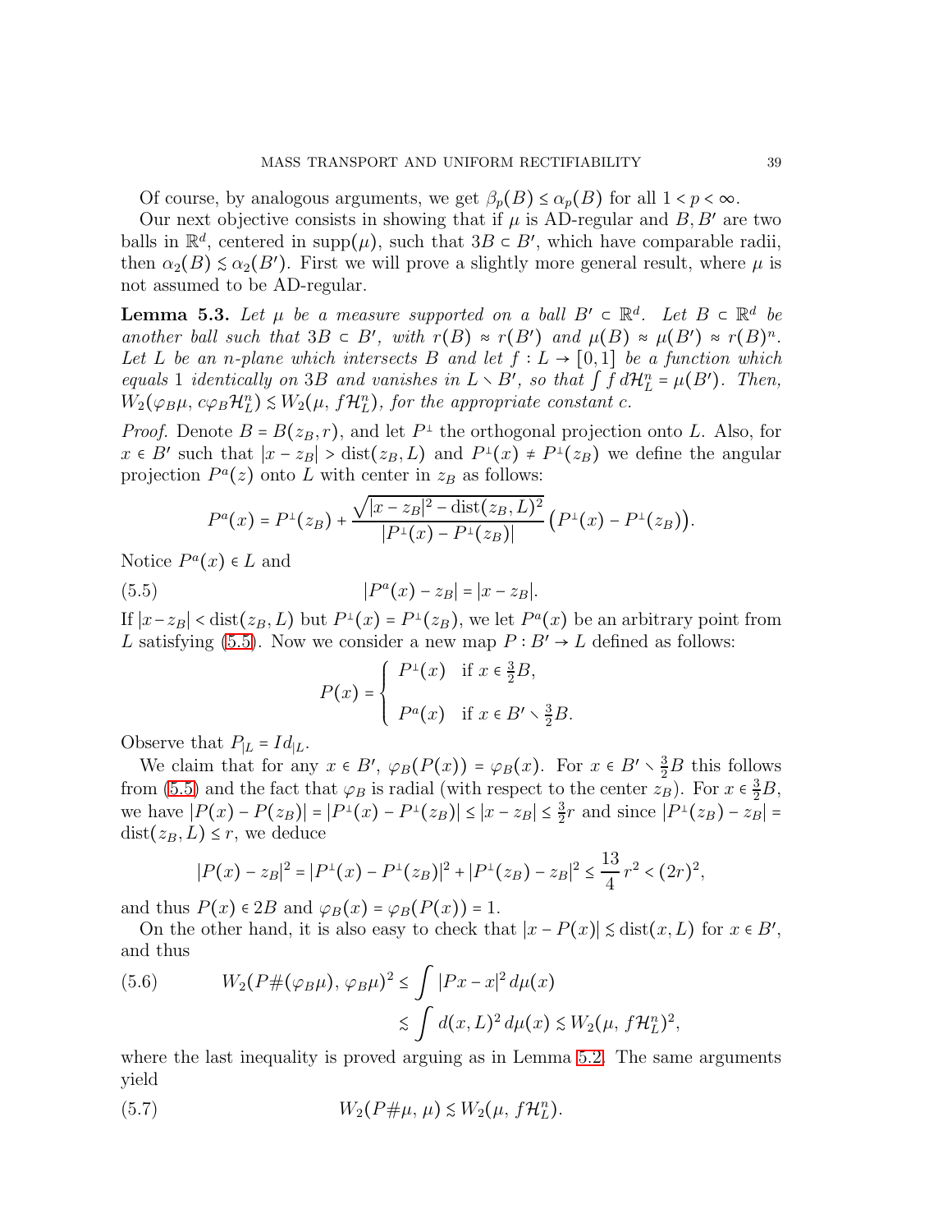Of course, by analogous arguments, we get $\beta_p(B) \le \alpha_p(B)$ for all $1 < p < \infty$.

Our next objective consists in showing that if $\mu$ is AD-regular and $B, B'$ are two balls in $\mathbb{R}^d$, centered in $\operatorname{supp}(\mu)$, such that $3B \subset B'$, which have comparable radii, then $\alpha_2(B) \lesssim \alpha_2(B')$. First we will prove a slightly more general result, where $\mu$ is not assumed to be AD-regular.

**Lemma 5.3.** *Let $\mu$ be a measure supported on a ball $B' \subset \mathbb{R}^d$. Let $B \subset \mathbb{R}^d$ be another ball such that $3B \subset B'$, with $r(B) \approx r(B')$ and $\mu(B) \approx \mu(B') \approx r(B)^n$. Let $L$ be an $n$-plane which intersects $B$ and let $f : L \to [0,1]$ be a function which equals 1 identically on $3B$ and vanishes in $L \setminus B'$, so that $\int f\, d\mathcal{H}^n_L = \mu(B')$. Then, $W_2(\varphi_B \mu,\, c\varphi_B \mathcal{H}^n_L) \lesssim W_2(\mu,\, f\mathcal{H}^n_L)$, for the appropriate constant $c$.*

*Proof.* Denote $B = B(z_B, r)$, and let $P^\perp$ the orthogonal projection onto $L$. Also, for $x \in B'$ such that $|x - z_B| > \operatorname{dist}(z_B, L)$ and $P^\perp(x) \neq P^\perp(z_B)$ we define the angular projection $P^a(z)$ onto $L$ with center in $z_B$ as follows:

$$P^a(x) = P^\perp(z_B) + \frac{\sqrt{|x - z_B|^2 - \operatorname{dist}(z_B, L)^2}}{|P^\perp(x) - P^\perp(z_B)|}\big(P^\perp(x) - P^\perp(z_B)\big).$$

Notice $P^a(x) \in L$ and

$$|P^a(x) - z_B| = |x - z_B|. \tag{5.5}$$

If $|x - z_B| < \operatorname{dist}(z_B, L)$ but $P^\perp(x) = P^\perp(z_B)$, we let $P^a(x)$ be an arbitrary point from $L$ satisfying (5.5). Now we consider a new map $P : B' \to L$ defined as follows:

$$P(x) = \begin{cases} P^\perp(x) & \text{if } x \in \frac{3}{2}B, \\[2ex] P^a(x) & \text{if } x \in B' \setminus \frac{3}{2}B. \end{cases}$$

Observe that $P_{|L} = Id_{|L}$.

We claim that for any $x \in B'$, $\varphi_B(P(x)) = \varphi_B(x)$. For $x \in B' \setminus \frac{3}{2}B$ this follows from (5.5) and the fact that $\varphi_B$ is radial (with respect to the center $z_B$). For $x \in \frac{3}{2}B$, we have $|P(x) - P(z_B)| = |P^\perp(x) - P^\perp(z_B)| \le |x - z_B| \le \frac{3}{2}r$ and since $|P^\perp(z_B) - z_B| = \operatorname{dist}(z_B, L) \le r$, we deduce

$$|P(x) - z_B|^2 = |P^\perp(x) - P^\perp(z_B)|^2 + |P^\perp(z_B) - z_B|^2 \le \frac{13}{4}\,r^2 < (2r)^2,$$

and thus $P(x) \in 2B$ and $\varphi_B(x) = \varphi_B(P(x)) = 1$.

On the other hand, it is also easy to check that $|x - P(x)| \lesssim \operatorname{dist}(x, L)$ for $x \in B'$, and thus

$$\begin{aligned} W_2(P\#(\varphi_B\mu),\, \varphi_B\mu)^2 &\le \int |Px - x|^2\, d\mu(x) \\ &\lesssim \int d(x, L)^2\, d\mu(x) \lesssim W_2(\mu,\, f\mathcal{H}^n_L)^2, \end{aligned} \tag{5.6}$$

where the last inequality is proved arguing as in Lemma 5.2. The same arguments yield

$$W_2(P\#\mu,\, \mu) \lesssim W_2(\mu,\, f\mathcal{H}^n_L). \tag{5.7}$$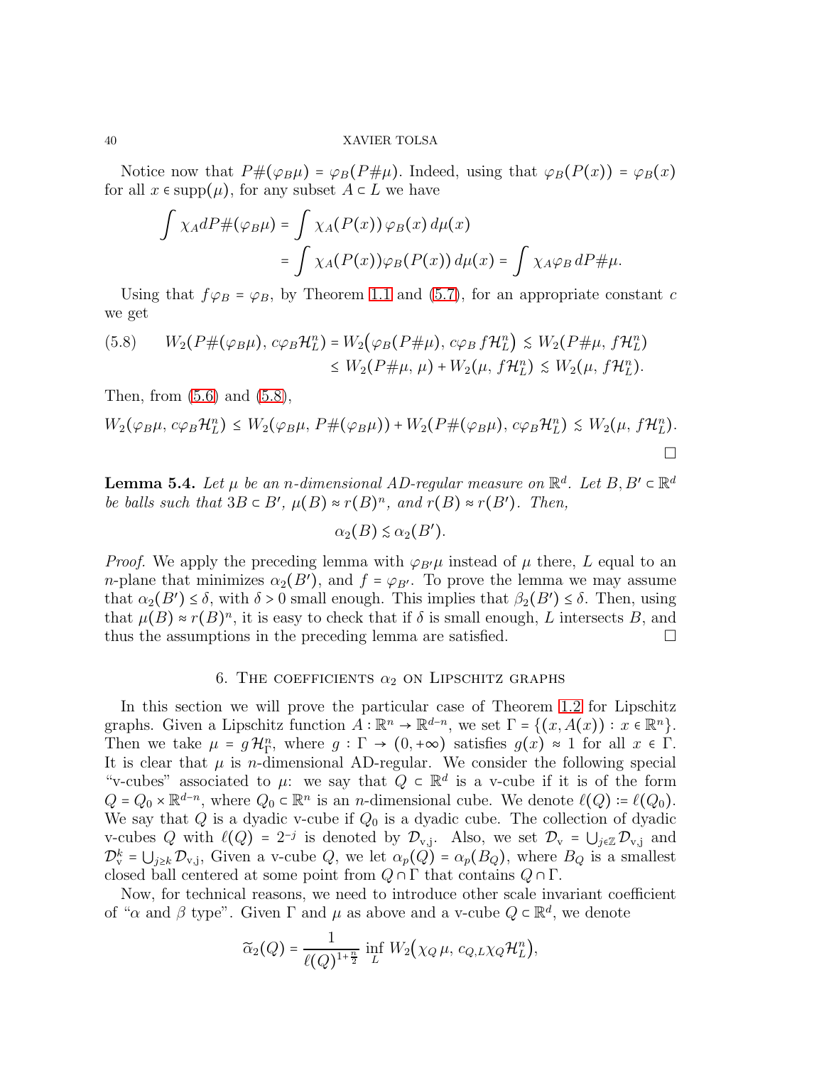Notice now that $P\#(\varphi_B\mu) = \varphi_B(P\#\mu)$. Indeed, using that $\varphi_B(P(x)) = \varphi_B(x)$ for all $x \in \operatorname{supp}(\mu)$, for any subset $A \subset L$ we have

$$\int \chi_A dP\#(\varphi_B\mu) = \int \chi_A(P(x))\,\varphi_B(x)\,d\mu(x)$$
$$= \int \chi_A(P(x))\varphi_B(P(x))\,d\mu(x) = \int \chi_A\varphi_B\,dP\#\mu.$$

Using that $f\varphi_B = \varphi_B$, by Theorem 1.1 and (5.7), for an appropriate constant $c$ we get

$$(5.8) \qquad W_2(P\#(\varphi_B\mu), c\varphi_B\mathcal{H}^n_L) = W_2\big(\varphi_B(P\#\mu), c\varphi_B\, f\mathcal{H}^n_L\big) \lesssim W_2(P\#\mu, f\mathcal{H}^n_L)$$
$$\leq W_2(P\#\mu, \mu) + W_2(\mu, f\mathcal{H}^n_L) \lesssim W_2(\mu, f\mathcal{H}^n_L).$$

Then, from (5.6) and (5.8),

$$W_2(\varphi_B\mu, c\varphi_B\mathcal{H}^n_L) \leq W_2(\varphi_B\mu, P\#(\varphi_B\mu)) + W_2(P\#(\varphi_B\mu), c\varphi_B\mathcal{H}^n_L) \lesssim W_2(\mu, f\mathcal{H}^n_L).$$

□

**Lemma 5.4.** *Let $\mu$ be an $n$-dimensional AD-regular measure on $\mathbb{R}^d$. Let $B, B' \subset \mathbb{R}^d$ be balls such that $3B \subset B'$, $\mu(B) \approx r(B)^n$, and $r(B) \approx r(B')$. Then,*

$$\alpha_2(B) \lesssim \alpha_2(B').$$

*Proof.* We apply the preceding lemma with $\varphi_{B'}\mu$ instead of $\mu$ there, $L$ equal to an $n$-plane that minimizes $\alpha_2(B')$, and $f = \varphi_{B'}$. To prove the lemma we may assume that $\alpha_2(B') \leq \delta$, with $\delta > 0$ small enough. This implies that $\beta_2(B') \leq \delta$. Then, using that $\mu(B) \approx r(B)^n$, it is easy to check that if $\delta$ is small enough, $L$ intersects $B$, and thus the assumptions in the preceding lemma are satisfied. □

## 6. The coefficients $\alpha_2$ on Lipschitz graphs

In this section we will prove the particular case of Theorem 1.2 for Lipschitz graphs. Given a Lipschitz function $A : \mathbb{R}^n \to \mathbb{R}^{d-n}$, we set $\Gamma = \{(x, A(x)) : x \in \mathbb{R}^n\}$. Then we take $\mu = g\,\mathcal{H}^n_\Gamma$, where $g : \Gamma \to (0, +\infty)$ satisfies $g(x) \approx 1$ for all $x \in \Gamma$. It is clear that $\mu$ is $n$-dimensional AD-regular. We consider the following special "v-cubes" associated to $\mu$: we say that $Q \subset \mathbb{R}^d$ is a v-cube if it is of the form $Q = Q_0 \times \mathbb{R}^{d-n}$, where $Q_0 \subset \mathbb{R}^n$ is an $n$-dimensional cube. We denote $\ell(Q) := \ell(Q_0)$. We say that $Q$ is a dyadic v-cube if $Q_0$ is a dyadic cube. The collection of dyadic v-cubes $Q$ with $\ell(Q) = 2^{-j}$ is denoted by $\mathcal{D}_{\mathrm{v,j}}$. Also, we set $\mathcal{D}_{\mathrm{v}} = \bigcup_{j\in\mathbb{Z}} \mathcal{D}_{\mathrm{v,j}}$ and $\mathcal{D}^k_{\mathrm{v}} = \bigcup_{j\geq k} \mathcal{D}_{\mathrm{v,j}}$, Given a v-cube $Q$, we let $\alpha_p(Q) = \alpha_p(B_Q)$, where $B_Q$ is a smallest closed ball centered at some point from $Q \cap \Gamma$ that contains $Q \cap \Gamma$.

Now, for technical reasons, we need to introduce other scale invariant coefficient of "$\alpha$ and $\beta$ type". Given $\Gamma$ and $\mu$ as above and a v-cube $Q \subset \mathbb{R}^d$, we denote

$$\widetilde{\alpha}_2(Q) = \frac{1}{\ell(Q)^{1+\frac{n}{2}}} \inf_L W_2\big(\chi_Q\,\mu, c_{Q,L}\chi_Q\mathcal{H}^n_L\big),$$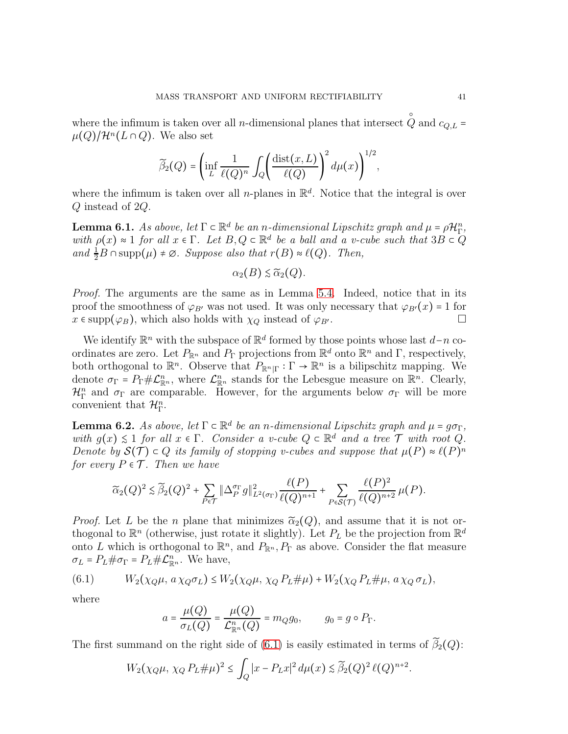where the infimum is taken over all $n$-dimensional planes that intersect $\mathring{Q}$ and $c_{Q,L} = \mu(Q)/\mathcal{H}^n(L \cap Q)$. We also set

$$\widetilde{\beta}_2(Q) = \left( \inf_L \frac{1}{\ell(Q)^n} \int_Q \left( \frac{\operatorname{dist}(x, L)}{\ell(Q)} \right)^2 d\mu(x) \right)^{1/2},$$

where the infimum is taken over all $n$-planes in $\mathbb{R}^d$. Notice that the integral is over $Q$ instead of $2Q$.

**Lemma 6.1.** *As above, let $\Gamma \subset \mathbb{R}^d$ be an $n$-dimensional Lipschitz graph and $\mu = \rho \mathcal{H}^n_\Gamma$, with $\rho(x) \approx 1$ for all $x \in \Gamma$. Let $B, Q \subset \mathbb{R}^d$ be a ball and a v-cube such that $3B \subset Q$ and $\frac{1}{2}B \cap \operatorname{supp}(\mu) \neq \varnothing$. Suppose also that $r(B) \approx \ell(Q)$. Then,*

$$\alpha_2(B) \lesssim \widetilde{\alpha}_2(Q).$$

*Proof.* The arguments are the same as in Lemma 5.4. Indeed, notice that in its proof the smoothness of $\varphi_{B'}$ was not used. It was only necessary that $\varphi_{B'}(x) = 1$ for $x \in \operatorname{supp}(\varphi_B)$, which also holds with $\chi_Q$ instead of $\varphi_{B'}$. □

We identify $\mathbb{R}^n$ with the subspace of $\mathbb{R}^d$ formed by those points whose last $d-n$ coordinates are zero. Let $P_{\mathbb{R}^n}$ and $P_\Gamma$ projections from $\mathbb{R}^d$ onto $\mathbb{R}^n$ and $\Gamma$, respectively, both orthogonal to $\mathbb{R}^n$. Observe that $P_{\mathbb{R}^n|\Gamma} : \Gamma \to \mathbb{R}^n$ is a bilipschitz mapping. We denote $\sigma_\Gamma = P_\Gamma \# \mathcal{L}^n_{\mathbb{R}^n}$, where $\mathcal{L}^n_{\mathbb{R}^n}$ stands for the Lebesgue measure on $\mathbb{R}^n$. Clearly, $\mathcal{H}^n_\Gamma$ and $\sigma_\Gamma$ are comparable. However, for the arguments below $\sigma_\Gamma$ will be more convenient that $\mathcal{H}^n_\Gamma$.

**Lemma 6.2.** *As above, let $\Gamma \subset \mathbb{R}^d$ be an $n$-dimensional Lipschitz graph and $\mu = g\sigma_\Gamma$, with $g(x) \lesssim 1$ for all $x \in \Gamma$. Consider a v-cube $Q \subset \mathbb{R}^d$ and a tree $\mathcal{T}$ with root $Q$. Denote by $\mathcal{S}(\mathcal{T}) \subset Q$ its family of stopping v-cubes and suppose that $\mu(P) \approx \ell(P)^n$ for every $P \in \mathcal{T}$. Then we have*

$$\widetilde{\alpha}_2(Q)^2 \lesssim \widetilde{\beta}_2(Q)^2 + \sum_{P \in \mathcal{T}} \|\Delta_P^{\sigma_\Gamma} g\|^2_{L^2(\sigma_\Gamma)} \frac{\ell(P)}{\ell(Q)^{n+1}} + \sum_{P \in \mathcal{S}(\mathcal{T})} \frac{\ell(P)^2}{\ell(Q)^{n+2}} \mu(P).$$

*Proof.* Let $L$ be the $n$ plane that minimizes $\widetilde{\alpha}_2(Q)$, and assume that it is not orthogonal to $\mathbb{R}^n$ (otherwise, just rotate it slightly). Let $P_L$ be the projection from $\mathbb{R}^d$ onto $L$ which is orthogonal to $\mathbb{R}^n$, and $P_{\mathbb{R}^n}, P_\Gamma$ as above. Consider the flat measure $\sigma_L = P_L \# \sigma_\Gamma = P_L \# \mathcal{L}^n_{\mathbb{R}^n}$. We have,

$$W_2(\chi_Q \mu, \, a\,\chi_Q \sigma_L) \le W_2(\chi_Q \mu, \, \chi_Q\, P_L \# \mu) + W_2(\chi_Q\, P_L \# \mu, \, a\,\chi_Q\, \sigma_L), \tag{6.1}$$

where

$$a = \frac{\mu(Q)}{\sigma_L(Q)} = \frac{\mu(Q)}{\mathcal{L}^n_{\mathbb{R}^n}(Q)} = m_Q g_0, \qquad g_0 = g \circ P_\Gamma.$$

The first summand on the right side of (6.1) is easily estimated in terms of $\widetilde{\beta}_2(Q)$:

$$W_2(\chi_Q \mu, \, \chi_Q\, P_L \# \mu)^2 \le \int_Q |x - P_L x|^2 \, d\mu(x) \lesssim \widetilde{\beta}_2(Q)^2\, \ell(Q)^{n+2}.$$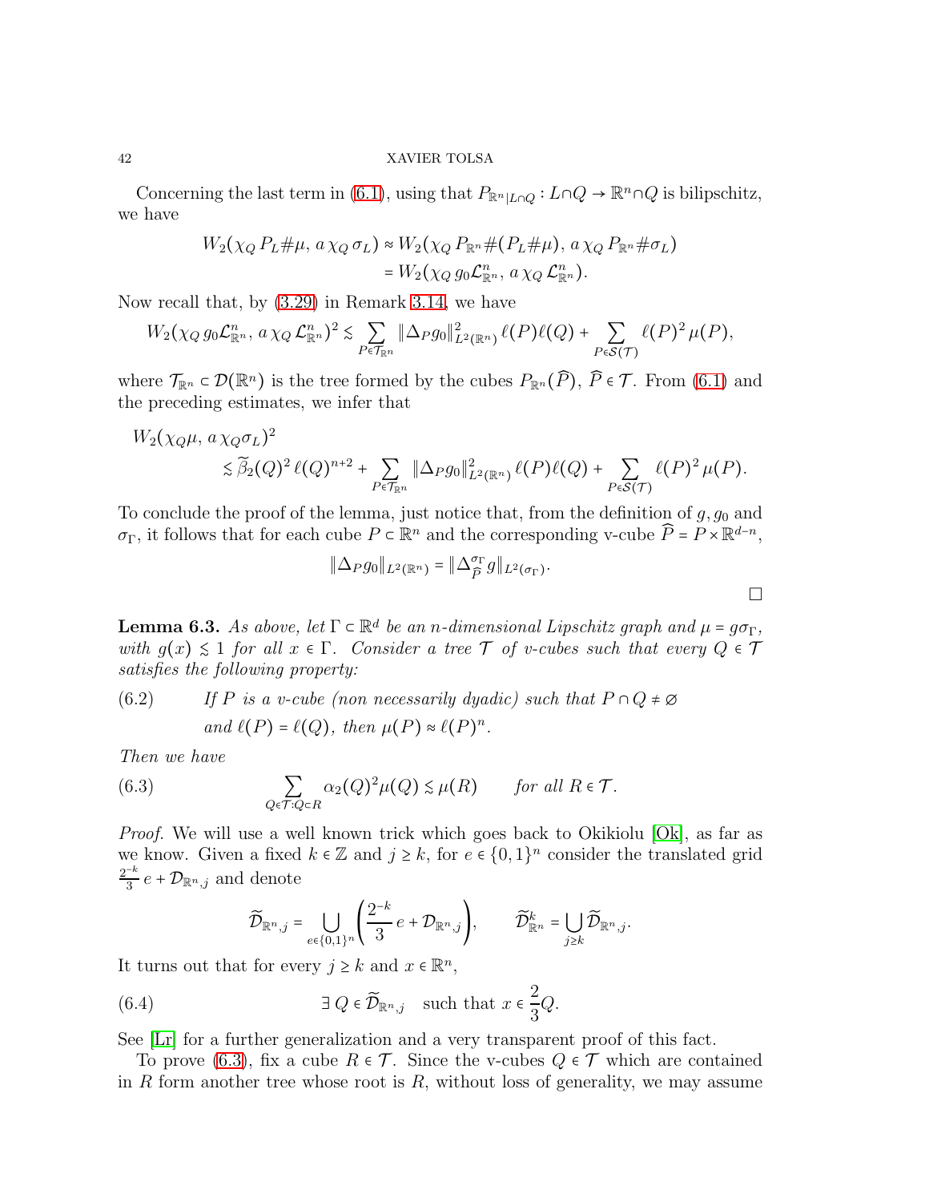Concerning the last term in (6.1), using that $P_{\mathbb{R}^n|L\cap Q}: L\cap Q \to \mathbb{R}^n \cap Q$ is bilipschitz, we have

$$
\begin{aligned}
W_2(\chi_Q\, P_L\#\mu,\, a\,\chi_Q\,\sigma_L) &\approx W_2(\chi_Q\, P_{\mathbb{R}^n}\#(P_L\#\mu),\, a\,\chi_Q\, P_{\mathbb{R}^n}\#\sigma_L)\\
&= W_2(\chi_Q\, g_0\mathcal{L}^n_{\mathbb{R}^n},\, a\,\chi_Q\,\mathcal{L}^n_{\mathbb{R}^n}).
\end{aligned}
$$

Now recall that, by (3.29) in Remark 3.14, we have

$$
W_2(\chi_Q\, g_0\mathcal{L}^n_{\mathbb{R}^n},\, a\,\chi_Q\,\mathcal{L}^n_{\mathbb{R}^n})^2 \lesssim \sum_{P\in\mathcal{T}_{\mathbb{R}^n}} \|\Delta_P g_0\|^2_{L^2(\mathbb{R}^n)}\,\ell(P)\ell(Q) + \sum_{P\in\mathcal{S}(\mathcal{T})} \ell(P)^2\,\mu(P),
$$

where $\mathcal{T}_{\mathbb{R}^n} \subset \mathcal{D}(\mathbb{R}^n)$ is the tree formed by the cubes $P_{\mathbb{R}^n}(\widehat{P})$, $\widehat{P}\in\mathcal{T}$. From (6.1) and the preceding estimates, we infer that

$$
\begin{aligned}
&W_2(\chi_Q\mu,\, a\,\chi_Q\sigma_L)^2\\
&\qquad\lesssim \widetilde{\beta}_2(Q)^2\,\ell(Q)^{n+2} + \sum_{P\in\mathcal{T}_{\mathbb{R}^n}} \|\Delta_P g_0\|^2_{L^2(\mathbb{R}^n)}\,\ell(P)\ell(Q) + \sum_{P\in\mathcal{S}(\mathcal{T})} \ell(P)^2\,\mu(P).
\end{aligned}
$$

To conclude the proof of the lemma, just notice that, from the definition of $g, g_0$ and $\sigma_\Gamma$, it follows that for each cube $P\subset\mathbb{R}^n$ and the corresponding v-cube $\widehat{P} = P\times\mathbb{R}^{d-n}$,

$$
\|\Delta_P g_0\|_{L^2(\mathbb{R}^n)} = \|\Delta^{\sigma_\Gamma}_{\widehat{P}} g\|_{L^2(\sigma_\Gamma)}.
$$

□

**Lemma 6.3.** *As above, let $\Gamma\subset\mathbb{R}^d$ be an $n$-dimensional Lipschitz graph and $\mu = g\sigma_\Gamma$, with $g(x)\lesssim 1$ for all $x\in\Gamma$. Consider a tree $\mathcal{T}$ of v-cubes such that every $Q\in\mathcal{T}$ satisfies the following property:*

(6.2) *If $P$ is a v-cube (non necessarily dyadic) such that $P\cap Q\neq\varnothing$ and $\ell(P)=\ell(Q)$, then $\mu(P)\approx\ell(P)^n$.*

*Then we have*

$$
\sum_{Q\in\mathcal{T}:Q\subset R} \alpha_2(Q)^2\mu(Q) \lesssim \mu(R) \qquad \text{for all } R\in\mathcal{T}. \tag{6.3}
$$

*Proof.* We will use a well known trick which goes back to Okikiolu [Ok], as far as we know. Given a fixed $k\in\mathbb{Z}$ and $j\geq k$, for $e\in\{0,1\}^n$ consider the translated grid $\frac{2^{-k}}{3}\,e + \mathcal{D}_{\mathbb{R}^n,j}$ and denote

$$
\widetilde{\mathcal{D}}_{\mathbb{R}^n,j} = \bigcup_{e\in\{0,1\}^n}\left(\frac{2^{-k}}{3}\,e + \mathcal{D}_{\mathbb{R}^n,j}\right), \qquad \widetilde{\mathcal{D}}^k_{\mathbb{R}^n} = \bigcup_{j\geq k}\widetilde{\mathcal{D}}_{\mathbb{R}^n,j}.
$$

It turns out that for every $j\geq k$ and $x\in\mathbb{R}^n$,

$$
\exists\ Q\in\widetilde{\mathcal{D}}_{\mathbb{R}^n,j} \quad \text{such that } x\in\frac{2}{3}Q. \tag{6.4}
$$

See [Lr] for a further generalization and a very transparent proof of this fact.

To prove (6.3), fix a cube $R\in\mathcal{T}$. Since the v-cubes $Q\in\mathcal{T}$ which are contained in $R$ form another tree whose root is $R$, without loss of generality, we may assume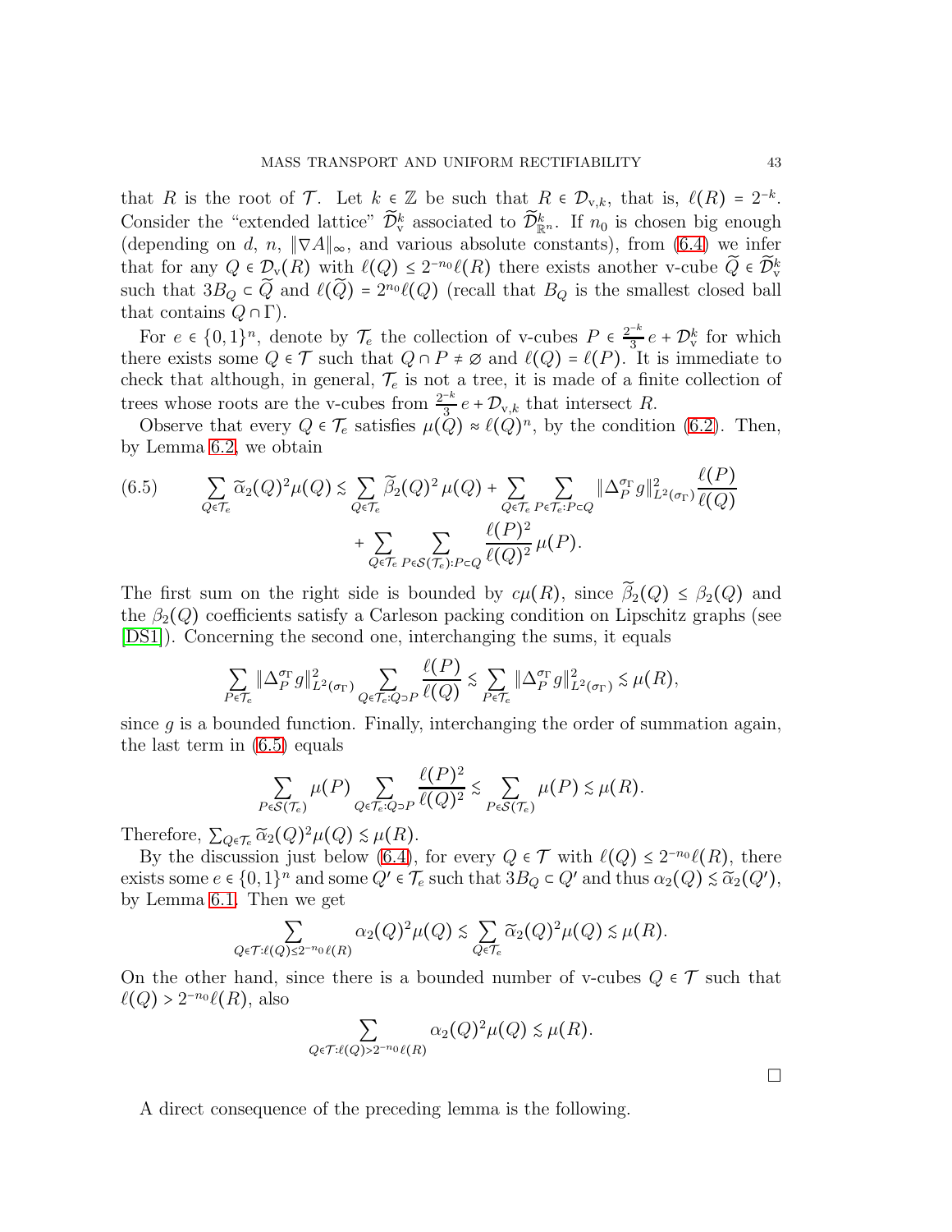that $R$ is the root of $\mathcal{T}$. Let $k \in \mathbb{Z}$ be such that $R \in \mathcal{D}_{\mathrm{v},k}$, that is, $\ell(R) = 2^{-k}$. Consider the "extended lattice" $\widetilde{\mathcal{D}}_{\mathrm{v}}^k$ associated to $\widetilde{\mathcal{D}}_{\mathbb{R}^n}^k$. If $n_0$ is chosen big enough (depending on $d$, $n$, $\|\nabla A\|_\infty$, and various absolute constants), from (6.4) we infer that for any $Q \in \mathcal{D}_{\mathrm{v}}(R)$ with $\ell(Q) \leq 2^{-n_0}\ell(R)$ there exists another v-cube $\widetilde{Q} \in \widetilde{\mathcal{D}}_{\mathrm{v}}^k$ such that $3B_Q \subset \widetilde{Q}$ and $\ell(\widetilde{Q}) = 2^{n_0}\ell(Q)$ (recall that $B_Q$ is the smallest closed ball that contains $Q \cap \Gamma$).

For $e \in \{0,1\}^n$, denote by $\mathcal{T}_e$ the collection of v-cubes $P \in \frac{2^{-k}}{3}e + \mathcal{D}_{\mathrm{v}}^k$ for which there exists some $Q \in \mathcal{T}$ such that $Q \cap P \neq \varnothing$ and $\ell(Q) = \ell(P)$. It is immediate to check that although, in general, $\mathcal{T}_e$ is not a tree, it is made of a finite collection of trees whose roots are the v-cubes from $\frac{2^{-k}}{3}e + \mathcal{D}_{\mathrm{v},k}$ that intersect $R$.

Observe that every $Q \in \mathcal{T}_e$ satisfies $\mu(Q) \approx \ell(Q)^n$, by the condition (6.2). Then, by Lemma 6.2, we obtain

$$\sum_{Q\in\mathcal{T}_e} \widetilde{\alpha}_2(Q)^2\mu(Q) \lesssim \sum_{Q\in\mathcal{T}_e} \widetilde{\beta}_2(Q)^2\,\mu(Q) + \sum_{Q\in\mathcal{T}_e}\sum_{P\in\mathcal{T}_e:P\subset Q} \|\Delta_P^{\sigma_\Gamma} g\|^2_{L^2(\sigma_\Gamma)}\frac{\ell(P)}{\ell(Q)} + \sum_{Q\in\mathcal{T}_e}\sum_{P\in\mathcal{S}(\mathcal{T}_e):P\subset Q}\frac{\ell(P)^2}{\ell(Q)^2}\,\mu(P). \tag{6.5}$$

The first sum on the right side is bounded by $c\mu(R)$, since $\widetilde{\beta}_2(Q) \leq \beta_2(Q)$ and the $\beta_2(Q)$ coefficients satisfy a Carleson packing condition on Lipschitz graphs (see [DS1]). Concerning the second one, interchanging the sums, it equals

$$\sum_{P\in\mathcal{T}_e} \|\Delta_P^{\sigma_\Gamma} g\|^2_{L^2(\sigma_\Gamma)} \sum_{Q\in\mathcal{T}_e:Q\supset P}\frac{\ell(P)}{\ell(Q)} \lesssim \sum_{P\in\mathcal{T}_e}\|\Delta_P^{\sigma_\Gamma} g\|^2_{L^2(\sigma_\Gamma)} \lesssim \mu(R),$$

since $g$ is a bounded function. Finally, interchanging the order of summation again, the last term in (6.5) equals

$$\sum_{P\in\mathcal{S}(\mathcal{T}_e)}\mu(P)\sum_{Q\in\mathcal{T}_e:Q\supset P}\frac{\ell(P)^2}{\ell(Q)^2} \lesssim \sum_{P\in\mathcal{S}(\mathcal{T}_e)}\mu(P) \lesssim \mu(R).$$

Therefore, $\sum_{Q\in\mathcal{T}_e}\widetilde{\alpha}_2(Q)^2\mu(Q) \lesssim \mu(R)$.

By the discussion just below (6.4), for every $Q \in \mathcal{T}$ with $\ell(Q) \leq 2^{-n_0}\ell(R)$, there exists some $e \in \{0,1\}^n$ and some $Q' \in \mathcal{T}_e$ such that $3B_Q \subset Q'$ and thus $\alpha_2(Q) \lesssim \widetilde{\alpha}_2(Q')$, by Lemma 6.1. Then we get

$$\sum_{Q\in\mathcal{T}:\ell(Q)\leq 2^{-n_0}\ell(R)} \alpha_2(Q)^2\mu(Q) \lesssim \sum_{Q\in\mathcal{T}_e}\widetilde{\alpha}_2(Q)^2\mu(Q) \lesssim \mu(R).$$

On the other hand, since there is a bounded number of v-cubes $Q \in \mathcal{T}$ such that $\ell(Q) > 2^{-n_0}\ell(R)$, also

$$\sum_{Q\in\mathcal{T}:\ell(Q)>2^{-n_0}\ell(R)} \alpha_2(Q)^2\mu(Q) \lesssim \mu(R).$$

□

A direct consequence of the preceding lemma is the following.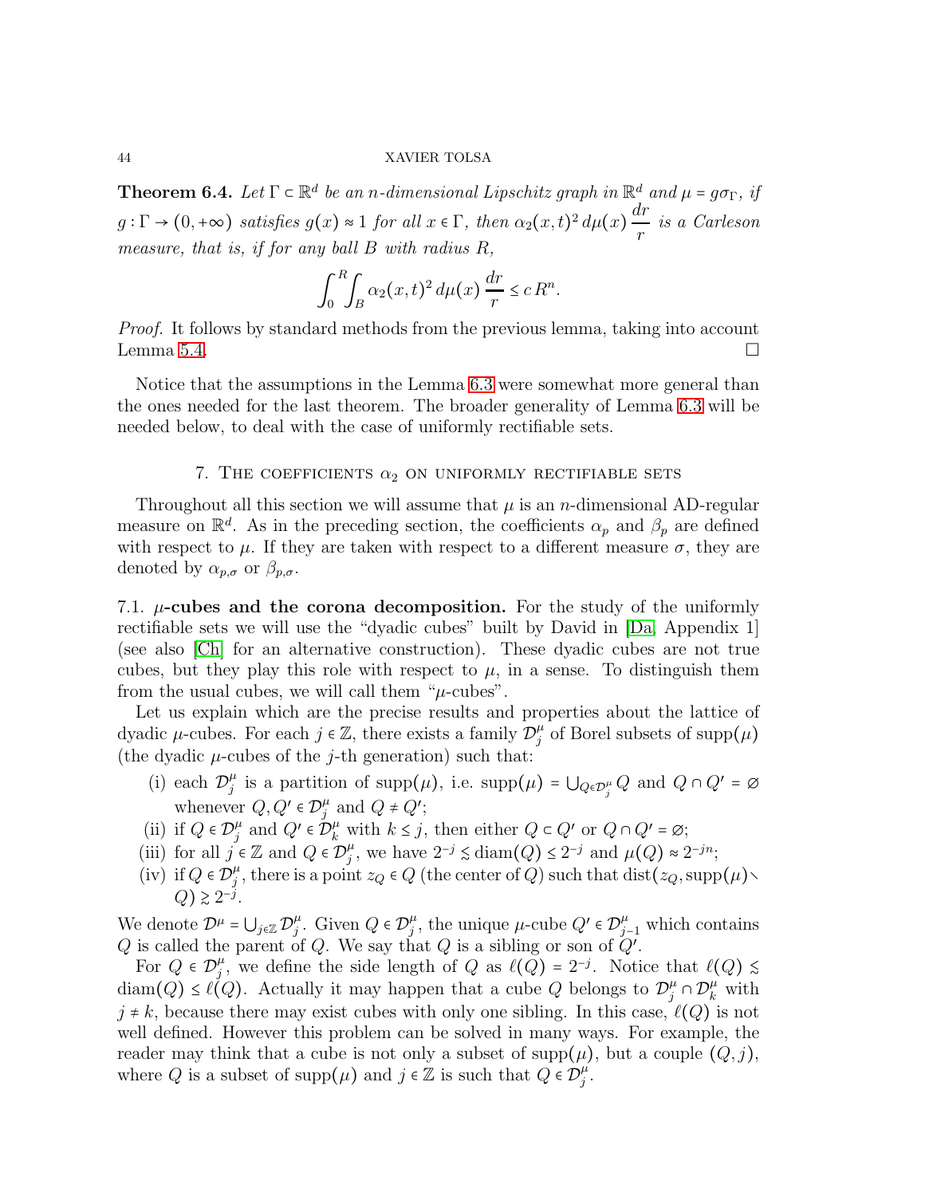**Theorem 6.4.** *Let $\Gamma \subset \mathbb{R}^d$ be an $n$-dimensional Lipschitz graph in $\mathbb{R}^d$ and $\mu = g\sigma_\Gamma$, if $g : \Gamma \to (0, +\infty)$ satisfies $g(x) \approx 1$ for all $x \in \Gamma$, then $\alpha_2(x,t)^2\, d\mu(x)\, \frac{dr}{r}$ is a Carleson measure, that is, if for any ball $B$ with radius $R$,*

$$\int_0^R \int_B \alpha_2(x,t)^2\, d\mu(x)\, \frac{dr}{r} \leq c\, R^n.$$

*Proof.* It follows by standard methods from the previous lemma, taking into account Lemma 5.4. □

Notice that the assumptions in the Lemma 6.3 were somewhat more general than the ones needed for the last theorem. The broader generality of Lemma 6.3 will be needed below, to deal with the case of uniformly rectifiable sets.

## 7. The coefficients $\alpha_2$ on uniformly rectifiable sets

Throughout all this section we will assume that $\mu$ is an $n$-dimensional AD-regular measure on $\mathbb{R}^d$. As in the preceding section, the coefficients $\alpha_p$ and $\beta_p$ are defined with respect to $\mu$. If they are taken with respect to a different measure $\sigma$, they are denoted by $\alpha_{p,\sigma}$ or $\beta_{p,\sigma}$.

7.1. **$\mu$-cubes and the corona decomposition.** For the study of the uniformly rectifiable sets we will use the "dyadic cubes" built by David in [Da, Appendix 1] (see also [Ch] for an alternative construction). These dyadic cubes are not true cubes, but they play this role with respect to $\mu$, in a sense. To distinguish them from the usual cubes, we will call them "$\mu$-cubes".

Let us explain which are the precise results and properties about the lattice of dyadic $\mu$-cubes. For each $j \in \mathbb{Z}$, there exists a family $\mathcal{D}_j^\mu$ of Borel subsets of $\operatorname{supp}(\mu)$ (the dyadic $\mu$-cubes of the $j$-th generation) such that:

(i) each $\mathcal{D}_j^\mu$ is a partition of $\operatorname{supp}(\mu)$, i.e. $\operatorname{supp}(\mu) = \bigcup_{Q \in \mathcal{D}_j^\mu} Q$ and $Q \cap Q' = \varnothing$ whenever $Q, Q' \in \mathcal{D}_j^\mu$ and $Q \neq Q'$;
(ii) if $Q \in \mathcal{D}_j^\mu$ and $Q' \in \mathcal{D}_k^\mu$ with $k \leq j$, then either $Q \subset Q'$ or $Q \cap Q' = \varnothing$;
(iii) for all $j \in \mathbb{Z}$ and $Q \in \mathcal{D}_j^\mu$, we have $2^{-j} \lesssim \operatorname{diam}(Q) \leq 2^{-j}$ and $\mu(Q) \approx 2^{-jn}$;
(iv) if $Q \in \mathcal{D}_j^\mu$, there is a point $z_Q \in Q$ (the center of $Q$) such that $\operatorname{dist}(z_Q, \operatorname{supp}(\mu) \setminus Q) \gtrsim 2^{-j}$.

We denote $\mathcal{D}^\mu = \bigcup_{j \in \mathbb{Z}} \mathcal{D}_j^\mu$. Given $Q \in \mathcal{D}_j^\mu$, the unique $\mu$-cube $Q' \in \mathcal{D}_{j-1}^\mu$ which contains $Q$ is called the parent of $Q$. We say that $Q$ is a sibling or son of $Q'$.

For $Q \in \mathcal{D}_j^\mu$, we define the side length of $Q$ as $\ell(Q) = 2^{-j}$. Notice that $\ell(Q) \lesssim \operatorname{diam}(Q) \leq \ell(Q)$. Actually it may happen that a cube $Q$ belongs to $\mathcal{D}_j^\mu \cap \mathcal{D}_k^\mu$ with $j \neq k$, because there may exist cubes with only one sibling. In this case, $\ell(Q)$ is not well defined. However this problem can be solved in many ways. For example, the reader may think that a cube is not only a subset of $\operatorname{supp}(\mu)$, but a couple $(Q, j)$, where $Q$ is a subset of $\operatorname{supp}(\mu)$ and $j \in \mathbb{Z}$ is such that $Q \in \mathcal{D}_j^\mu$.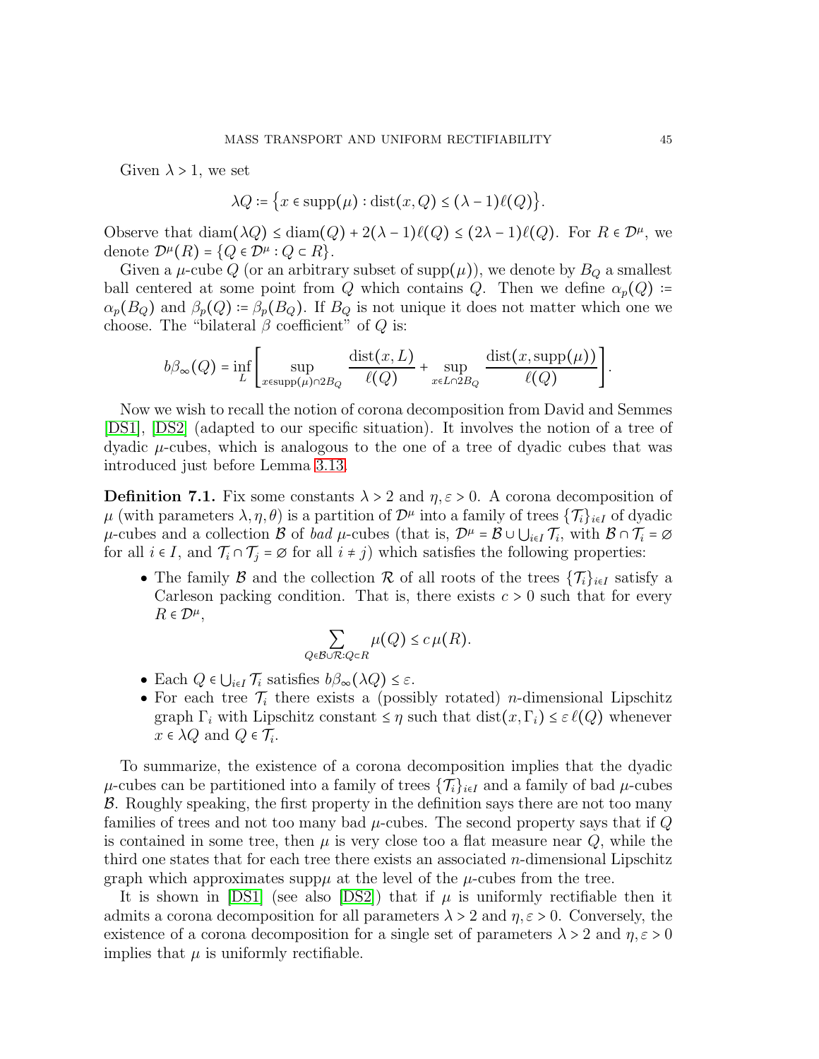Given $\lambda > 1$, we set

$$\lambda Q := \{x \in \operatorname{supp}(\mu) : \operatorname{dist}(x, Q) \le (\lambda - 1)\ell(Q)\}.$$

Observe that $\operatorname{diam}(\lambda Q) \le \operatorname{diam}(Q) + 2(\lambda - 1)\ell(Q) \le (2\lambda - 1)\ell(Q)$. For $R \in \mathcal{D}^\mu$, we denote $\mathcal{D}^\mu(R) = \{Q \in \mathcal{D}^\mu : Q \subset R\}$.

Given a $\mu$-cube $Q$ (or an arbitrary subset of $\operatorname{supp}(\mu)$), we denote by $B_Q$ a smallest ball centered at some point from $Q$ which contains $Q$. Then we define $\alpha_p(Q) := \alpha_p(B_Q)$ and $\beta_p(Q) := \beta_p(B_Q)$. If $B_Q$ is not unique it does not matter which one we choose. The "bilateral $\beta$ coefficient" of $Q$ is:

$$b\beta_\infty(Q) = \inf_L \left[ \sup_{x \in \operatorname{supp}(\mu) \cap 2B_Q} \frac{\operatorname{dist}(x, L)}{\ell(Q)} + \sup_{x \in L \cap 2B_Q} \frac{\operatorname{dist}(x, \operatorname{supp}(\mu))}{\ell(Q)} \right].$$

Now we wish to recall the notion of corona decomposition from David and Semmes [DS1], [DS2] (adapted to our specific situation). It involves the notion of a tree of dyadic $\mu$-cubes, which is analogous to the one of a tree of dyadic cubes that was introduced just before Lemma 3.13.

**Definition 7.1.** Fix some constants $\lambda > 2$ and $\eta, \varepsilon > 0$. A corona decomposition of $\mu$ (with parameters $\lambda, \eta, \theta$) is a partition of $\mathcal{D}^\mu$ into a family of trees $\{\mathcal{T}_i\}_{i \in I}$ of dyadic $\mu$-cubes and a collection $\mathcal{B}$ of *bad* $\mu$-cubes (that is, $\mathcal{D}^\mu = \mathcal{B} \cup \bigcup_{i \in I} \mathcal{T}_i$, with $\mathcal{B} \cap \mathcal{T}_i = \varnothing$ for all $i \in I$, and $\mathcal{T}_i \cap \mathcal{T}_j = \varnothing$ for all $i \neq j$) which satisfies the following properties:

- The family $\mathcal{B}$ and the collection $\mathcal{R}$ of all roots of the trees $\{\mathcal{T}_i\}_{i \in I}$ satisfy a Carleson packing condition. That is, there exists $c > 0$ such that for every $R \in \mathcal{D}^\mu$,
$$\sum_{Q \in \mathcal{B} \cup \mathcal{R} : Q \subset R} \mu(Q) \le c\, \mu(R).$$
- Each $Q \in \bigcup_{i \in I} \mathcal{T}_i$ satisfies $b\beta_\infty(\lambda Q) \le \varepsilon$.
- For each tree $\mathcal{T}_i$ there exists a (possibly rotated) $n$-dimensional Lipschitz graph $\Gamma_i$ with Lipschitz constant $\le \eta$ such that $\operatorname{dist}(x, \Gamma_i) \le \varepsilon\, \ell(Q)$ whenever $x \in \lambda Q$ and $Q \in \mathcal{T}_i$.

To summarize, the existence of a corona decomposition implies that the dyadic $\mu$-cubes can be partitioned into a family of trees $\{\mathcal{T}_i\}_{i \in I}$ and a family of bad $\mu$-cubes $\mathcal{B}$. Roughly speaking, the first property in the definition says there are not too many families of trees and not too many bad $\mu$-cubes. The second property says that if $Q$ is contained in some tree, then $\mu$ is very close too a flat measure near $Q$, while the third one states that for each tree there exists an associated $n$-dimensional Lipschitz graph which approximates $\operatorname{supp}\mu$ at the level of the $\mu$-cubes from the tree.

It is shown in [DS1] (see also [DS2]) that if $\mu$ is uniformly rectifiable then it admits a corona decomposition for all parameters $\lambda > 2$ and $\eta, \varepsilon > 0$. Conversely, the existence of a corona decomposition for a single set of parameters $\lambda > 2$ and $\eta, \varepsilon > 0$ implies that $\mu$ is uniformly rectifiable.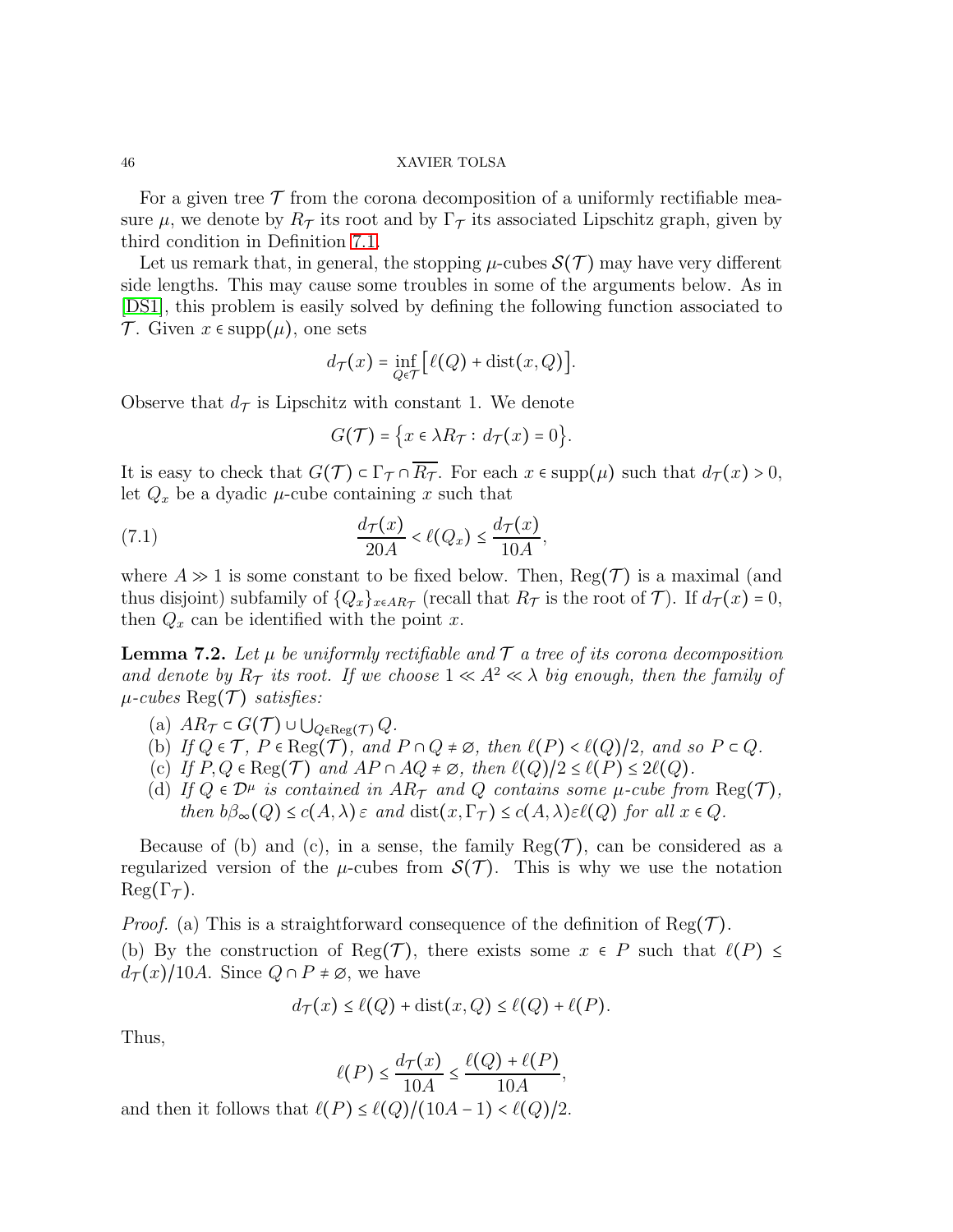For a given tree $\mathcal{T}$ from the corona decomposition of a uniformly rectifiable measure $\mu$, we denote by $R_{\mathcal{T}}$ its root and by $\Gamma_{\mathcal{T}}$ its associated Lipschitz graph, given by third condition in Definition 7.1.

Let us remark that, in general, the stopping $\mu$-cubes $\mathcal{S}(\mathcal{T})$ may have very different side lengths. This may cause some troubles in some of the arguments below. As in [DS1], this problem is easily solved by defining the following function associated to $\mathcal{T}$. Given $x \in \operatorname{supp}(\mu)$, one sets

$$d_{\mathcal{T}}(x) = \inf_{Q \in \mathcal{T}} \big[\ell(Q) + \operatorname{dist}(x, Q)\big].$$

Observe that $d_{\mathcal{T}}$ is Lipschitz with constant 1. We denote

$$G(\mathcal{T}) = \big\{x \in \lambda R_{\mathcal{T}} : d_{\mathcal{T}}(x) = 0\big\}.$$

It is easy to check that $G(\mathcal{T}) \subset \Gamma_{\mathcal{T}} \cap \overline{R_{\mathcal{T}}}$. For each $x \in \operatorname{supp}(\mu)$ such that $d_{\mathcal{T}}(x) > 0$, let $Q_x$ be a dyadic $\mu$-cube containing $x$ such that

$$\frac{d_{\mathcal{T}}(x)}{20A} < \ell(Q_x) \le \frac{d_{\mathcal{T}}(x)}{10A}, \tag{7.1}$$

where $A \gg 1$ is some constant to be fixed below. Then, $\operatorname{Reg}(\mathcal{T})$ is a maximal (and thus disjoint) subfamily of $\{Q_x\}_{x \in AR_{\mathcal{T}}}$ (recall that $R_{\mathcal{T}}$ is the root of $\mathcal{T}$). If $d_{\mathcal{T}}(x) = 0$, then $Q_x$ can be identified with the point $x$.

**Lemma 7.2.** *Let $\mu$ be uniformly rectifiable and $\mathcal{T}$ a tree of its corona decomposition and denote by $R_{\mathcal{T}}$ its root. If we choose $1 \ll A^2 \ll \lambda$ big enough, then the family of $\mu$-cubes $\operatorname{Reg}(\mathcal{T})$ satisfies:*

(a) *$AR_{\mathcal{T}} \subset G(\mathcal{T}) \cup \bigcup_{Q \in \operatorname{Reg}(\mathcal{T})} Q$.*
(b) *If $Q \in \mathcal{T}$, $P \in \operatorname{Reg}(\mathcal{T})$, and $P \cap Q \neq \varnothing$, then $\ell(P) < \ell(Q)/2$, and so $P \subset Q$.*
(c) *If $P, Q \in \operatorname{Reg}(\mathcal{T})$ and $AP \cap AQ \neq \varnothing$, then $\ell(Q)/2 \le \ell(P) \le 2\ell(Q)$.*
(d) *If $Q \in \mathcal{D}^\mu$ is contained in $AR_{\mathcal{T}}$ and $Q$ contains some $\mu$-cube from $\operatorname{Reg}(\mathcal{T})$, then $b\beta_\infty(Q) \le c(A, \lambda)\,\varepsilon$ and $\operatorname{dist}(x, \Gamma_{\mathcal{T}}) \le c(A, \lambda)\varepsilon\,\ell(Q)$ for all $x \in Q$.*

Because of (b) and (c), in a sense, the family $\operatorname{Reg}(\mathcal{T})$, can be considered as a regularized version of the $\mu$-cubes from $\mathcal{S}(\mathcal{T})$. This is why we use the notation $\operatorname{Reg}(\Gamma_{\mathcal{T}})$.

*Proof.* (a) This is a straightforward consequence of the definition of $\operatorname{Reg}(\mathcal{T})$.

(b) By the construction of $\operatorname{Reg}(\mathcal{T})$, there exists some $x \in P$ such that $\ell(P) \le d_{\mathcal{T}}(x)/10A$. Since $Q \cap P \neq \varnothing$, we have

$$d_{\mathcal{T}}(x) \le \ell(Q) + \operatorname{dist}(x, Q) \le \ell(Q) + \ell(P).$$

Thus,

$$\ell(P) \le \frac{d_{\mathcal{T}}(x)}{10A} \le \frac{\ell(Q) + \ell(P)}{10A},$$

and then it follows that $\ell(P) \le \ell(Q)/(10A - 1) < \ell(Q)/2$.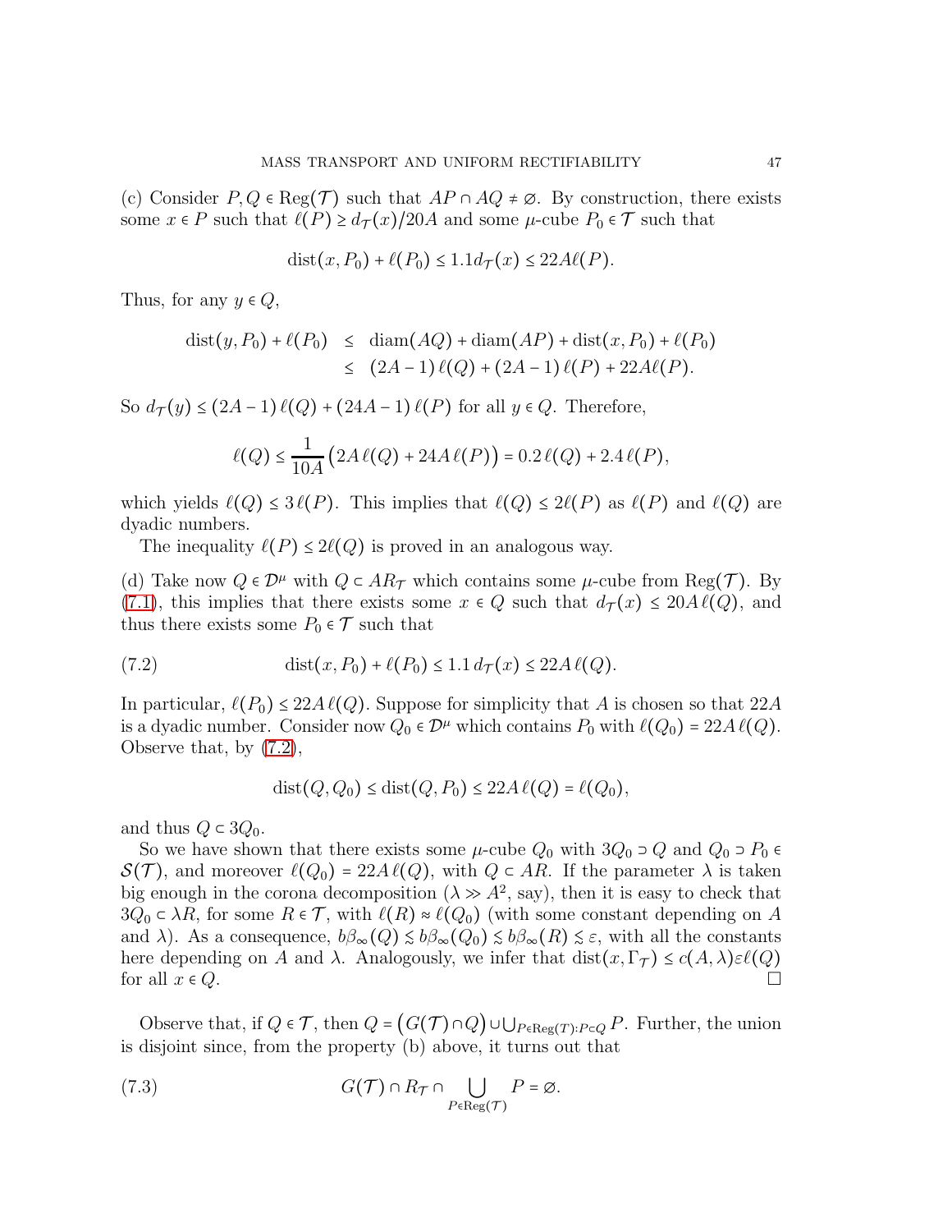(c) Consider $P, Q \in \mathrm{Reg}(\mathcal{T})$ such that $AP \cap AQ \neq \varnothing$. By construction, there exists some $x \in P$ such that $\ell(P) \geq d_{\mathcal{T}}(x)/20A$ and some $\mu$-cube $P_0 \in \mathcal{T}$ such that

$$\mathrm{dist}(x, P_0) + \ell(P_0) \leq 1.1 d_{\mathcal{T}}(x) \leq 22A\ell(P).$$

Thus, for any $y \in Q$,

$$\begin{aligned} \mathrm{dist}(y, P_0) + \ell(P_0) &\leq \mathrm{diam}(AQ) + \mathrm{diam}(AP) + \mathrm{dist}(x, P_0) + \ell(P_0) \\ &\leq (2A-1)\,\ell(Q) + (2A-1)\,\ell(P) + 22A\ell(P). \end{aligned}$$

So $d_{\mathcal{T}}(y) \leq (2A-1)\,\ell(Q) + (24A-1)\,\ell(P)$ for all $y \in Q$. Therefore,

$$\ell(Q) \leq \frac{1}{10A}\big(2A\,\ell(Q) + 24A\,\ell(P)\big) = 0.2\,\ell(Q) + 2.4\,\ell(P),$$

which yields $\ell(Q) \leq 3\,\ell(P)$. This implies that $\ell(Q) \leq 2\ell(P)$ as $\ell(P)$ and $\ell(Q)$ are dyadic numbers.

The inequality $\ell(P) \leq 2\ell(Q)$ is proved in an analogous way.

(d) Take now $Q \in \mathcal{D}^\mu$ with $Q \subset AR_{\mathcal{T}}$ which contains some $\mu$-cube from $\mathrm{Reg}(\mathcal{T})$. By (7.1), this implies that there exists some $x \in Q$ such that $d_{\mathcal{T}}(x) \leq 20A\,\ell(Q)$, and thus there exists some $P_0 \in \mathcal{T}$ such that

$$\mathrm{dist}(x, P_0) + \ell(P_0) \leq 1.1\, d_{\mathcal{T}}(x) \leq 22A\,\ell(Q). \tag{7.2}$$

In particular, $\ell(P_0) \leq 22A\,\ell(Q)$. Suppose for simplicity that $A$ is chosen so that $22A$ is a dyadic number. Consider now $Q_0 \in \mathcal{D}^\mu$ which contains $P_0$ with $\ell(Q_0) = 22A\,\ell(Q)$. Observe that, by (7.2),

$$\mathrm{dist}(Q, Q_0) \leq \mathrm{dist}(Q, P_0) \leq 22A\,\ell(Q) = \ell(Q_0),$$

and thus $Q \subset 3Q_0$.

So we have shown that there exists some $\mu$-cube $Q_0$ with $3Q_0 \supset Q$ and $Q_0 \supset P_0 \in \mathcal{S}(\mathcal{T})$, and moreover $\ell(Q_0) = 22A\,\ell(Q)$, with $Q \subset AR$. If the parameter $\lambda$ is taken big enough in the corona decomposition ($\lambda \gg A^2$, say), then it is easy to check that $3Q_0 \subset \lambda R$, for some $R \in \mathcal{T}$, with $\ell(R) \approx \ell(Q_0)$ (with some constant depending on $A$ and $\lambda$). As a consequence, $b\beta_\infty(Q) \lesssim b\beta_\infty(Q_0) \lesssim b\beta_\infty(R) \lesssim \varepsilon$, with all the constants here depending on $A$ and $\lambda$. Analogously, we infer that $\mathrm{dist}(x, \Gamma_{\mathcal{T}}) \leq c(A,\lambda)\varepsilon\ell(Q)$ for all $x \in Q$. $\square$

Observe that, if $Q \in \mathcal{T}$, then $Q = \big(G(\mathcal{T}) \cap Q\big) \cup \bigcup_{P \in \mathrm{Reg}(T): P \subset Q} P$. Further, the union is disjoint since, from the property (b) above, it turns out that

$$G(\mathcal{T}) \cap R_{\mathcal{T}} \cap \bigcup_{P \in \mathrm{Reg}(\mathcal{T})} P = \varnothing. \tag{7.3}$$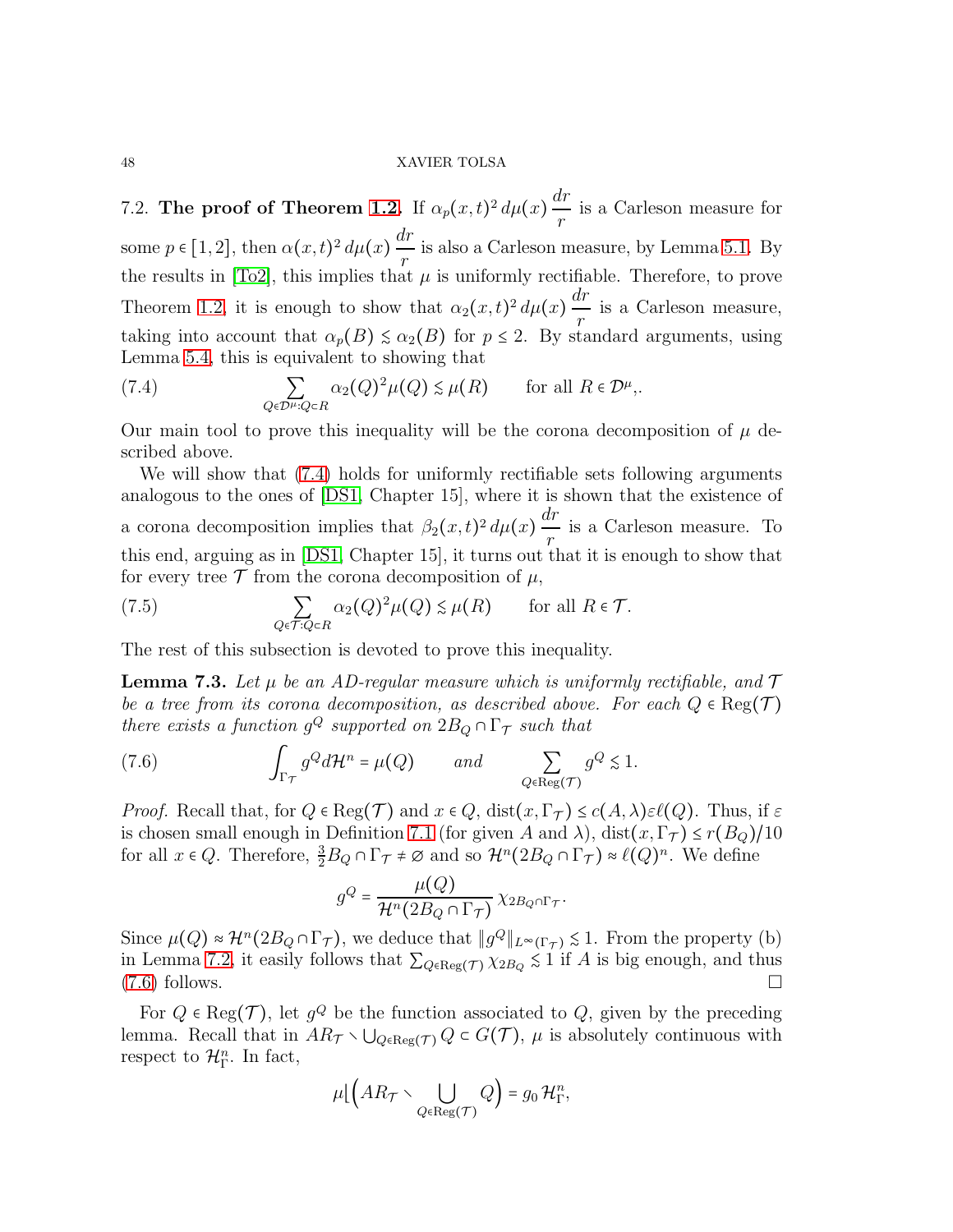7.2. **The proof of Theorem 1.2.** If $\alpha_p(x,t)^2\,d\mu(x)\,\dfrac{dr}{r}$ is a Carleson measure for some $p\in[1,2]$, then $\alpha(x,t)^2\,d\mu(x)\,\dfrac{dr}{r}$ is also a Carleson measure, by Lemma 5.1. By the results in [To2], this implies that $\mu$ is uniformly rectifiable. Therefore, to prove Theorem 1.2, it is enough to show that $\alpha_2(x,t)^2\,d\mu(x)\,\dfrac{dr}{r}$ is a Carleson measure, taking into account that $\alpha_p(B)\lesssim\alpha_2(B)$ for $p\leq 2$. By standard arguments, using Lemma 5.4, this is equivalent to showing that

$$\sum_{Q\in\mathcal{D}^\mu:Q\subset R}\alpha_2(Q)^2\mu(Q)\lesssim\mu(R)\qquad\text{for all } R\in\mathcal{D}^\mu,. \tag{7.4}$$

Our main tool to prove this inequality will be the corona decomposition of $\mu$ described above.

We will show that (7.4) holds for uniformly rectifiable sets following arguments analogous to the ones of [DS1, Chapter 15], where it is shown that the existence of a corona decomposition implies that $\beta_2(x,t)^2\,d\mu(x)\,\dfrac{dr}{r}$ is a Carleson measure. To this end, arguing as in [DS1, Chapter 15], it turns out that it is enough to show that for every tree $\mathcal{T}$ from the corona decomposition of $\mu$,

$$\sum_{Q\in\mathcal{T}:Q\subset R}\alpha_2(Q)^2\mu(Q)\lesssim\mu(R)\qquad\text{for all } R\in\mathcal{T}. \tag{7.5}$$

The rest of this subsection is devoted to prove this inequality.

**Lemma 7.3.** *Let $\mu$ be an AD-regular measure which is uniformly rectifiable, and $\mathcal{T}$ be a tree from its corona decomposition, as described above. For each $Q\in\operatorname{Reg}(\mathcal{T})$ there exists a function $g^Q$ supported on $2B_Q\cap\Gamma_{\mathcal{T}}$ such that*

$$\int_{\Gamma_{\mathcal{T}}} g^Q d\mathcal{H}^n=\mu(Q)\qquad\text{and}\qquad\sum_{Q\in\operatorname{Reg}(\mathcal{T})}g^Q\lesssim 1. \tag{7.6}$$

*Proof.* Recall that, for $Q\in\operatorname{Reg}(\mathcal{T})$ and $x\in Q$, $\operatorname{dist}(x,\Gamma_{\mathcal{T}})\leq c(A,\lambda)\varepsilon\ell(Q)$. Thus, if $\varepsilon$ is chosen small enough in Definition 7.1 (for given $A$ and $\lambda$), $\operatorname{dist}(x,\Gamma_{\mathcal{T}})\leq r(B_Q)/10$ for all $x\in Q$. Therefore, $\frac{3}{2}B_Q\cap\Gamma_{\mathcal{T}}\neq\varnothing$ and so $\mathcal{H}^n(2B_Q\cap\Gamma_{\mathcal{T}})\approx\ell(Q)^n$. We define

$$g^Q=\frac{\mu(Q)}{\mathcal{H}^n(2B_Q\cap\Gamma_{\mathcal{T}})}\,\chi_{2B_Q\cap\Gamma_{\mathcal{T}}}.$$

Since $\mu(Q)\approx\mathcal{H}^n(2B_Q\cap\Gamma_{\mathcal{T}})$, we deduce that $\|g^Q\|_{L^\infty(\Gamma_{\mathcal{T}})}\lesssim 1$. From the property (b) in Lemma 7.2, it easily follows that $\sum_{Q\in\operatorname{Reg}(\mathcal{T})}\chi_{2B_Q}\lesssim 1$ if $A$ is big enough, and thus (7.6) follows. $\square$

For $Q\in\operatorname{Reg}(\mathcal{T})$, let $g^Q$ be the function associated to $Q$, given by the preceding lemma. Recall that in $AR_{\mathcal{T}}\setminus\bigcup_{Q\in\operatorname{Reg}(\mathcal{T})}Q\subset G(\mathcal{T})$, $\mu$ is absolutely continuous with respect to $\mathcal{H}^n_\Gamma$. In fact,

$$\mu\lfloor\Big(AR_{\mathcal{T}}\setminus\bigcup_{Q\in\operatorname{Reg}(\mathcal{T})}Q\Big)=g_0\,\mathcal{H}^n_\Gamma,$$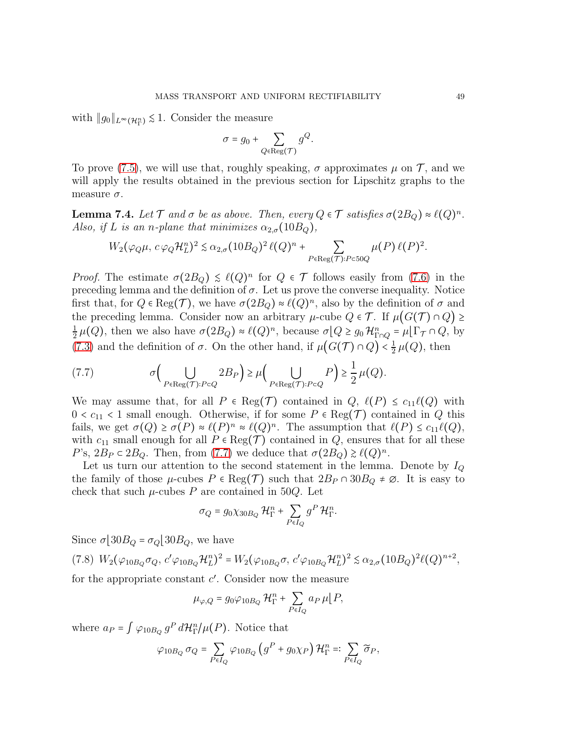with $\|g_0\|_{L^\infty(\mathcal{H}^n_\Gamma)} \lesssim 1$. Consider the measure

$$\sigma = g_0 + \sum_{Q \in \mathrm{Reg}(\mathcal{T})} g^Q.$$

To prove (7.5), we will use that, roughly speaking, $\sigma$ approximates $\mu$ on $\mathcal{T}$, and we will apply the results obtained in the previous section for Lipschitz graphs to the measure $\sigma$.

**Lemma 7.4.** *Let $\mathcal{T}$ and $\sigma$ be as above. Then, every $Q \in \mathcal{T}$ satisfies $\sigma(2B_Q) \approx \ell(Q)^n$. Also, if $L$ is an $n$-plane that minimizes $\alpha_{2,\sigma}(10B_Q)$,*

$$W_2(\varphi_Q \mu,\, c\,\varphi_Q \mathcal{H}^n_L)^2 \lesssim \alpha_{2,\sigma}(10B_Q)^2\,\ell(Q)^n + \sum_{P \in \mathrm{Reg}(\mathcal{T}): P \subset 50Q} \mu(P)\,\ell(P)^2.$$

*Proof.* The estimate $\sigma(2B_Q) \lesssim \ell(Q)^n$ for $Q \in \mathcal{T}$ follows easily from (7.6) in the preceding lemma and the definition of $\sigma$. Let us prove the converse inequality. Notice first that, for $Q \in \mathrm{Reg}(\mathcal{T})$, we have $\sigma(2B_Q) \approx \ell(Q)^n$, also by the definition of $\sigma$ and the preceding lemma. Consider now an arbitrary $\mu$-cube $Q \in \mathcal{T}$. If $\mu\big(G(\mathcal{T}) \cap Q\big) \geq \frac{1}{2}\,\mu(Q)$, then we also have $\sigma(2B_Q) \approx \ell(Q)^n$, because $\sigma\lfloor Q \geq g_0\,\mathcal{H}^n_{\Gamma \cap Q} = \mu\lfloor \Gamma_{\mathcal{T}} \cap Q$, by (7.3) and the definition of $\sigma$. On the other hand, if $\mu\big(G(\mathcal{T}) \cap Q\big) < \frac{1}{2}\,\mu(Q)$, then

$$\sigma\Big(\bigcup_{P \in \mathrm{Reg}(\mathcal{T}): P \subset Q} 2B_P\Big) \geq \mu\Big(\bigcup_{P \in \mathrm{Reg}(\mathcal{T}): P \subset Q} P\Big) \geq \frac{1}{2}\,\mu(Q). \tag{7.7}$$

We may assume that, for all $P \in \mathrm{Reg}(\mathcal{T})$ contained in $Q$, $\ell(P) \leq c_{11}\ell(Q)$ with $0 < c_{11} < 1$ small enough. Otherwise, if for some $P \in \mathrm{Reg}(\mathcal{T})$ contained in $Q$ this fails, we get $\sigma(Q) \geq \sigma(P) \approx \ell(P)^n \approx \ell(Q)^n$. The assumption that $\ell(P) \leq c_{11}\ell(Q)$, with $c_{11}$ small enough for all $P \in \mathrm{Reg}(\mathcal{T})$ contained in $Q$, ensures that for all these $P$'s, $2B_P \subset 2B_Q$. Then, from (7.7) we deduce that $\sigma(2B_Q) \gtrsim \ell(Q)^n$.

Let us turn our attention to the second statement in the lemma. Denote by $I_Q$ the family of those $\mu$-cubes $P \in \mathrm{Reg}(\mathcal{T})$ such that $2B_P \cap 30B_Q \neq \varnothing$. It is easy to check that such $\mu$-cubes $P$ are contained in $50Q$. Let

$$\sigma_Q = g_0 \chi_{30B_Q}\,\mathcal{H}^n_\Gamma + \sum_{P \in I_Q} g^P\,\mathcal{H}^n_\Gamma.$$

Since $\sigma\lfloor 30B_Q = \sigma_Q\lfloor 30B_Q$, we have

$$W_2(\varphi_{10B_Q}\sigma_Q,\, c'\varphi_{10B_Q}\mathcal{H}^n_L)^2 = W_2(\varphi_{10B_Q}\sigma,\, c'\varphi_{10B_Q}\mathcal{H}^n_L)^2 \lesssim \alpha_{2,\sigma}(10B_Q)^2\ell(Q)^{n+2}, \tag{7.8}$$

for the appropriate constant $c'$. Consider now the measure

$$\mu_{\varphi,Q} = g_0\varphi_{10B_Q}\,\mathcal{H}^n_\Gamma + \sum_{P \in I_Q} a_P\,\mu\lfloor P,$$

where $a_P = \int \varphi_{10B_Q}\,g^P\,d\mathcal{H}^n_\Gamma / \mu(P)$. Notice that

$$\varphi_{10B_Q}\,\sigma_Q = \sum_{P \in I_Q} \varphi_{10B_Q}\big(g^P + g_0\chi_P\big)\,\mathcal{H}^n_\Gamma =: \sum_{P \in I_Q} \widetilde{\sigma}_P,$$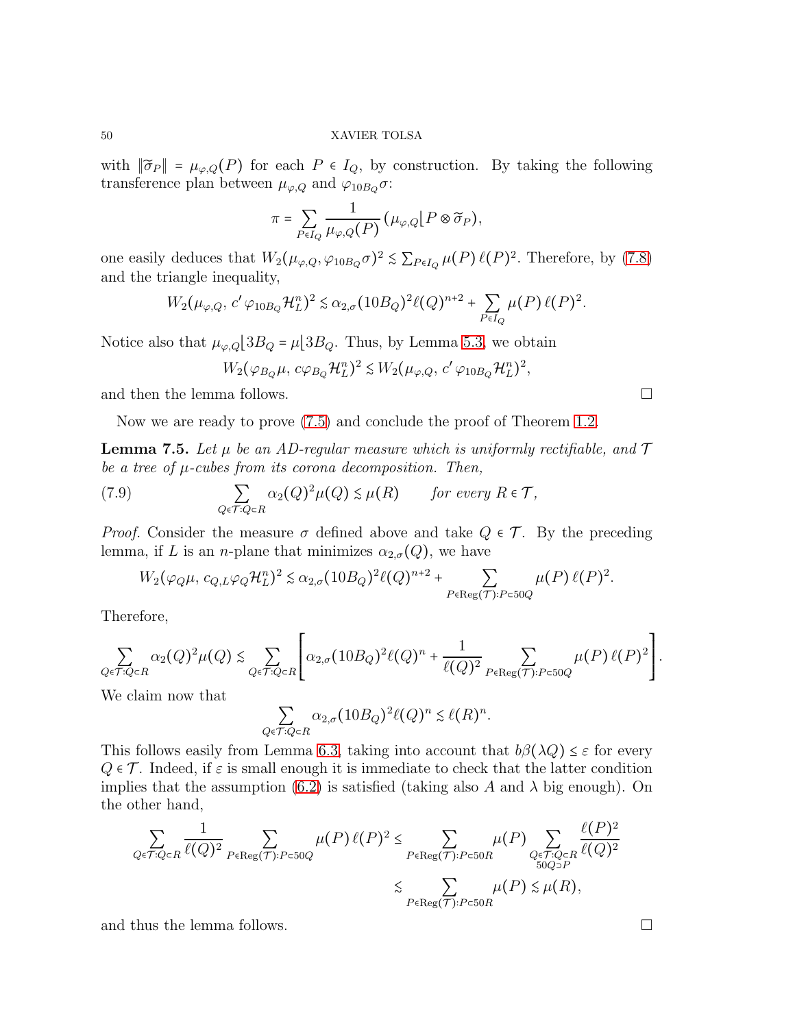with $\|\widetilde{\sigma}_P\| = \mu_{\varphi,Q}(P)$ for each $P \in I_Q$, by construction. By taking the following transference plan between $\mu_{\varphi,Q}$ and $\varphi_{10B_Q}\sigma$:

$$\pi = \sum_{P\in I_Q} \frac{1}{\mu_{\varphi,Q}(P)} \,(\mu_{\varphi,Q}\lfloor P \otimes \widetilde{\sigma}_P),$$

one easily deduces that $W_2(\mu_{\varphi,Q}, \varphi_{10B_Q}\sigma)^2 \lesssim \sum_{P\in I_Q} \mu(P)\,\ell(P)^2$. Therefore, by (7.8) and the triangle inequality,

$$W_2(\mu_{\varphi,Q},\, c'\,\varphi_{10B_Q}\mathcal{H}^n_L)^2 \lesssim \alpha_{2,\sigma}(10B_Q)^2\ell(Q)^{n+2} + \sum_{P\in I_Q} \mu(P)\,\ell(P)^2.$$

Notice also that $\mu_{\varphi,Q}\lfloor 3B_Q = \mu\lfloor 3B_Q$. Thus, by Lemma 5.3, we obtain

$$W_2(\varphi_{B_Q}\mu,\, c\varphi_{B_Q}\mathcal{H}^n_L)^2 \lesssim W_2(\mu_{\varphi,Q},\, c'\,\varphi_{10B_Q}\mathcal{H}^n_L)^2,$$

and then the lemma follows. $\square$

Now we are ready to prove (7.5) and conclude the proof of Theorem 1.2.

**Lemma 7.5.** *Let $\mu$ be an AD-regular measure which is uniformly rectifiable, and $\mathcal{T}$ be a tree of $\mu$-cubes from its corona decomposition. Then,*

$$\sum_{Q\in\mathcal{T}:Q\subset R} \alpha_2(Q)^2\mu(Q) \lesssim \mu(R) \qquad \textit{for every } R\in\mathcal{T}, \tag{7.9}$$

*Proof.* Consider the measure $\sigma$ defined above and take $Q \in \mathcal{T}$. By the preceding lemma, if $L$ is an $n$-plane that minimizes $\alpha_{2,\sigma}(Q)$, we have

$$W_2(\varphi_Q\mu,\, c_{Q,L}\varphi_Q\mathcal{H}^n_L)^2 \lesssim \alpha_{2,\sigma}(10B_Q)^2\ell(Q)^{n+2} + \sum_{P\in\operatorname{Reg}(\mathcal{T}):P\subset 50Q} \mu(P)\,\ell(P)^2.$$

Therefore,

$$\sum_{Q\in\mathcal{T}:Q\subset R} \alpha_2(Q)^2\mu(Q) \lesssim \sum_{Q\in\mathcal{T}:Q\subset R}\left[\alpha_{2,\sigma}(10B_Q)^2\ell(Q)^n + \frac{1}{\ell(Q)^2}\sum_{P\in\operatorname{Reg}(\mathcal{T}):P\subset 50Q} \mu(P)\,\ell(P)^2\right].$$

We claim now that

$$\sum_{Q\in\mathcal{T}:Q\subset R} \alpha_{2,\sigma}(10B_Q)^2\ell(Q)^n \lesssim \ell(R)^n.$$

This follows easily from Lemma 6.3, taking into account that $b\beta(\lambda Q) \leq \varepsilon$ for every $Q \in \mathcal{T}$. Indeed, if $\varepsilon$ is small enough it is immediate to check that the latter condition implies that the assumption (6.2) is satisfied (taking also $A$ and $\lambda$ big enough). On the other hand,

$$\begin{aligned}\sum_{Q\in\mathcal{T}:Q\subset R}\frac{1}{\ell(Q)^2}\sum_{P\in\operatorname{Reg}(\mathcal{T}):P\subset 50Q} \mu(P)\,\ell(P)^2 &\leq \sum_{P\in\operatorname{Reg}(\mathcal{T}):P\subset 50R} \mu(P) \sum_{\substack{Q\in\mathcal{T}:Q\subset R\\ 50Q\supset P}} \frac{\ell(P)^2}{\ell(Q)^2}\\ &\lesssim \sum_{P\in\operatorname{Reg}(\mathcal{T}):P\subset 50R} \mu(P) \lesssim \mu(R),\end{aligned}$$

and thus the lemma follows. $\square$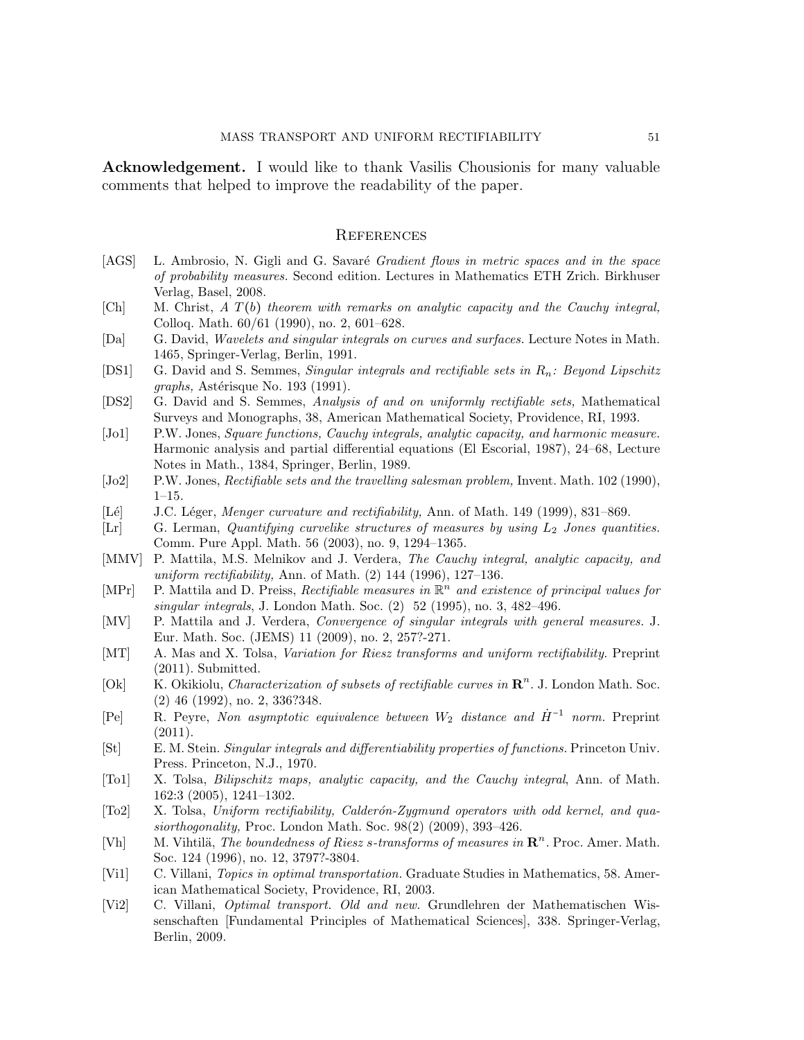**Acknowledgement.** I would like to thank Vasilis Chousionis for many valuable comments that helped to improve the readability of the paper.

## References

- [AGS] L. Ambrosio, N. Gigli and G. Savaré *Gradient flows in metric spaces and in the space of probability measures.* Second edition. Lectures in Mathematics ETH Zrich. Birkhuser Verlag, Basel, 2008.
- [Ch] M. Christ, *A $T(b)$ theorem with remarks on analytic capacity and the Cauchy integral,* Colloq. Math. 60/61 (1990), no. 2, 601–628.
- [Da] G. David, *Wavelets and singular integrals on curves and surfaces.* Lecture Notes in Math. 1465, Springer-Verlag, Berlin, 1991.
- [DS1] G. David and S. Semmes, *Singular integrals and rectifiable sets in $R_n$: Beyond Lipschitz graphs,* Astérisque No. 193 (1991).
- [DS2] G. David and S. Semmes, *Analysis of and on uniformly rectifiable sets,* Mathematical Surveys and Monographs, 38, American Mathematical Society, Providence, RI, 1993.
- [Jo1] P.W. Jones, *Square functions, Cauchy integrals, analytic capacity, and harmonic measure.* Harmonic analysis and partial differential equations (El Escorial, 1987), 24–68, Lecture Notes in Math., 1384, Springer, Berlin, 1989.
- [Jo2] P.W. Jones, *Rectifiable sets and the travelling salesman problem,* Invent. Math. 102 (1990), 1–15.
- [Lé] J.C. Léger, *Menger curvature and rectifiability,* Ann. of Math. 149 (1999), 831–869.
- [Lr] G. Lerman, *Quantifying curvelike structures of measures by using $L_2$ Jones quantities.* Comm. Pure Appl. Math. 56 (2003), no. 9, 1294–1365.
- [MMV] P. Mattila, M.S. Melnikov and J. Verdera, *The Cauchy integral, analytic capacity, and uniform rectifiability,* Ann. of Math. (2) 144 (1996), 127–136.
- [MPr] P. Mattila and D. Preiss, *Rectifiable measures in $\mathbb{R}^n$ and existence of principal values for singular integrals*, J. London Math. Soc. (2) 52 (1995), no. 3, 482–496.
- [MV] P. Mattila and J. Verdera, *Convergence of singular integrals with general measures.* J. Eur. Math. Soc. (JEMS) 11 (2009), no. 2, 257?-271.
- [MT] A. Mas and X. Tolsa, *Variation for Riesz transforms and uniform rectifiability.* Preprint (2011). Submitted.
- [Ok] K. Okikiolu, *Characterization of subsets of rectifiable curves in $\mathbf{R}^n$.* J. London Math. Soc. (2) 46 (1992), no. 2, 336?348.
- [Pe] R. Peyre, *Non asymptotic equivalence between $W_2$ distance and $\dot{H}^{-1}$ norm.* Preprint (2011).
- [St] E. M. Stein. *Singular integrals and differentiability properties of functions.* Princeton Univ. Press. Princeton, N.J., 1970.
- [To1] X. Tolsa, *Bilipschitz maps, analytic capacity, and the Cauchy integral*, Ann. of Math. 162:3 (2005), 1241–1302.
- [To2] X. Tolsa, *Uniform rectifiability, Calderón-Zygmund operators with odd kernel, and quasiorthogonality,* Proc. London Math. Soc. 98(2) (2009), 393–426.
- [Vh] M. Vihtilä, *The boundedness of Riesz s-transforms of measures in $\mathbf{R}^n$.* Proc. Amer. Math. Soc. 124 (1996), no. 12, 3797?-3804.
- [Vi1] C. Villani, *Topics in optimal transportation.* Graduate Studies in Mathematics, 58. American Mathematical Society, Providence, RI, 2003.
- [Vi2] C. Villani, *Optimal transport. Old and new.* Grundlehren der Mathematischen Wissenschaften [Fundamental Principles of Mathematical Sciences], 338. Springer-Verlag, Berlin, 2009.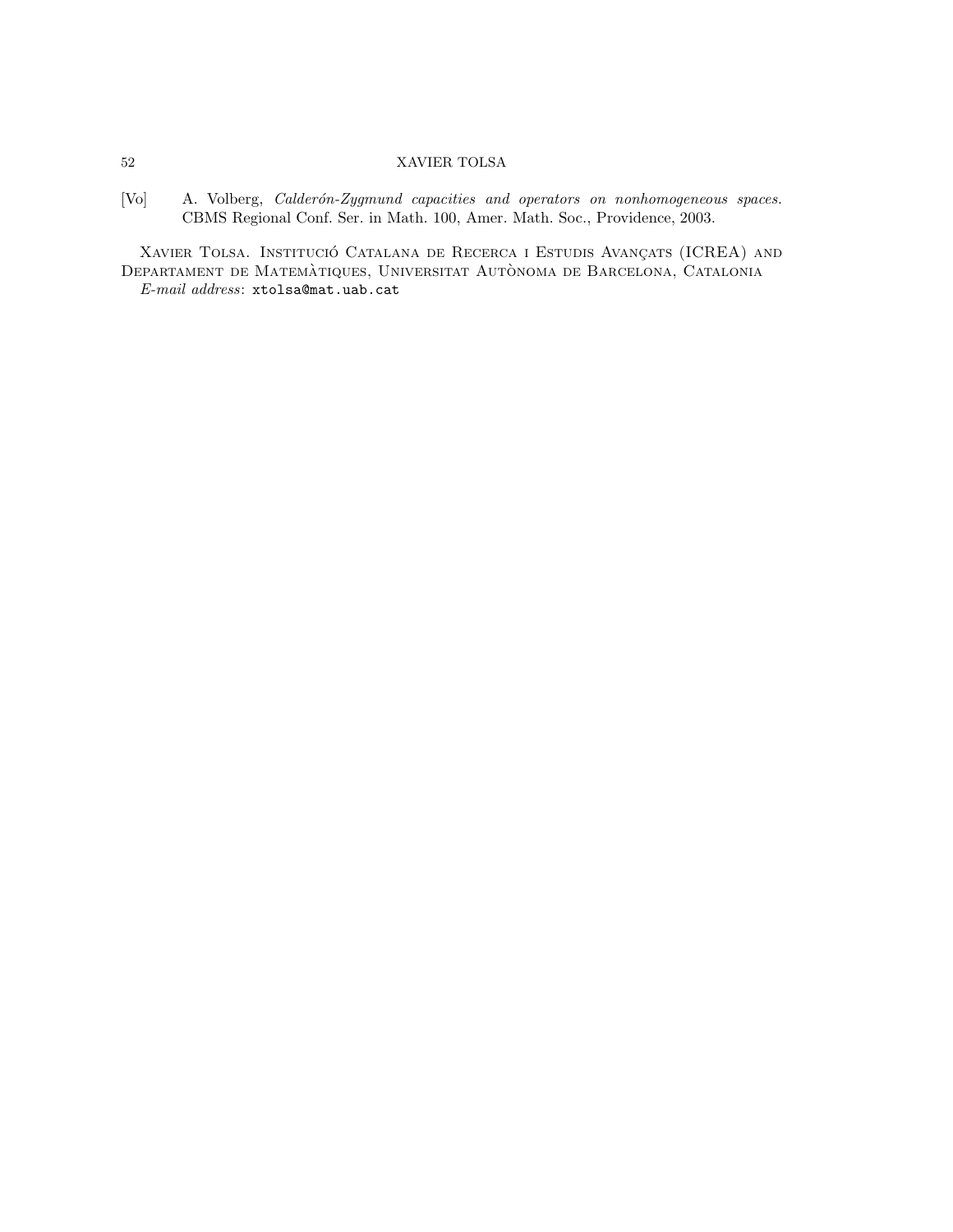[Vo] A. Volberg, *Calderón-Zygmund capacities and operators on nonhomogeneous spaces.* CBMS Regional Conf. Ser. in Math. 100, Amer. Math. Soc., Providence, 2003.

Xavier Tolsa. Institució Catalana de Recerca i Estudis Avançats (ICREA) and Departament de Matemàtiques, Universitat Autònoma de Barcelona, Catalonia

*E-mail address*: xtolsa@mat.uab.cat